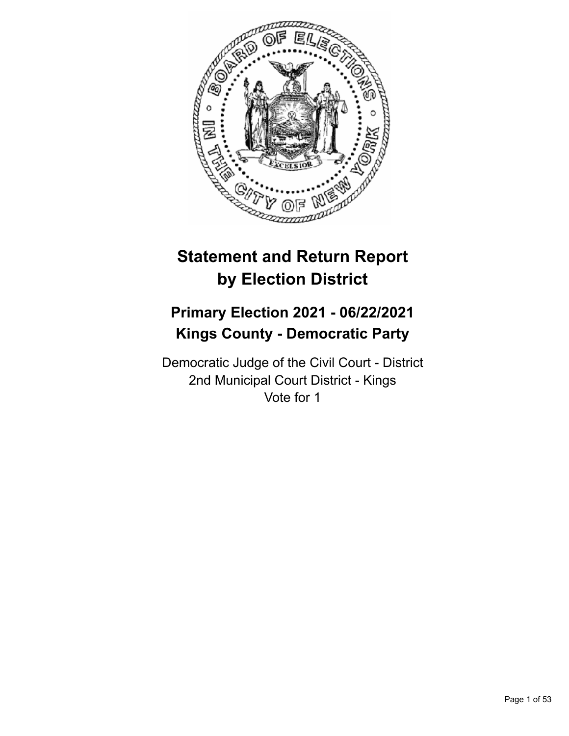# Statement and Return Report by Election District

## Primary Election 2021 - 06/22/2021
## Kings County - Democratic Party

Democratic Judge of the Civil Court - District
2nd Municipal Court District - Kings
Vote for 1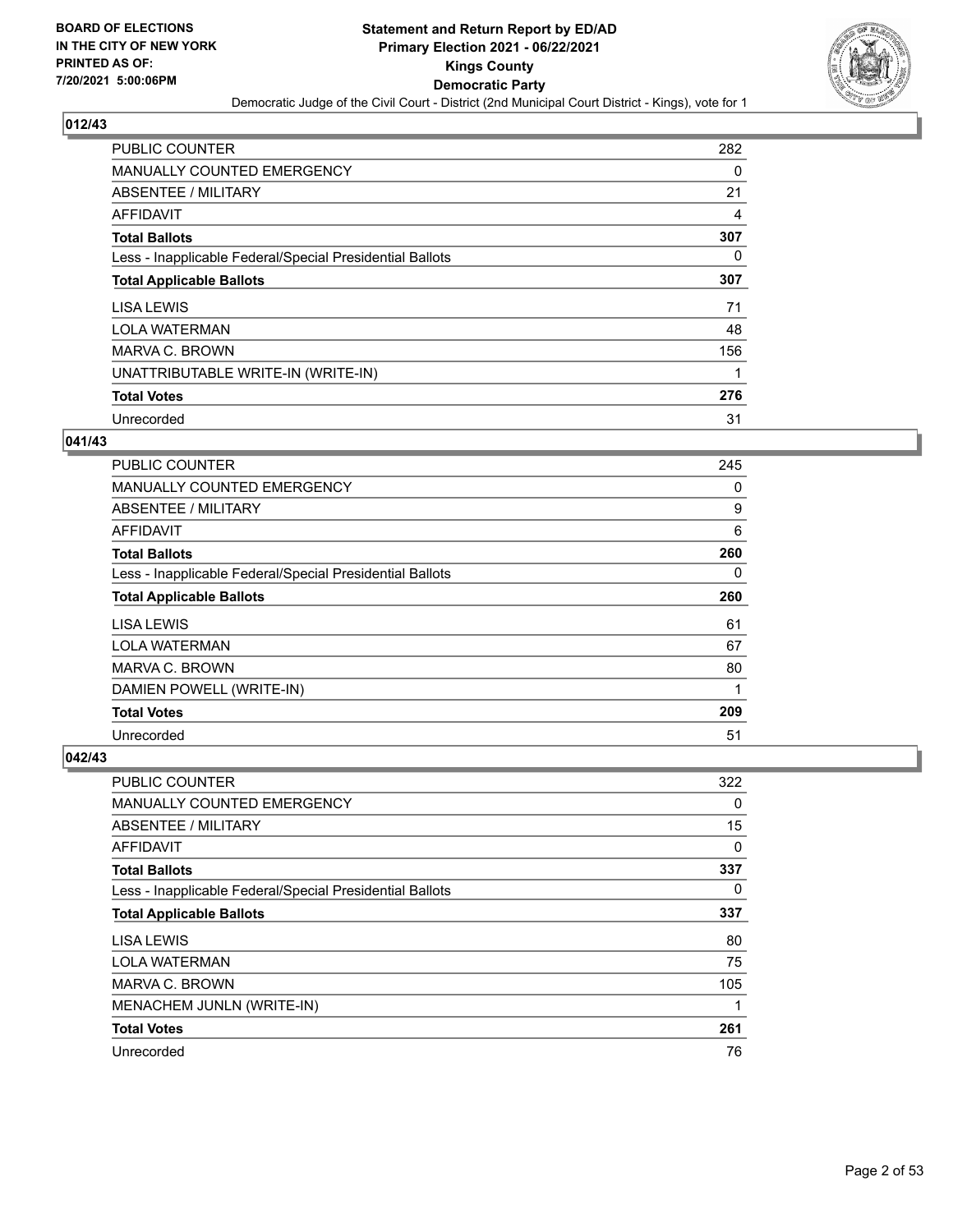**Statement and Return Report by ED/AD**
**Primary Election 2021 - 06/22/2021**
**Kings County**
**Democratic Party**
Democratic Judge of the Civil Court - District (2nd Municipal Court District - Kings), vote for 1

BOARD OF ELECTIONS
IN THE CITY OF NEW YORK
PRINTED AS OF:
7/20/2021 5:00:06PM

## 012/43

| | |
|---|---|
| PUBLIC COUNTER | 282 |
| MANUALLY COUNTED EMERGENCY | 0 |
| ABSENTEE / MILITARY | 21 |
| AFFIDAVIT | 4 |
| **Total Ballots** | **307** |
| Less - Inapplicable Federal/Special Presidential Ballots | 0 |
| **Total Applicable Ballots** | **307** |
| LISA LEWIS | 71 |
| LOLA WATERMAN | 48 |
| MARVA C. BROWN | 156 |
| UNATTRIBUTABLE WRITE-IN (WRITE-IN) | 1 |
| **Total Votes** | **276** |
| Unrecorded | 31 |

## 041/43

| | |
|---|---|
| PUBLIC COUNTER | 245 |
| MANUALLY COUNTED EMERGENCY | 0 |
| ABSENTEE / MILITARY | 9 |
| AFFIDAVIT | 6 |
| **Total Ballots** | **260** |
| Less - Inapplicable Federal/Special Presidential Ballots | 0 |
| **Total Applicable Ballots** | **260** |
| LISA LEWIS | 61 |
| LOLA WATERMAN | 67 |
| MARVA C. BROWN | 80 |
| DAMIEN POWELL (WRITE-IN) | 1 |
| **Total Votes** | **209** |
| Unrecorded | 51 |

## 042/43

| | |
|---|---|
| PUBLIC COUNTER | 322 |
| MANUALLY COUNTED EMERGENCY | 0 |
| ABSENTEE / MILITARY | 15 |
| AFFIDAVIT | 0 |
| **Total Ballots** | **337** |
| Less - Inapplicable Federal/Special Presidential Ballots | 0 |
| **Total Applicable Ballots** | **337** |
| LISA LEWIS | 80 |
| LOLA WATERMAN | 75 |
| MARVA C. BROWN | 105 |
| MENACHEM JUNLN (WRITE-IN) | 1 |
| **Total Votes** | **261** |
| Unrecorded | 76 |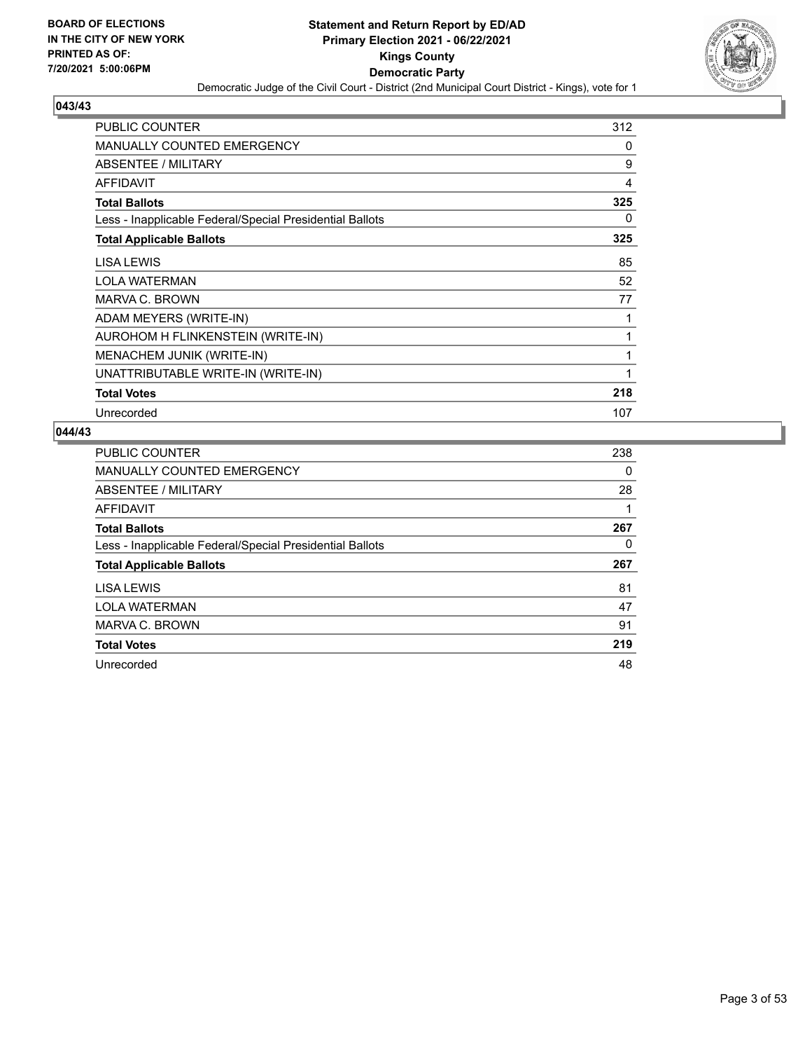**BOARD OF ELECTIONS IN THE CITY OF NEW YORK PRINTED AS OF: 7/20/2021 5:00:06PM**

# Statement and Return Report by ED/AD
## Primary Election 2021 - 06/22/2021
## Kings County
## Democratic Party
### Democratic Judge of the Civil Court - District (2nd Municipal Court District - Kings), vote for 1

### 043/43

| | |
|---|---|
| PUBLIC COUNTER | 312 |
| MANUALLY COUNTED EMERGENCY | 0 |
| ABSENTEE / MILITARY | 9 |
| AFFIDAVIT | 4 |
| **Total Ballots** | **325** |
| Less - Inapplicable Federal/Special Presidential Ballots | 0 |
| **Total Applicable Ballots** | **325** |
| LISA LEWIS | 85 |
| LOLA WATERMAN | 52 |
| MARVA C. BROWN | 77 |
| ADAM MEYERS (WRITE-IN) | 1 |
| AUROHOM H FLINKENSTEIN (WRITE-IN) | 1 |
| MENACHEM JUNIK (WRITE-IN) | 1 |
| UNATTRIBUTABLE WRITE-IN (WRITE-IN) | 1 |
| **Total Votes** | **218** |
| Unrecorded | 107 |

### 044/43

| | |
|---|---|
| PUBLIC COUNTER | 238 |
| MANUALLY COUNTED EMERGENCY | 0 |
| ABSENTEE / MILITARY | 28 |
| AFFIDAVIT | 1 |
| **Total Ballots** | **267** |
| Less - Inapplicable Federal/Special Presidential Ballots | 0 |
| **Total Applicable Ballots** | **267** |
| LISA LEWIS | 81 |
| LOLA WATERMAN | 47 |
| MARVA C. BROWN | 91 |
| **Total Votes** | **219** |
| Unrecorded | 48 |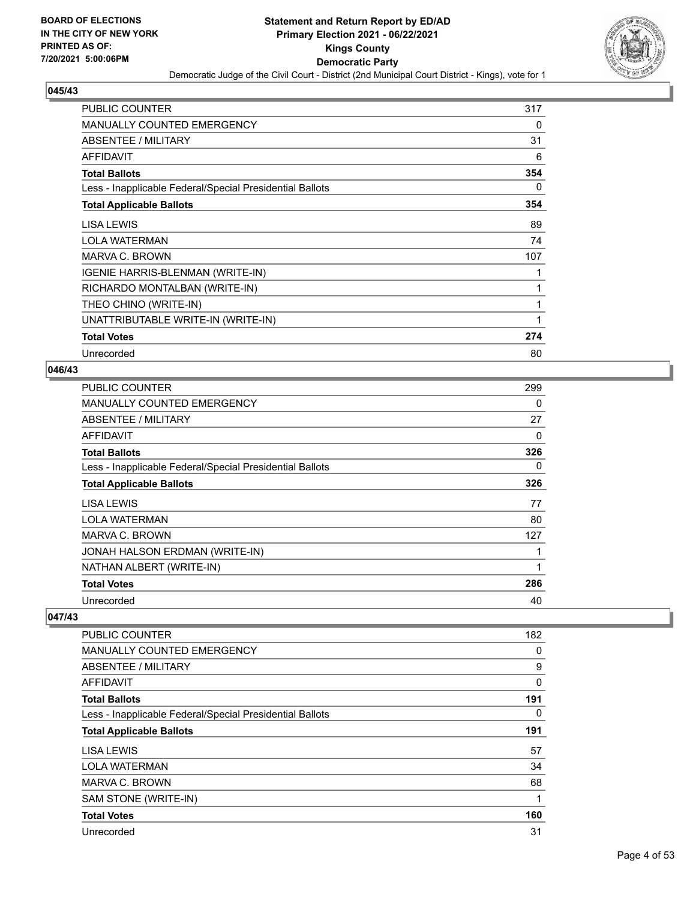## 045/43

| | |
|---|---|
| PUBLIC COUNTER | 317 |
| MANUALLY COUNTED EMERGENCY | 0 |
| ABSENTEE / MILITARY | 31 |
| AFFIDAVIT | 6 |
| **Total Ballots** | **354** |
| Less - Inapplicable Federal/Special Presidential Ballots | 0 |
| **Total Applicable Ballots** | **354** |
| LISA LEWIS | 89 |
| LOLA WATERMAN | 74 |
| MARVA C. BROWN | 107 |
| IGENIE HARRIS-BLENMAN (WRITE-IN) | 1 |
| RICHARDO MONTALBAN (WRITE-IN) | 1 |
| THEO CHINO (WRITE-IN) | 1 |
| UNATTRIBUTABLE WRITE-IN (WRITE-IN) | 1 |
| **Total Votes** | **274** |
| Unrecorded | 80 |

## 046/43

| | |
|---|---|
| PUBLIC COUNTER | 299 |
| MANUALLY COUNTED EMERGENCY | 0 |
| ABSENTEE / MILITARY | 27 |
| AFFIDAVIT | 0 |
| **Total Ballots** | **326** |
| Less - Inapplicable Federal/Special Presidential Ballots | 0 |
| **Total Applicable Ballots** | **326** |
| LISA LEWIS | 77 |
| LOLA WATERMAN | 80 |
| MARVA C. BROWN | 127 |
| JONAH HALSON ERDMAN (WRITE-IN) | 1 |
| NATHAN ALBERT (WRITE-IN) | 1 |
| **Total Votes** | **286** |
| Unrecorded | 40 |

## 047/43

| | |
|---|---|
| PUBLIC COUNTER | 182 |
| MANUALLY COUNTED EMERGENCY | 0 |
| ABSENTEE / MILITARY | 9 |
| AFFIDAVIT | 0 |
| **Total Ballots** | **191** |
| Less - Inapplicable Federal/Special Presidential Ballots | 0 |
| **Total Applicable Ballots** | **191** |
| LISA LEWIS | 57 |
| LOLA WATERMAN | 34 |
| MARVA C. BROWN | 68 |
| SAM STONE (WRITE-IN) | 1 |
| **Total Votes** | **160** |
| Unrecorded | 31 |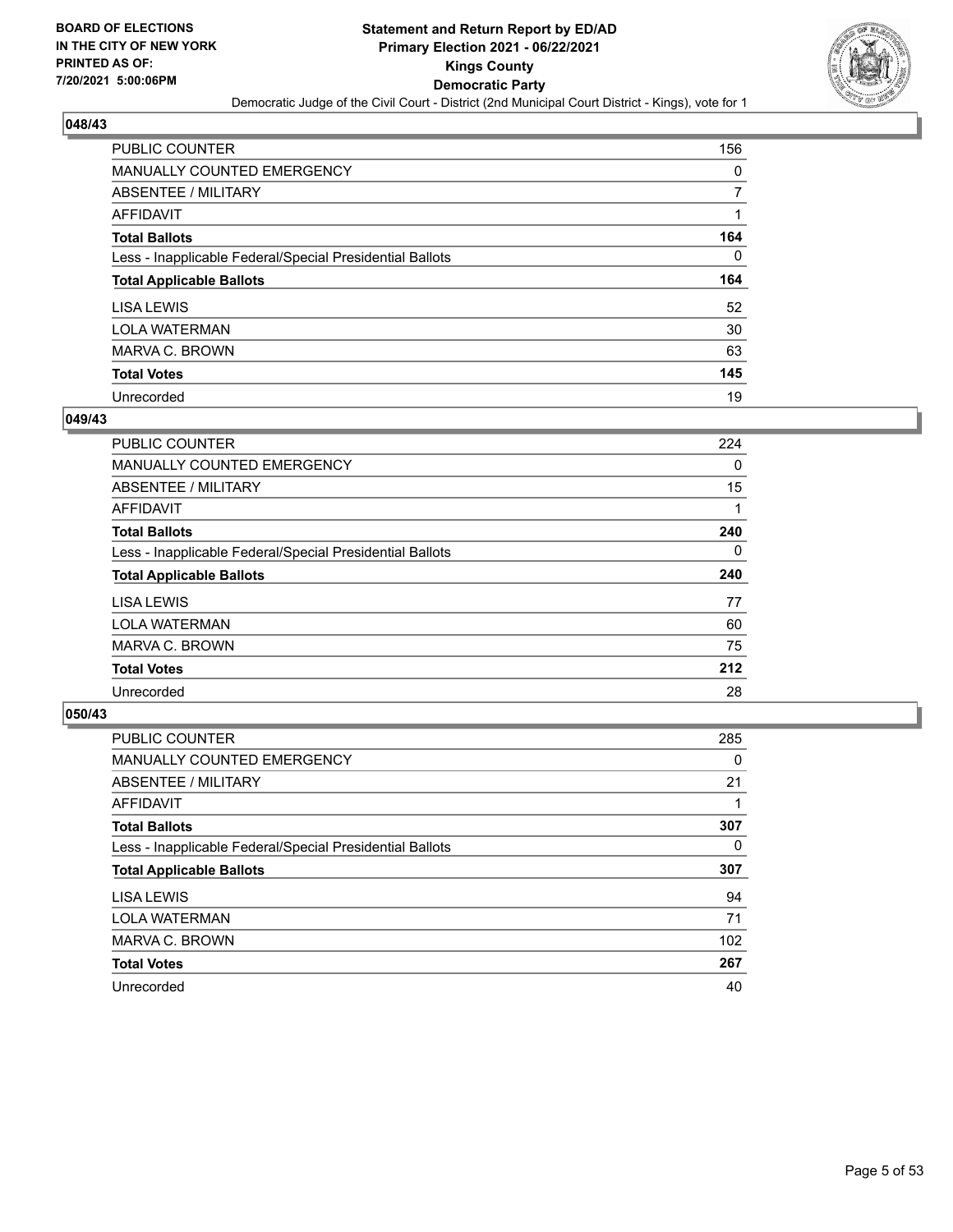## 048/43

| | |
|---|---|
| PUBLIC COUNTER | 156 |
| MANUALLY COUNTED EMERGENCY | 0 |
| ABSENTEE / MILITARY | 7 |
| AFFIDAVIT | 1 |
| **Total Ballots** | **164** |
| Less - Inapplicable Federal/Special Presidential Ballots | 0 |
| **Total Applicable Ballots** | **164** |
| LISA LEWIS | 52 |
| LOLA WATERMAN | 30 |
| MARVA C. BROWN | 63 |
| **Total Votes** | **145** |
| Unrecorded | 19 |

## 049/43

| | |
|---|---|
| PUBLIC COUNTER | 224 |
| MANUALLY COUNTED EMERGENCY | 0 |
| ABSENTEE / MILITARY | 15 |
| AFFIDAVIT | 1 |
| **Total Ballots** | **240** |
| Less - Inapplicable Federal/Special Presidential Ballots | 0 |
| **Total Applicable Ballots** | **240** |
| LISA LEWIS | 77 |
| LOLA WATERMAN | 60 |
| MARVA C. BROWN | 75 |
| **Total Votes** | **212** |
| Unrecorded | 28 |

## 050/43

| | |
|---|---|
| PUBLIC COUNTER | 285 |
| MANUALLY COUNTED EMERGENCY | 0 |
| ABSENTEE / MILITARY | 21 |
| AFFIDAVIT | 1 |
| **Total Ballots** | **307** |
| Less - Inapplicable Federal/Special Presidential Ballots | 0 |
| **Total Applicable Ballots** | **307** |
| LISA LEWIS | 94 |
| LOLA WATERMAN | 71 |
| MARVA C. BROWN | 102 |
| **Total Votes** | **267** |
| Unrecorded | 40 |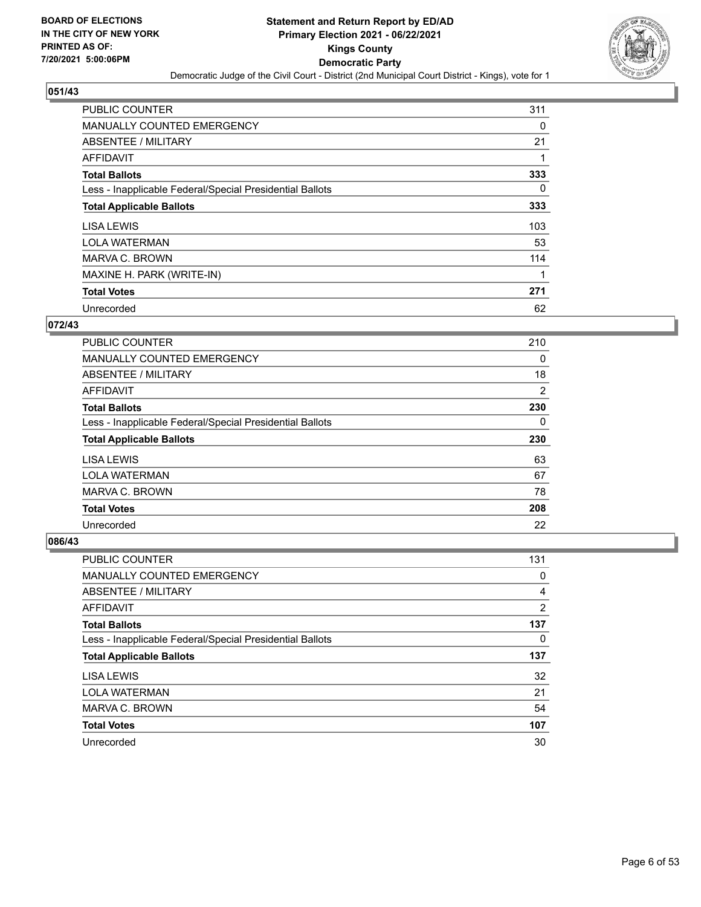## 051/43

| | |
|---|---|
| PUBLIC COUNTER | 311 |
| MANUALLY COUNTED EMERGENCY | 0 |
| ABSENTEE / MILITARY | 21 |
| AFFIDAVIT | 1 |
| **Total Ballots** | **333** |
| Less - Inapplicable Federal/Special Presidential Ballots | 0 |
| **Total Applicable Ballots** | **333** |
| LISA LEWIS | 103 |
| LOLA WATERMAN | 53 |
| MARVA C. BROWN | 114 |
| MAXINE H. PARK (WRITE-IN) | 1 |
| **Total Votes** | **271** |
| Unrecorded | 62 |

## 072/43

| | |
|---|---|
| PUBLIC COUNTER | 210 |
| MANUALLY COUNTED EMERGENCY | 0 |
| ABSENTEE / MILITARY | 18 |
| AFFIDAVIT | 2 |
| **Total Ballots** | **230** |
| Less - Inapplicable Federal/Special Presidential Ballots | 0 |
| **Total Applicable Ballots** | **230** |
| LISA LEWIS | 63 |
| LOLA WATERMAN | 67 |
| MARVA C. BROWN | 78 |
| **Total Votes** | **208** |
| Unrecorded | 22 |

## 086/43

| | |
|---|---|
| PUBLIC COUNTER | 131 |
| MANUALLY COUNTED EMERGENCY | 0 |
| ABSENTEE / MILITARY | 4 |
| AFFIDAVIT | 2 |
| **Total Ballots** | **137** |
| Less - Inapplicable Federal/Special Presidential Ballots | 0 |
| **Total Applicable Ballots** | **137** |
| LISA LEWIS | 32 |
| LOLA WATERMAN | 21 |
| MARVA C. BROWN | 54 |
| **Total Votes** | **107** |
| Unrecorded | 30 |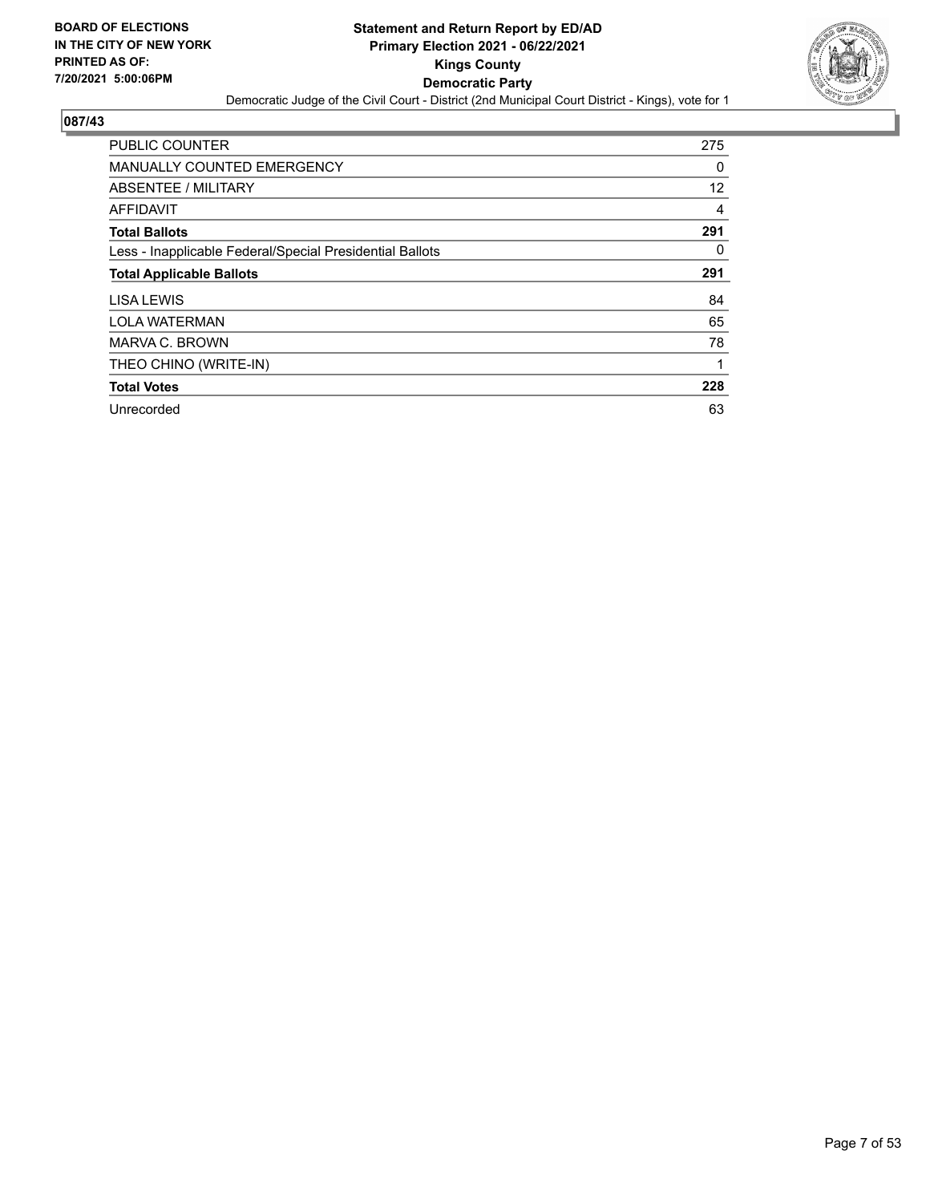**BOARD OF ELECTIONS IN THE CITY OF NEW YORK PRINTED AS OF: 7/20/2021 5:00:06PM**

# Statement and Return Report by ED/AD
## Primary Election 2021 - 06/22/2021
## Kings County
## Democratic Party
Democratic Judge of the Civil Court - District (2nd Municipal Court District - Kings), vote for 1

### 087/43

| | |
|---|---|
| PUBLIC COUNTER | 275 |
| MANUALLY COUNTED EMERGENCY | 0 |
| ABSENTEE / MILITARY | 12 |
| AFFIDAVIT | 4 |
| **Total Ballots** | **291** |
| Less - Inapplicable Federal/Special Presidential Ballots | 0 |
| **Total Applicable Ballots** | **291** |
| LISA LEWIS | 84 |
| LOLA WATERMAN | 65 |
| MARVA C. BROWN | 78 |
| THEO CHINO (WRITE-IN) | 1 |
| **Total Votes** | **228** |
| Unrecorded | 63 |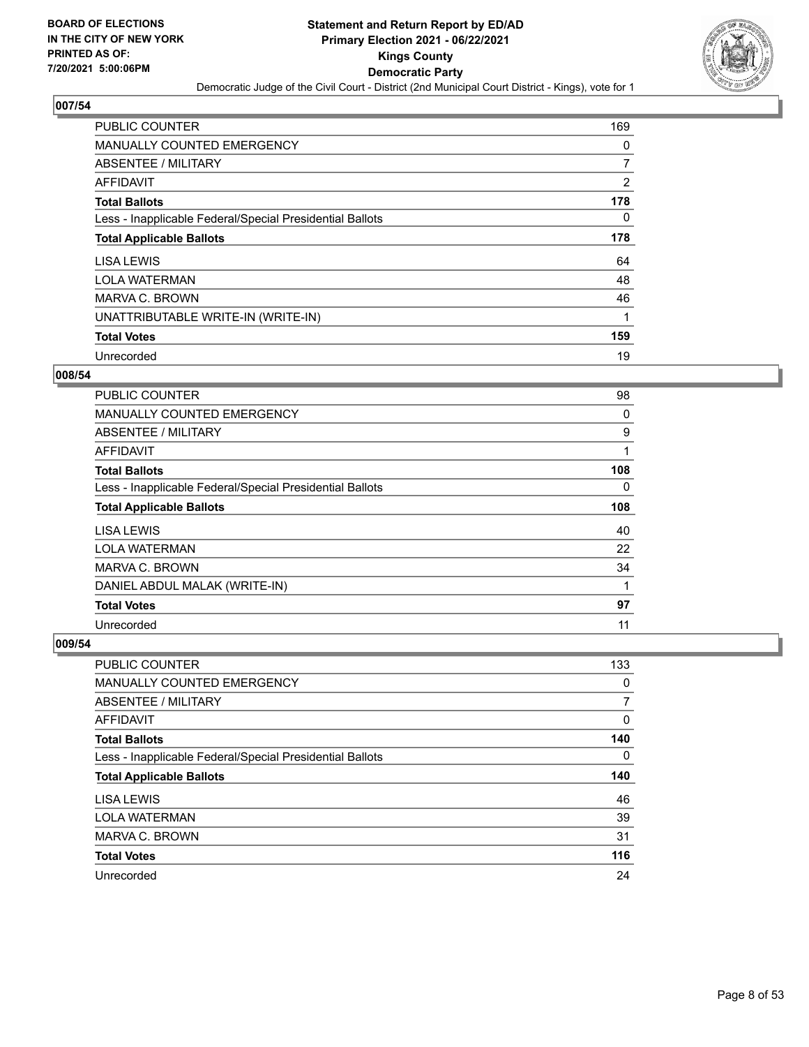## 007/54

| | |
|---|---|
| PUBLIC COUNTER | 169 |
| MANUALLY COUNTED EMERGENCY | 0 |
| ABSENTEE / MILITARY | 7 |
| AFFIDAVIT | 2 |
| **Total Ballots** | **178** |
| Less - Inapplicable Federal/Special Presidential Ballots | 0 |
| **Total Applicable Ballots** | **178** |
| LISA LEWIS | 64 |
| LOLA WATERMAN | 48 |
| MARVA C. BROWN | 46 |
| UNATTRIBUTABLE WRITE-IN (WRITE-IN) | 1 |
| **Total Votes** | **159** |
| Unrecorded | 19 |

## 008/54

| | |
|---|---|
| PUBLIC COUNTER | 98 |
| MANUALLY COUNTED EMERGENCY | 0 |
| ABSENTEE / MILITARY | 9 |
| AFFIDAVIT | 1 |
| **Total Ballots** | **108** |
| Less - Inapplicable Federal/Special Presidential Ballots | 0 |
| **Total Applicable Ballots** | **108** |
| LISA LEWIS | 40 |
| LOLA WATERMAN | 22 |
| MARVA C. BROWN | 34 |
| DANIEL ABDUL MALAK (WRITE-IN) | 1 |
| **Total Votes** | **97** |
| Unrecorded | 11 |

## 009/54

| | |
|---|---|
| PUBLIC COUNTER | 133 |
| MANUALLY COUNTED EMERGENCY | 0 |
| ABSENTEE / MILITARY | 7 |
| AFFIDAVIT | 0 |
| **Total Ballots** | **140** |
| Less - Inapplicable Federal/Special Presidential Ballots | 0 |
| **Total Applicable Ballots** | **140** |
| LISA LEWIS | 46 |
| LOLA WATERMAN | 39 |
| MARVA C. BROWN | 31 |
| **Total Votes** | **116** |
| Unrecorded | 24 |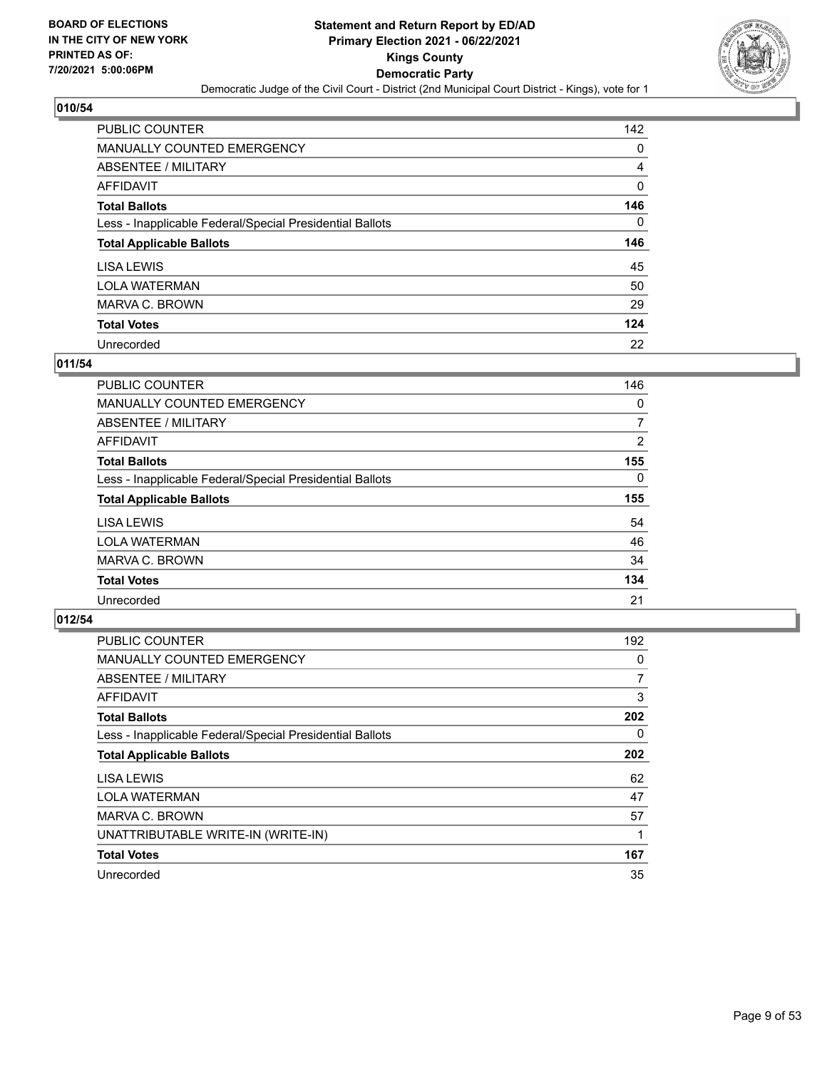**BOARD OF ELECTIONS IN THE CITY OF NEW YORK PRINTED AS OF: 7/20/2021 5:00:06PM**

**Statement and Return Report by ED/AD Primary Election 2021 - 06/22/2021 Kings County Democratic Party**

Democratic Judge of the Civil Court - District (2nd Municipal Court District - Kings), vote for 1

### 010/54

| | |
|---|---|
| PUBLIC COUNTER | 142 |
| MANUALLY COUNTED EMERGENCY | 0 |
| ABSENTEE / MILITARY | 4 |
| AFFIDAVIT | 0 |
| **Total Ballots** | **146** |
| Less - Inapplicable Federal/Special Presidential Ballots | 0 |
| **Total Applicable Ballots** | **146** |
| LISA LEWIS | 45 |
| LOLA WATERMAN | 50 |
| MARVA C. BROWN | 29 |
| **Total Votes** | **124** |
| Unrecorded | 22 |

### 011/54

| | |
|---|---|
| PUBLIC COUNTER | 146 |
| MANUALLY COUNTED EMERGENCY | 0 |
| ABSENTEE / MILITARY | 7 |
| AFFIDAVIT | 2 |
| **Total Ballots** | **155** |
| Less - Inapplicable Federal/Special Presidential Ballots | 0 |
| **Total Applicable Ballots** | **155** |
| LISA LEWIS | 54 |
| LOLA WATERMAN | 46 |
| MARVA C. BROWN | 34 |
| **Total Votes** | **134** |
| Unrecorded | 21 |

### 012/54

| | |
|---|---|
| PUBLIC COUNTER | 192 |
| MANUALLY COUNTED EMERGENCY | 0 |
| ABSENTEE / MILITARY | 7 |
| AFFIDAVIT | 3 |
| **Total Ballots** | **202** |
| Less - Inapplicable Federal/Special Presidential Ballots | 0 |
| **Total Applicable Ballots** | **202** |
| LISA LEWIS | 62 |
| LOLA WATERMAN | 47 |
| MARVA C. BROWN | 57 |
| UNATTRIBUTABLE WRITE-IN (WRITE-IN) | 1 |
| **Total Votes** | **167** |
| Unrecorded | 35 |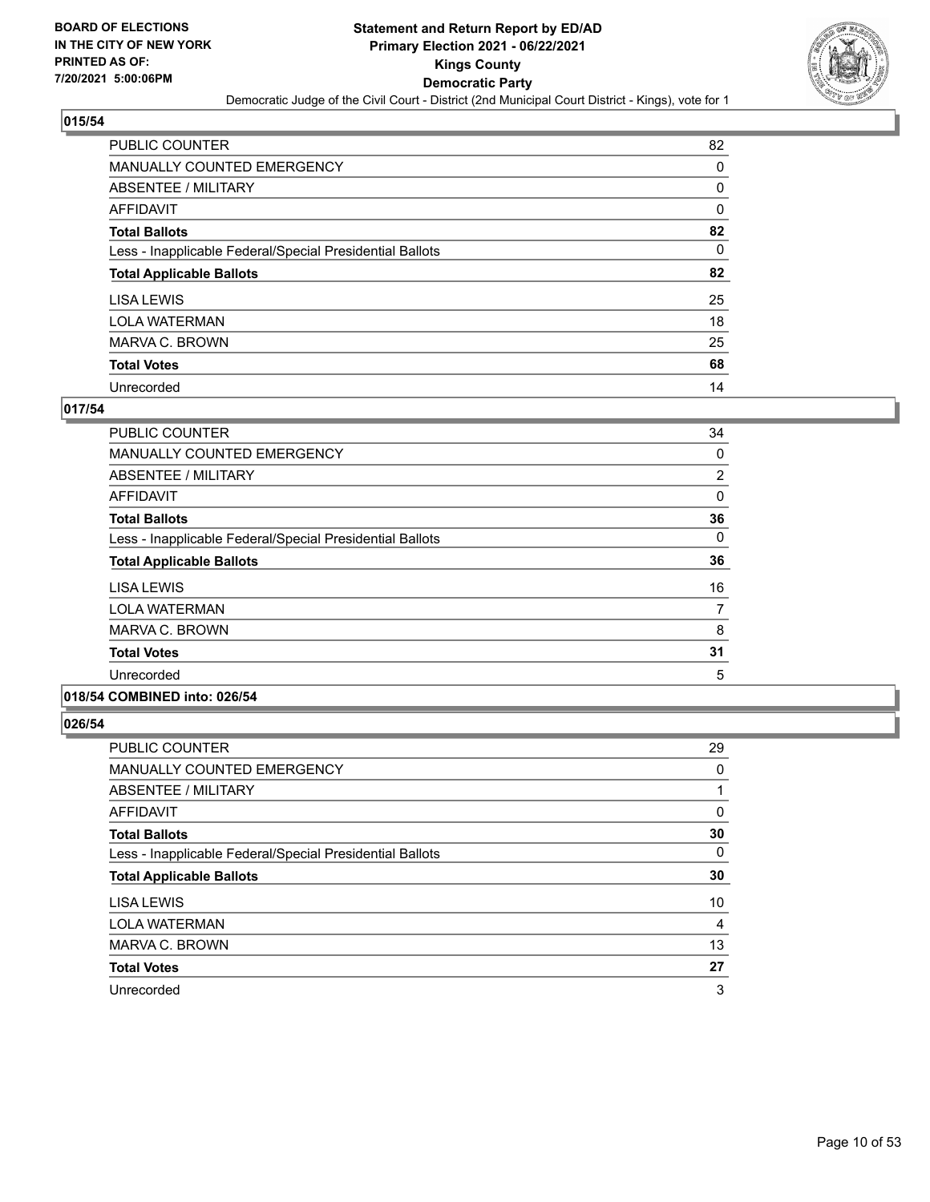## 015/54

| | |
|---|---|
| PUBLIC COUNTER | 82 |
| MANUALLY COUNTED EMERGENCY | 0 |
| ABSENTEE / MILITARY | 0 |
| AFFIDAVIT | 0 |
| **Total Ballots** | **82** |
| Less - Inapplicable Federal/Special Presidential Ballots | 0 |
| **Total Applicable Ballots** | **82** |
| LISA LEWIS | 25 |
| LOLA WATERMAN | 18 |
| MARVA C. BROWN | 25 |
| **Total Votes** | **68** |
| Unrecorded | 14 |

## 017/54

| | |
|---|---|
| PUBLIC COUNTER | 34 |
| MANUALLY COUNTED EMERGENCY | 0 |
| ABSENTEE / MILITARY | 2 |
| AFFIDAVIT | 0 |
| **Total Ballots** | **36** |
| Less - Inapplicable Federal/Special Presidential Ballots | 0 |
| **Total Applicable Ballots** | **36** |
| LISA LEWIS | 16 |
| LOLA WATERMAN | 7 |
| MARVA C. BROWN | 8 |
| **Total Votes** | **31** |
| Unrecorded | 5 |

## 018/54 COMBINED into: 026/54

## 026/54

| | |
|---|---|
| PUBLIC COUNTER | 29 |
| MANUALLY COUNTED EMERGENCY | 0 |
| ABSENTEE / MILITARY | 1 |
| AFFIDAVIT | 0 |
| **Total Ballots** | **30** |
| Less - Inapplicable Federal/Special Presidential Ballots | 0 |
| **Total Applicable Ballots** | **30** |
| LISA LEWIS | 10 |
| LOLA WATERMAN | 4 |
| MARVA C. BROWN | 13 |
| **Total Votes** | **27** |
| Unrecorded | 3 |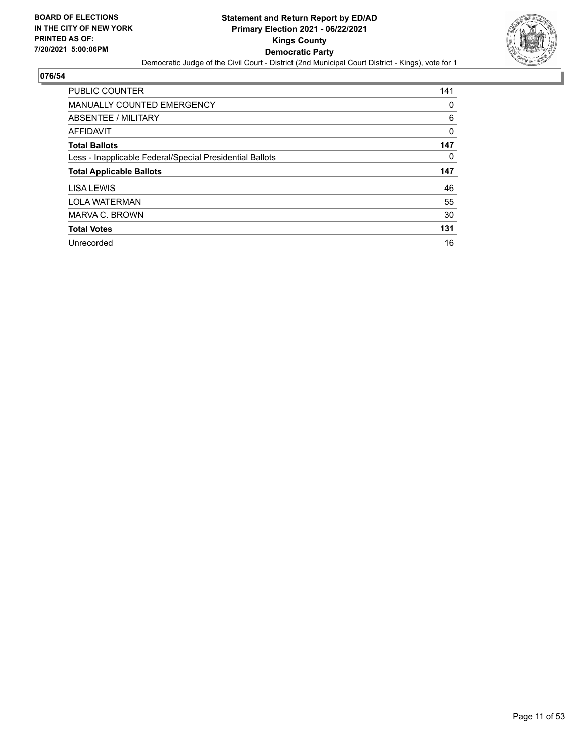**BOARD OF ELECTIONS IN THE CITY OF NEW YORK PRINTED AS OF: 7/20/2021 5:00:06PM**

**Statement and Return Report by ED/AD**
**Primary Election 2021 - 06/22/2021**
**Kings County**
**Democratic Party**
Democratic Judge of the Civil Court - District (2nd Municipal Court District - Kings), vote for 1

## 076/54

| | |
|---|---|
| PUBLIC COUNTER | 141 |
| MANUALLY COUNTED EMERGENCY | 0 |
| ABSENTEE / MILITARY | 6 |
| AFFIDAVIT | 0 |
| **Total Ballots** | **147** |
| Less - Inapplicable Federal/Special Presidential Ballots | 0 |
| **Total Applicable Ballots** | **147** |
| LISA LEWIS | 46 |
| LOLA WATERMAN | 55 |
| MARVA C. BROWN | 30 |
| **Total Votes** | **131** |
| Unrecorded | 16 |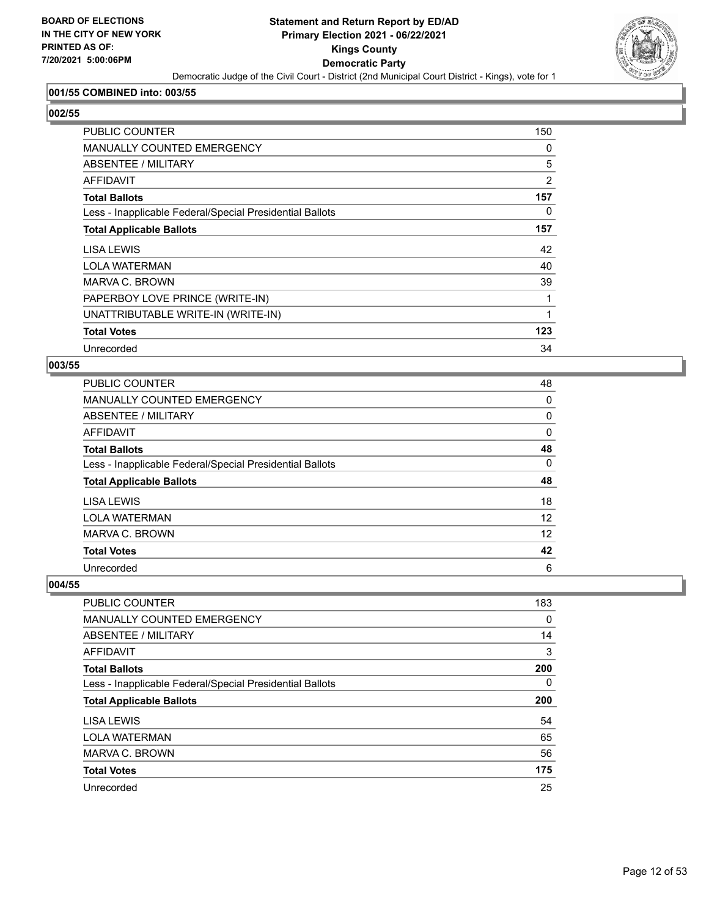**BOARD OF ELECTIONS IN THE CITY OF NEW YORK PRINTED AS OF: 7/20/2021 5:00:06PM**

# Statement and Return Report by ED/AD
## Primary Election 2021 - 06/22/2021
## Kings County
## Democratic Party

Democratic Judge of the Civil Court - District (2nd Municipal Court District - Kings), vote for 1

### 001/55 COMBINED into: 003/55

### 002/55

| | |
|---|---|
| PUBLIC COUNTER | 150 |
| MANUALLY COUNTED EMERGENCY | 0 |
| ABSENTEE / MILITARY | 5 |
| AFFIDAVIT | 2 |
| **Total Ballots** | **157** |
| Less - Inapplicable Federal/Special Presidential Ballots | 0 |
| **Total Applicable Ballots** | **157** |
| LISA LEWIS | 42 |
| LOLA WATERMAN | 40 |
| MARVA C. BROWN | 39 |
| PAPERBOY LOVE PRINCE (WRITE-IN) | 1 |
| UNATTRIBUTABLE WRITE-IN (WRITE-IN) | 1 |
| **Total Votes** | **123** |
| Unrecorded | 34 |

### 003/55

| | |
|---|---|
| PUBLIC COUNTER | 48 |
| MANUALLY COUNTED EMERGENCY | 0 |
| ABSENTEE / MILITARY | 0 |
| AFFIDAVIT | 0 |
| **Total Ballots** | **48** |
| Less - Inapplicable Federal/Special Presidential Ballots | 0 |
| **Total Applicable Ballots** | **48** |
| LISA LEWIS | 18 |
| LOLA WATERMAN | 12 |
| MARVA C. BROWN | 12 |
| **Total Votes** | **42** |
| Unrecorded | 6 |

### 004/55

| | |
|---|---|
| PUBLIC COUNTER | 183 |
| MANUALLY COUNTED EMERGENCY | 0 |
| ABSENTEE / MILITARY | 14 |
| AFFIDAVIT | 3 |
| **Total Ballots** | **200** |
| Less - Inapplicable Federal/Special Presidential Ballots | 0 |
| **Total Applicable Ballots** | **200** |
| LISA LEWIS | 54 |
| LOLA WATERMAN | 65 |
| MARVA C. BROWN | 56 |
| **Total Votes** | **175** |
| Unrecorded | 25 |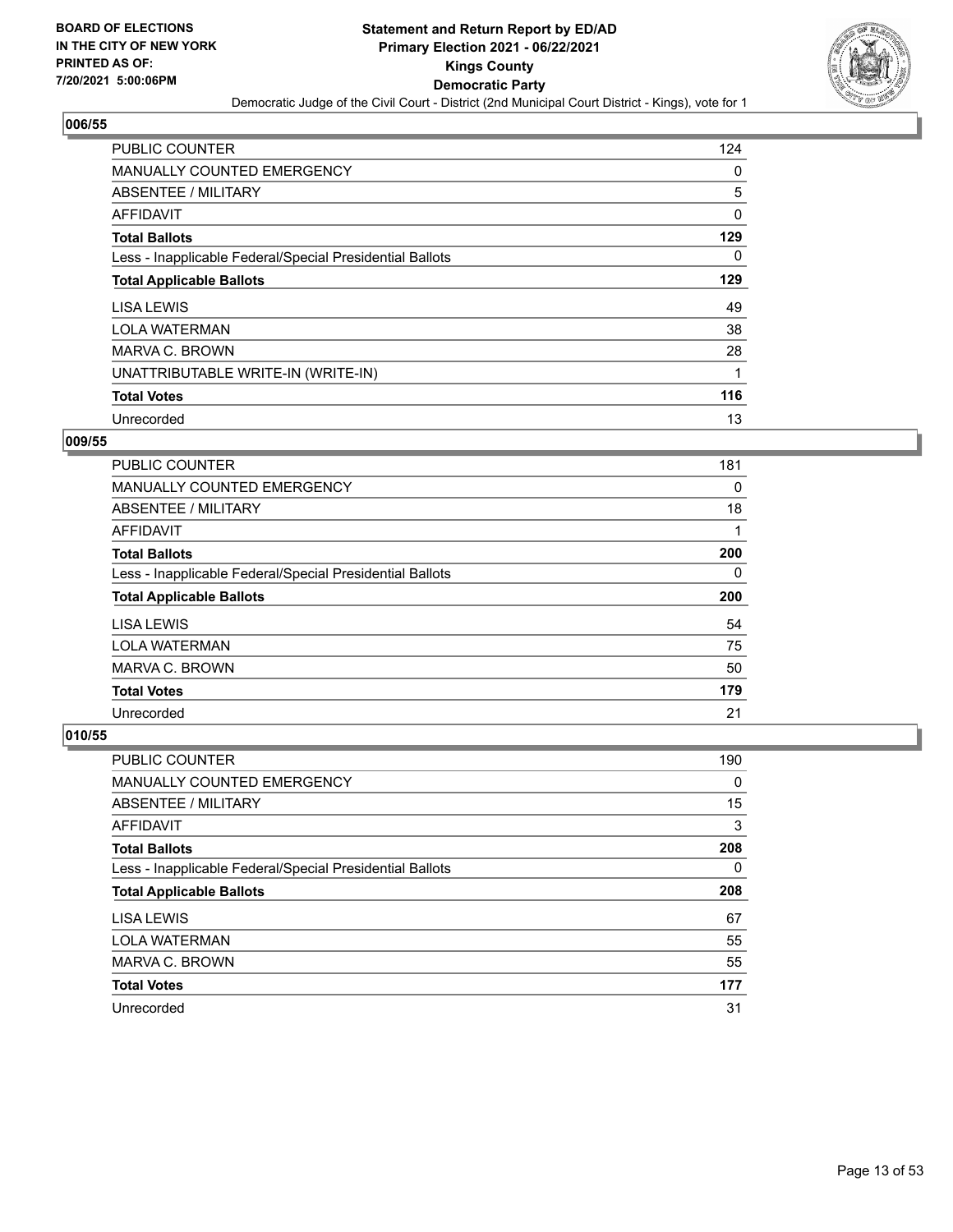**BOARD OF ELECTIONS IN THE CITY OF NEW YORK PRINTED AS OF: 7/20/2021 5:00:06PM**

# Statement and Return Report by ED/AD
## Primary Election 2021 - 06/22/2021
## Kings County
## Democratic Party
Democratic Judge of the Civil Court - District (2nd Municipal Court District - Kings), vote for 1

### 006/55

| | |
|---|---|
| PUBLIC COUNTER | 124 |
| MANUALLY COUNTED EMERGENCY | 0 |
| ABSENTEE / MILITARY | 5 |
| AFFIDAVIT | 0 |
| **Total Ballots** | **129** |
| Less - Inapplicable Federal/Special Presidential Ballots | 0 |
| **Total Applicable Ballots** | **129** |
| LISA LEWIS | 49 |
| LOLA WATERMAN | 38 |
| MARVA C. BROWN | 28 |
| UNATTRIBUTABLE WRITE-IN (WRITE-IN) | 1 |
| **Total Votes** | **116** |
| Unrecorded | 13 |

### 009/55

| | |
|---|---|
| PUBLIC COUNTER | 181 |
| MANUALLY COUNTED EMERGENCY | 0 |
| ABSENTEE / MILITARY | 18 |
| AFFIDAVIT | 1 |
| **Total Ballots** | **200** |
| Less - Inapplicable Federal/Special Presidential Ballots | 0 |
| **Total Applicable Ballots** | **200** |
| LISA LEWIS | 54 |
| LOLA WATERMAN | 75 |
| MARVA C. BROWN | 50 |
| **Total Votes** | **179** |
| Unrecorded | 21 |

### 010/55

| | |
|---|---|
| PUBLIC COUNTER | 190 |
| MANUALLY COUNTED EMERGENCY | 0 |
| ABSENTEE / MILITARY | 15 |
| AFFIDAVIT | 3 |
| **Total Ballots** | **208** |
| Less - Inapplicable Federal/Special Presidential Ballots | 0 |
| **Total Applicable Ballots** | **208** |
| LISA LEWIS | 67 |
| LOLA WATERMAN | 55 |
| MARVA C. BROWN | 55 |
| **Total Votes** | **177** |
| Unrecorded | 31 |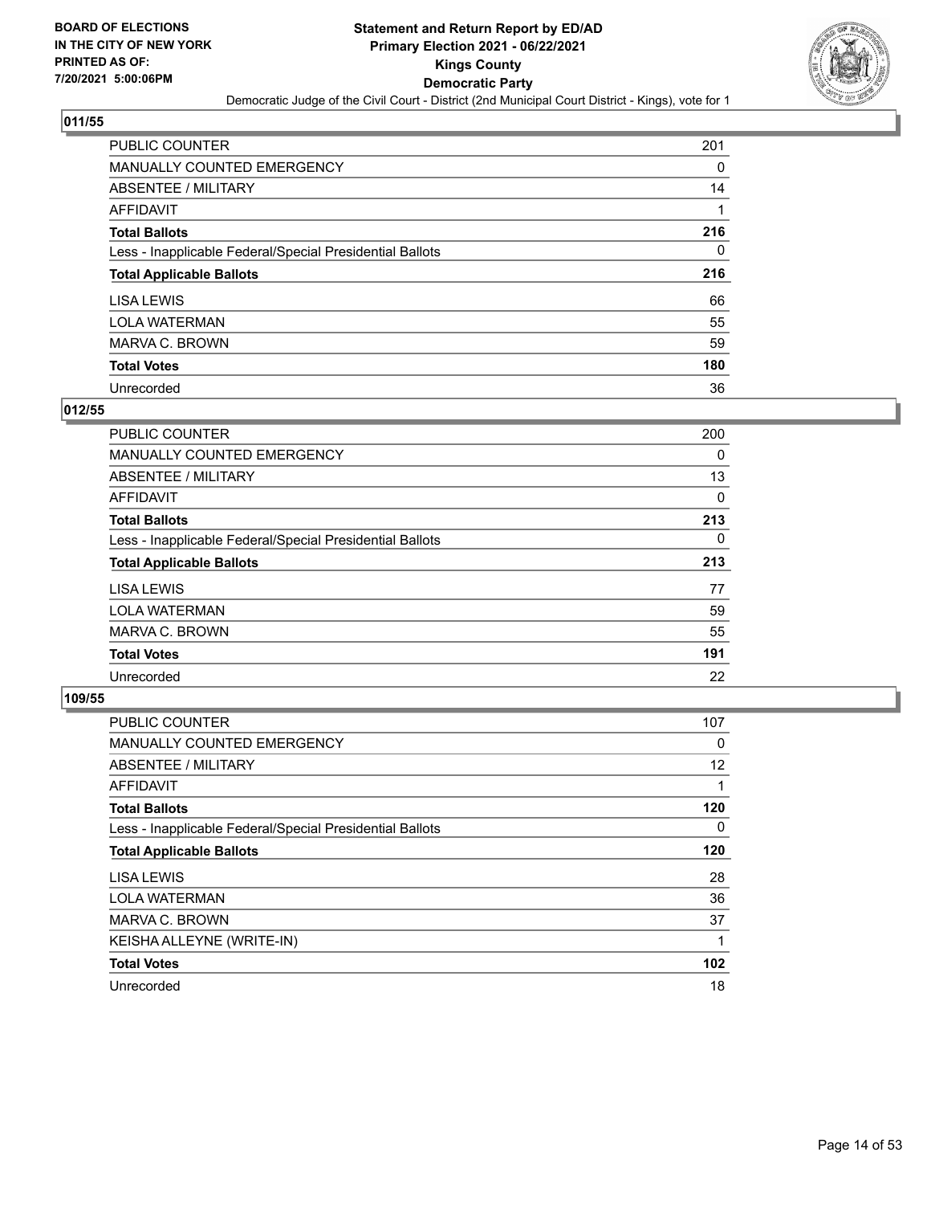**BOARD OF ELECTIONS IN THE CITY OF NEW YORK PRINTED AS OF: 7/20/2021 5:00:06PM**

# Statement and Return Report by ED/AD
## Primary Election 2021 - 06/22/2021
## Kings County
## Democratic Party
### Democratic Judge of the Civil Court - District (2nd Municipal Court District - Kings), vote for 1

**011/55**

| | |
|---|---|
| PUBLIC COUNTER | 201 |
| MANUALLY COUNTED EMERGENCY | 0 |
| ABSENTEE / MILITARY | 14 |
| AFFIDAVIT | 1 |
| **Total Ballots** | **216** |
| Less - Inapplicable Federal/Special Presidential Ballots | 0 |
| **Total Applicable Ballots** | **216** |
| LISA LEWIS | 66 |
| LOLA WATERMAN | 55 |
| MARVA C. BROWN | 59 |
| **Total Votes** | **180** |
| Unrecorded | 36 |

**012/55**

| | |
|---|---|
| PUBLIC COUNTER | 200 |
| MANUALLY COUNTED EMERGENCY | 0 |
| ABSENTEE / MILITARY | 13 |
| AFFIDAVIT | 0 |
| **Total Ballots** | **213** |
| Less - Inapplicable Federal/Special Presidential Ballots | 0 |
| **Total Applicable Ballots** | **213** |
| LISA LEWIS | 77 |
| LOLA WATERMAN | 59 |
| MARVA C. BROWN | 55 |
| **Total Votes** | **191** |
| Unrecorded | 22 |

**109/55**

| | |
|---|---|
| PUBLIC COUNTER | 107 |
| MANUALLY COUNTED EMERGENCY | 0 |
| ABSENTEE / MILITARY | 12 |
| AFFIDAVIT | 1 |
| **Total Ballots** | **120** |
| Less - Inapplicable Federal/Special Presidential Ballots | 0 |
| **Total Applicable Ballots** | **120** |
| LISA LEWIS | 28 |
| LOLA WATERMAN | 36 |
| MARVA C. BROWN | 37 |
| KEISHA ALLEYNE (WRITE-IN) | 1 |
| **Total Votes** | **102** |
| Unrecorded | 18 |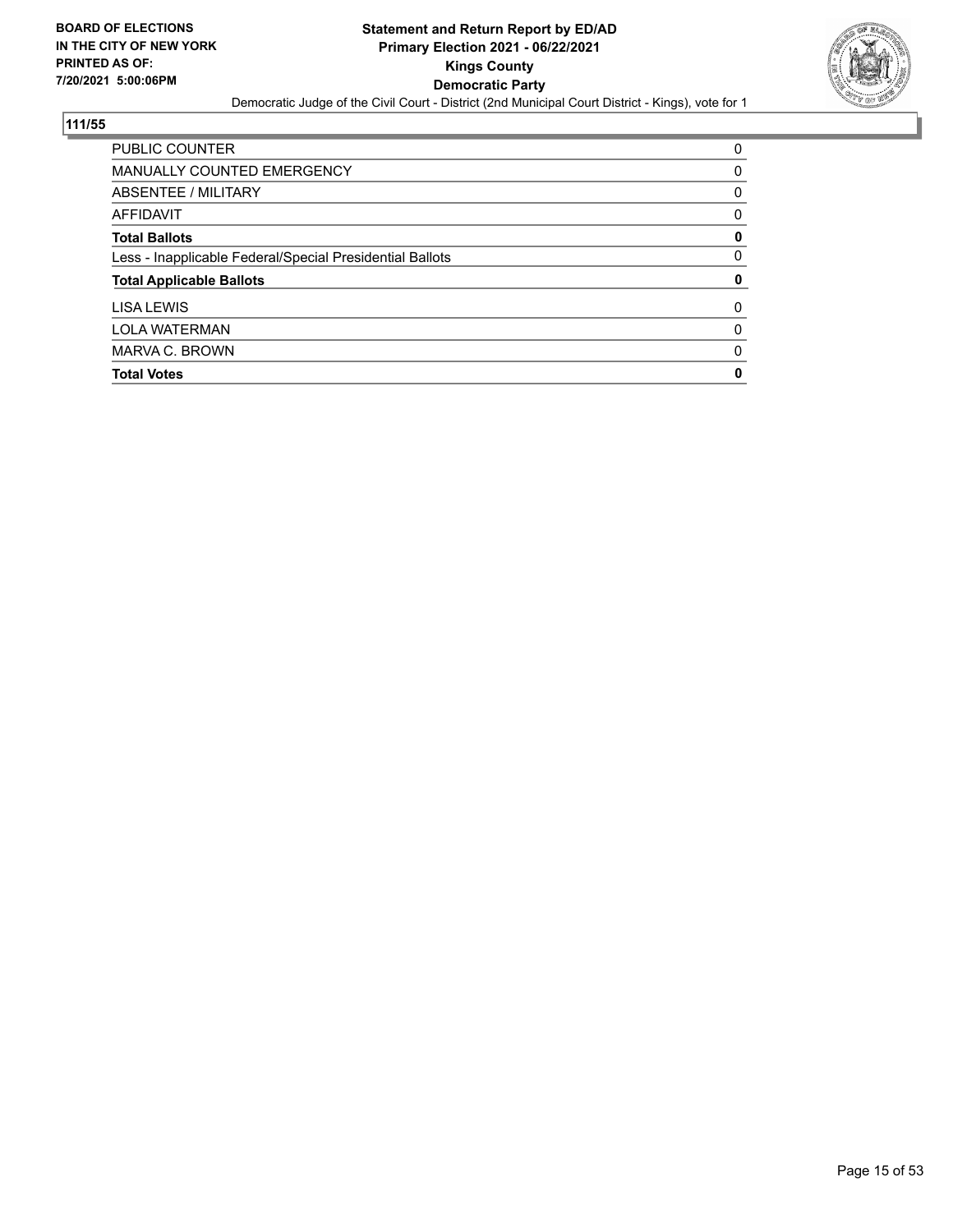**BOARD OF ELECTIONS IN THE CITY OF NEW YORK PRINTED AS OF: 7/20/2021 5:00:06PM**

# Statement and Return Report by ED/AD
## Primary Election 2021 - 06/22/2021
## Kings County
## Democratic Party

Democratic Judge of the Civil Court - District (2nd Municipal Court District - Kings), vote for 1

### 111/55

| | |
|---|---|
| PUBLIC COUNTER | 0 |
| MANUALLY COUNTED EMERGENCY | 0 |
| ABSENTEE / MILITARY | 0 |
| AFFIDAVIT | 0 |
| **Total Ballots** | **0** |
| Less - Inapplicable Federal/Special Presidential Ballots | 0 |
| **Total Applicable Ballots** | **0** |
| LISA LEWIS | 0 |
| LOLA WATERMAN | 0 |
| MARVA C. BROWN | 0 |
| **Total Votes** | **0** |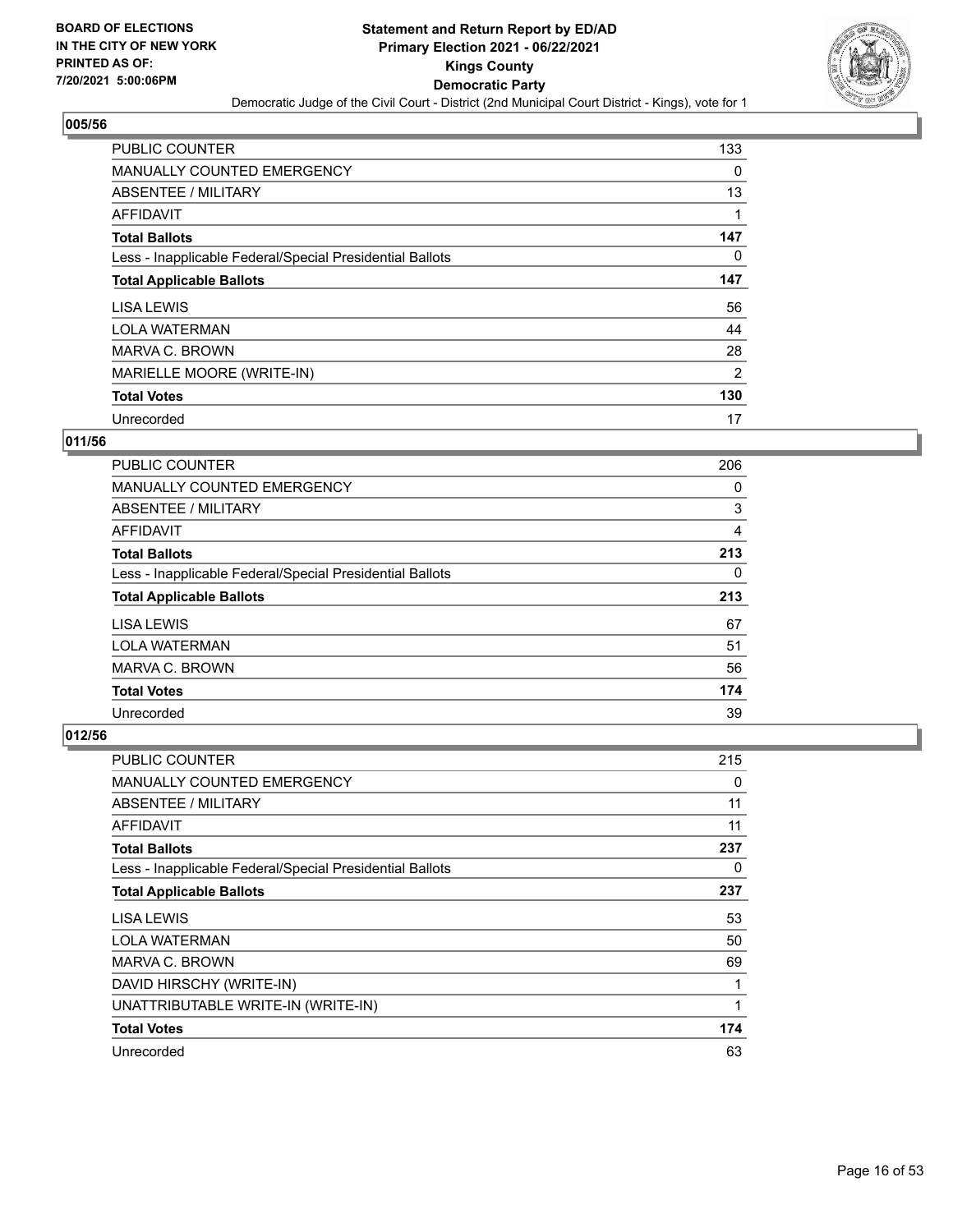BOARD OF ELECTIONS
IN THE CITY OF NEW YORK
PRINTED AS OF:
7/20/2021 5:00:06PM

# Statement and Return Report by ED/AD
## Primary Election 2021 - 06/22/2021
## Kings County
## Democratic Party
Democratic Judge of the Civil Court - District (2nd Municipal Court District - Kings), vote for 1

### 005/56

| | |
|---|---|
| PUBLIC COUNTER | 133 |
| MANUALLY COUNTED EMERGENCY | 0 |
| ABSENTEE / MILITARY | 13 |
| AFFIDAVIT | 1 |
| **Total Ballots** | **147** |
| Less - Inapplicable Federal/Special Presidential Ballots | 0 |
| **Total Applicable Ballots** | **147** |
| LISA LEWIS | 56 |
| LOLA WATERMAN | 44 |
| MARVA C. BROWN | 28 |
| MARIELLE MOORE (WRITE-IN) | 2 |
| **Total Votes** | **130** |
| Unrecorded | 17 |

### 011/56

| | |
|---|---|
| PUBLIC COUNTER | 206 |
| MANUALLY COUNTED EMERGENCY | 0 |
| ABSENTEE / MILITARY | 3 |
| AFFIDAVIT | 4 |
| **Total Ballots** | **213** |
| Less - Inapplicable Federal/Special Presidential Ballots | 0 |
| **Total Applicable Ballots** | **213** |
| LISA LEWIS | 67 |
| LOLA WATERMAN | 51 |
| MARVA C. BROWN | 56 |
| **Total Votes** | **174** |
| Unrecorded | 39 |

### 012/56

| | |
|---|---|
| PUBLIC COUNTER | 215 |
| MANUALLY COUNTED EMERGENCY | 0 |
| ABSENTEE / MILITARY | 11 |
| AFFIDAVIT | 11 |
| **Total Ballots** | **237** |
| Less - Inapplicable Federal/Special Presidential Ballots | 0 |
| **Total Applicable Ballots** | **237** |
| LISA LEWIS | 53 |
| LOLA WATERMAN | 50 |
| MARVA C. BROWN | 69 |
| DAVID HIRSCHY (WRITE-IN) | 1 |
| UNATTRIBUTABLE WRITE-IN (WRITE-IN) | 1 |
| **Total Votes** | **174** |
| Unrecorded | 63 |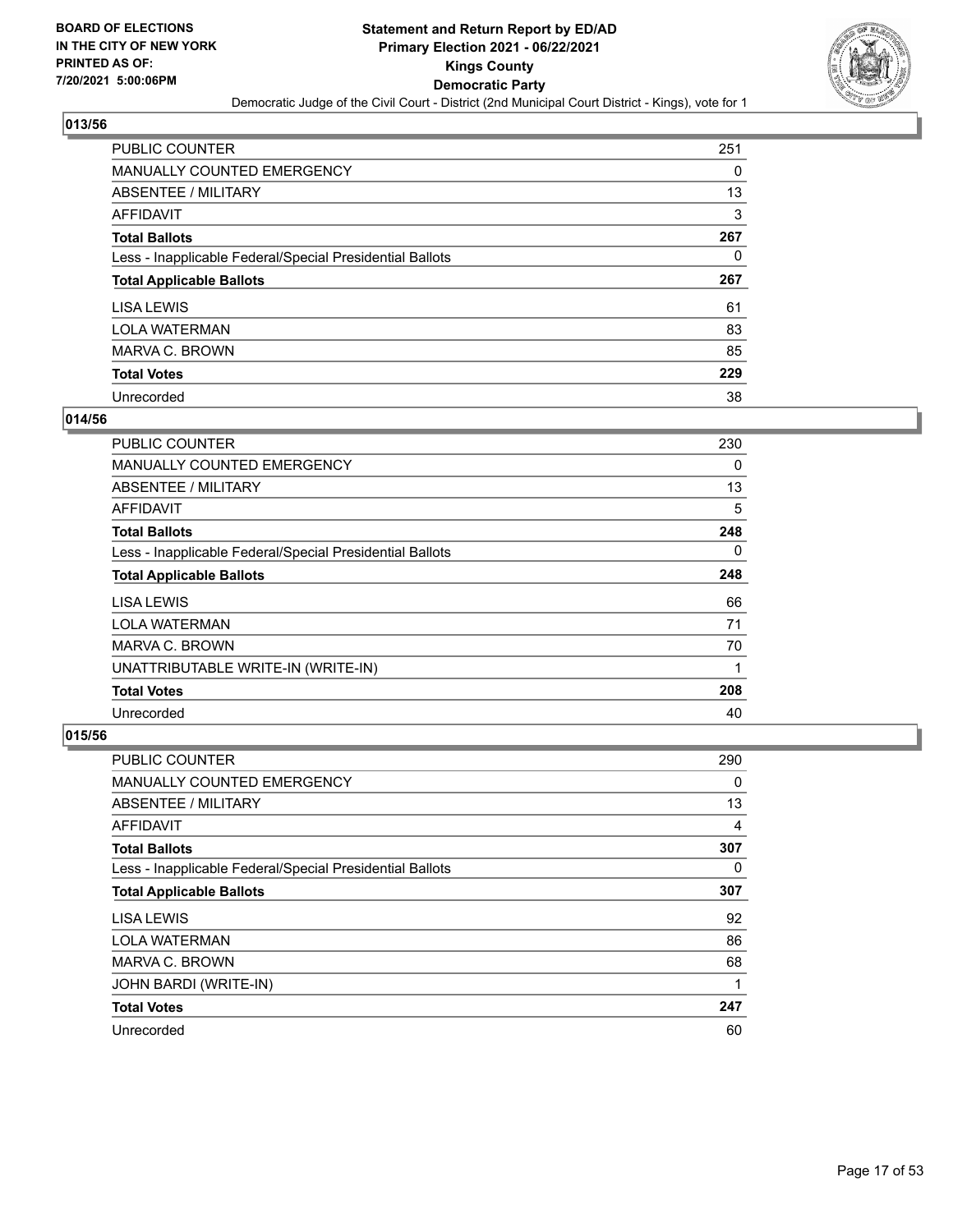## 013/56

| | |
|---|---|
| PUBLIC COUNTER | 251 |
| MANUALLY COUNTED EMERGENCY | 0 |
| ABSENTEE / MILITARY | 13 |
| AFFIDAVIT | 3 |
| **Total Ballots** | **267** |
| Less - Inapplicable Federal/Special Presidential Ballots | 0 |
| **Total Applicable Ballots** | **267** |
| LISA LEWIS | 61 |
| LOLA WATERMAN | 83 |
| MARVA C. BROWN | 85 |
| **Total Votes** | **229** |
| Unrecorded | 38 |

## 014/56

| | |
|---|---|
| PUBLIC COUNTER | 230 |
| MANUALLY COUNTED EMERGENCY | 0 |
| ABSENTEE / MILITARY | 13 |
| AFFIDAVIT | 5 |
| **Total Ballots** | **248** |
| Less - Inapplicable Federal/Special Presidential Ballots | 0 |
| **Total Applicable Ballots** | **248** |
| LISA LEWIS | 66 |
| LOLA WATERMAN | 71 |
| MARVA C. BROWN | 70 |
| UNATTRIBUTABLE WRITE-IN (WRITE-IN) | 1 |
| **Total Votes** | **208** |
| Unrecorded | 40 |

## 015/56

| | |
|---|---|
| PUBLIC COUNTER | 290 |
| MANUALLY COUNTED EMERGENCY | 0 |
| ABSENTEE / MILITARY | 13 |
| AFFIDAVIT | 4 |
| **Total Ballots** | **307** |
| Less - Inapplicable Federal/Special Presidential Ballots | 0 |
| **Total Applicable Ballots** | **307** |
| LISA LEWIS | 92 |
| LOLA WATERMAN | 86 |
| MARVA C. BROWN | 68 |
| JOHN BARDI (WRITE-IN) | 1 |
| **Total Votes** | **247** |
| Unrecorded | 60 |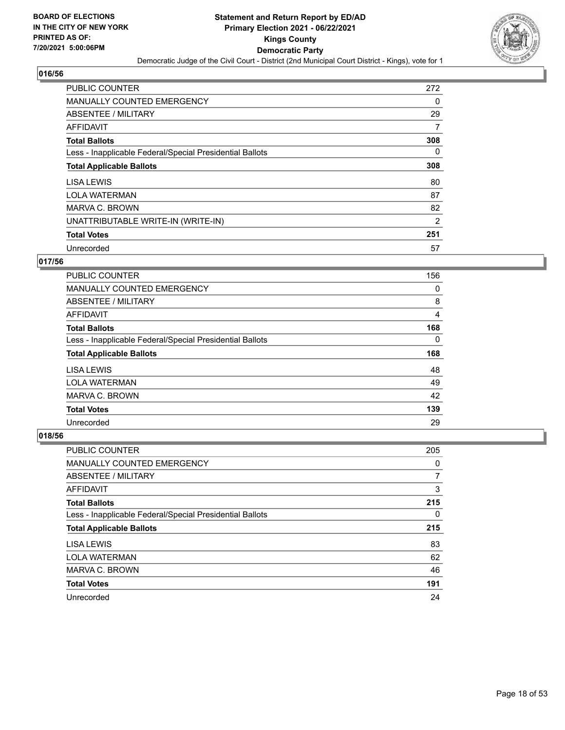## 016/56

| | |
|---|---|
| PUBLIC COUNTER | 272 |
| MANUALLY COUNTED EMERGENCY | 0 |
| ABSENTEE / MILITARY | 29 |
| AFFIDAVIT | 7 |
| **Total Ballots** | **308** |
| Less - Inapplicable Federal/Special Presidential Ballots | 0 |
| **Total Applicable Ballots** | **308** |
| LISA LEWIS | 80 |
| LOLA WATERMAN | 87 |
| MARVA C. BROWN | 82 |
| UNATTRIBUTABLE WRITE-IN (WRITE-IN) | 2 |
| **Total Votes** | **251** |
| Unrecorded | 57 |

## 017/56

| | |
|---|---|
| PUBLIC COUNTER | 156 |
| MANUALLY COUNTED EMERGENCY | 0 |
| ABSENTEE / MILITARY | 8 |
| AFFIDAVIT | 4 |
| **Total Ballots** | **168** |
| Less - Inapplicable Federal/Special Presidential Ballots | 0 |
| **Total Applicable Ballots** | **168** |
| LISA LEWIS | 48 |
| LOLA WATERMAN | 49 |
| MARVA C. BROWN | 42 |
| **Total Votes** | **139** |
| Unrecorded | 29 |

## 018/56

| | |
|---|---|
| PUBLIC COUNTER | 205 |
| MANUALLY COUNTED EMERGENCY | 0 |
| ABSENTEE / MILITARY | 7 |
| AFFIDAVIT | 3 |
| **Total Ballots** | **215** |
| Less - Inapplicable Federal/Special Presidential Ballots | 0 |
| **Total Applicable Ballots** | **215** |
| LISA LEWIS | 83 |
| LOLA WATERMAN | 62 |
| MARVA C. BROWN | 46 |
| **Total Votes** | **191** |
| Unrecorded | 24 |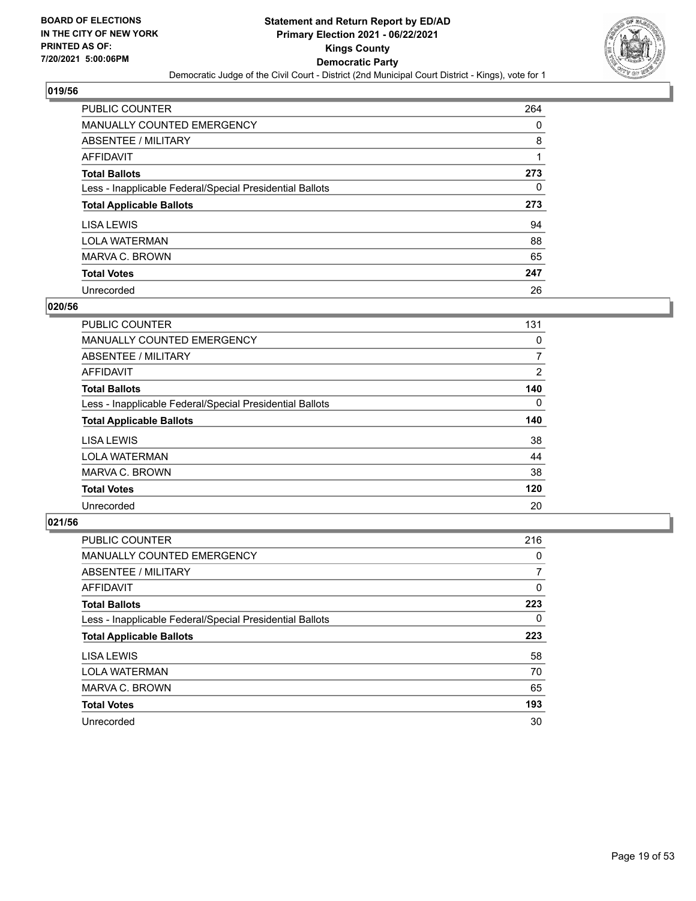**BOARD OF ELECTIONS IN THE CITY OF NEW YORK PRINTED AS OF: 7/20/2021 5:00:06PM**

**Statement and Return Report by ED/AD Primary Election 2021 - 06/22/2021 Kings County Democratic Party**

Democratic Judge of the Civil Court - District (2nd Municipal Court District - Kings), vote for 1

## 019/56

| | |
|---|---|
| PUBLIC COUNTER | 264 |
| MANUALLY COUNTED EMERGENCY | 0 |
| ABSENTEE / MILITARY | 8 |
| AFFIDAVIT | 1 |
| **Total Ballots** | **273** |
| Less - Inapplicable Federal/Special Presidential Ballots | 0 |
| **Total Applicable Ballots** | **273** |
| LISA LEWIS | 94 |
| LOLA WATERMAN | 88 |
| MARVA C. BROWN | 65 |
| **Total Votes** | **247** |
| Unrecorded | 26 |

## 020/56

| | |
|---|---|
| PUBLIC COUNTER | 131 |
| MANUALLY COUNTED EMERGENCY | 0 |
| ABSENTEE / MILITARY | 7 |
| AFFIDAVIT | 2 |
| **Total Ballots** | **140** |
| Less - Inapplicable Federal/Special Presidential Ballots | 0 |
| **Total Applicable Ballots** | **140** |
| LISA LEWIS | 38 |
| LOLA WATERMAN | 44 |
| MARVA C. BROWN | 38 |
| **Total Votes** | **120** |
| Unrecorded | 20 |

## 021/56

| | |
|---|---|
| PUBLIC COUNTER | 216 |
| MANUALLY COUNTED EMERGENCY | 0 |
| ABSENTEE / MILITARY | 7 |
| AFFIDAVIT | 0 |
| **Total Ballots** | **223** |
| Less - Inapplicable Federal/Special Presidential Ballots | 0 |
| **Total Applicable Ballots** | **223** |
| LISA LEWIS | 58 |
| LOLA WATERMAN | 70 |
| MARVA C. BROWN | 65 |
| **Total Votes** | **193** |
| Unrecorded | 30 |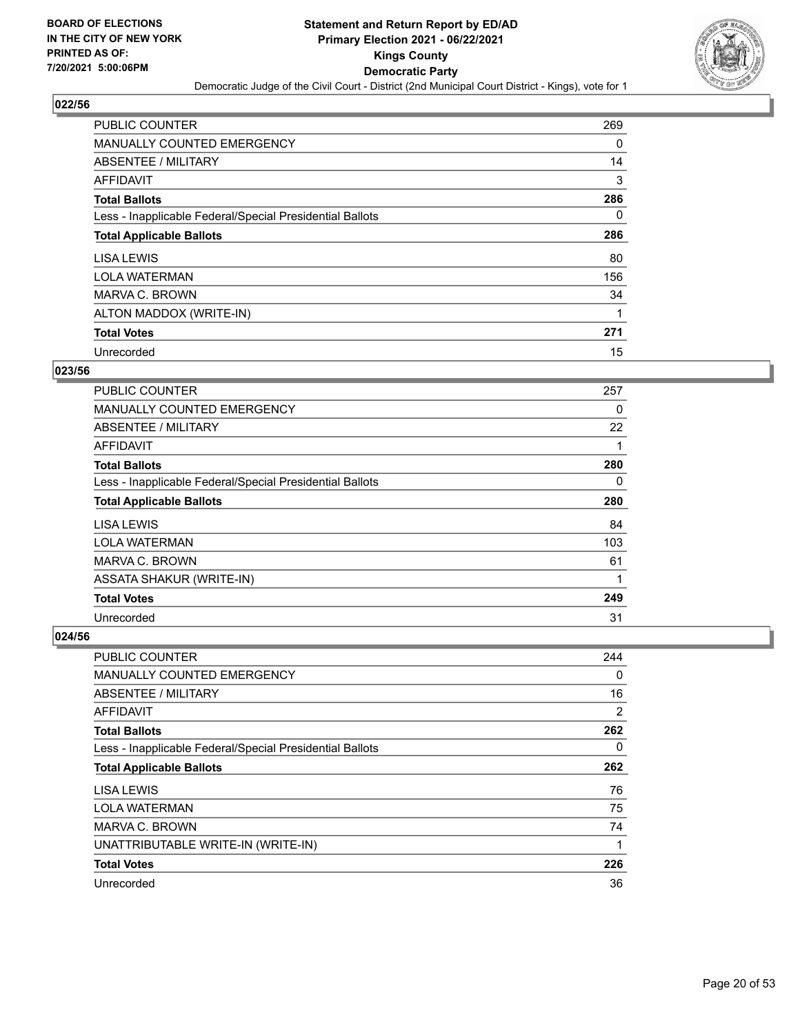## 022/56

| | |
|---|---|
| PUBLIC COUNTER | 269 |
| MANUALLY COUNTED EMERGENCY | 0 |
| ABSENTEE / MILITARY | 14 |
| AFFIDAVIT | 3 |
| **Total Ballots** | **286** |
| Less - Inapplicable Federal/Special Presidential Ballots | 0 |
| **Total Applicable Ballots** | **286** |
| LISA LEWIS | 80 |
| LOLA WATERMAN | 156 |
| MARVA C. BROWN | 34 |
| ALTON MADDOX (WRITE-IN) | 1 |
| **Total Votes** | **271** |
| Unrecorded | 15 |

## 023/56

| | |
|---|---|
| PUBLIC COUNTER | 257 |
| MANUALLY COUNTED EMERGENCY | 0 |
| ABSENTEE / MILITARY | 22 |
| AFFIDAVIT | 1 |
| **Total Ballots** | **280** |
| Less - Inapplicable Federal/Special Presidential Ballots | 0 |
| **Total Applicable Ballots** | **280** |
| LISA LEWIS | 84 |
| LOLA WATERMAN | 103 |
| MARVA C. BROWN | 61 |
| ASSATA SHAKUR (WRITE-IN) | 1 |
| **Total Votes** | **249** |
| Unrecorded | 31 |

## 024/56

| | |
|---|---|
| PUBLIC COUNTER | 244 |
| MANUALLY COUNTED EMERGENCY | 0 |
| ABSENTEE / MILITARY | 16 |
| AFFIDAVIT | 2 |
| **Total Ballots** | **262** |
| Less - Inapplicable Federal/Special Presidential Ballots | 0 |
| **Total Applicable Ballots** | **262** |
| LISA LEWIS | 76 |
| LOLA WATERMAN | 75 |
| MARVA C. BROWN | 74 |
| UNATTRIBUTABLE WRITE-IN (WRITE-IN) | 1 |
| **Total Votes** | **226** |
| Unrecorded | 36 |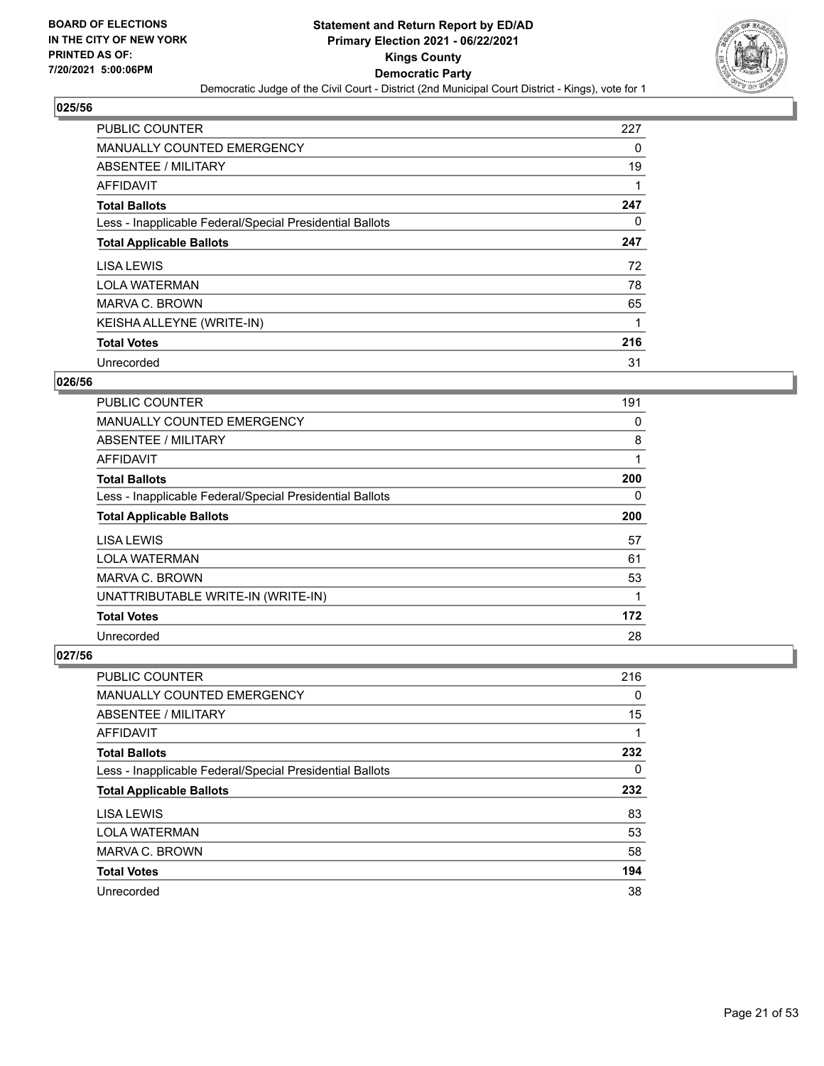## 025/56

| | |
|---|---|
| PUBLIC COUNTER | 227 |
| MANUALLY COUNTED EMERGENCY | 0 |
| ABSENTEE / MILITARY | 19 |
| AFFIDAVIT | 1 |
| **Total Ballots** | **247** |
| Less - Inapplicable Federal/Special Presidential Ballots | 0 |
| **Total Applicable Ballots** | **247** |
| LISA LEWIS | 72 |
| LOLA WATERMAN | 78 |
| MARVA C. BROWN | 65 |
| KEISHA ALLEYNE (WRITE-IN) | 1 |
| **Total Votes** | **216** |
| Unrecorded | 31 |

## 026/56

| | |
|---|---|
| PUBLIC COUNTER | 191 |
| MANUALLY COUNTED EMERGENCY | 0 |
| ABSENTEE / MILITARY | 8 |
| AFFIDAVIT | 1 |
| **Total Ballots** | **200** |
| Less - Inapplicable Federal/Special Presidential Ballots | 0 |
| **Total Applicable Ballots** | **200** |
| LISA LEWIS | 57 |
| LOLA WATERMAN | 61 |
| MARVA C. BROWN | 53 |
| UNATTRIBUTABLE WRITE-IN (WRITE-IN) | 1 |
| **Total Votes** | **172** |
| Unrecorded | 28 |

## 027/56

| | |
|---|---|
| PUBLIC COUNTER | 216 |
| MANUALLY COUNTED EMERGENCY | 0 |
| ABSENTEE / MILITARY | 15 |
| AFFIDAVIT | 1 |
| **Total Ballots** | **232** |
| Less - Inapplicable Federal/Special Presidential Ballots | 0 |
| **Total Applicable Ballots** | **232** |
| LISA LEWIS | 83 |
| LOLA WATERMAN | 53 |
| MARVA C. BROWN | 58 |
| **Total Votes** | **194** |
| Unrecorded | 38 |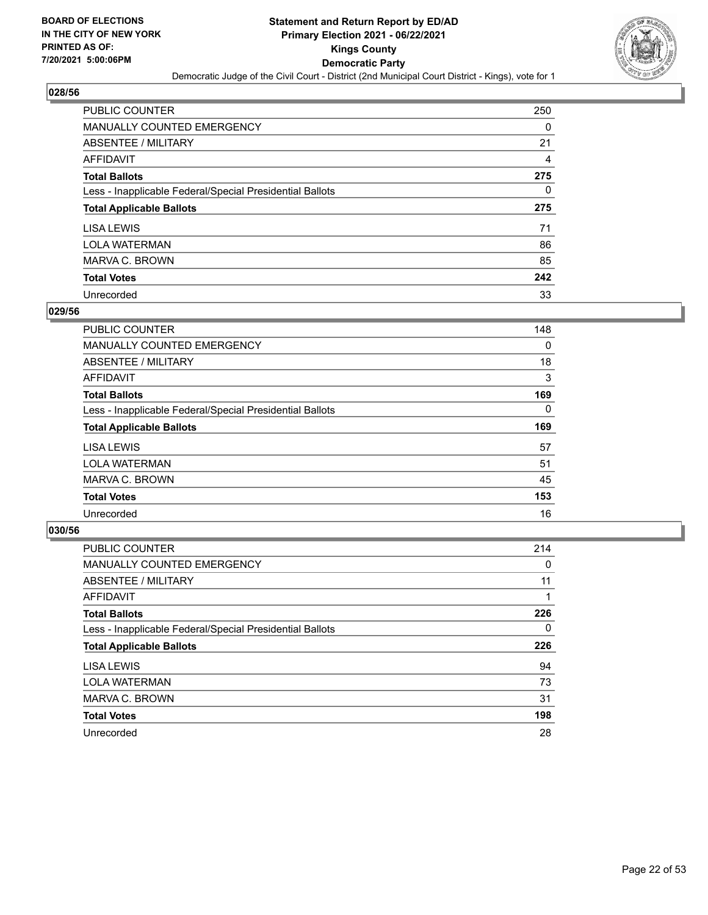**BOARD OF ELECTIONS IN THE CITY OF NEW YORK PRINTED AS OF: 7/20/2021 5:00:06PM**

**Statement and Return Report by ED/AD Primary Election 2021 - 06/22/2021 Kings County Democratic Party**

Democratic Judge of the Civil Court - District (2nd Municipal Court District - Kings), vote for 1

## 028/56

| | |
|---|---|
| PUBLIC COUNTER | 250 |
| MANUALLY COUNTED EMERGENCY | 0 |
| ABSENTEE / MILITARY | 21 |
| AFFIDAVIT | 4 |
| **Total Ballots** | **275** |
| Less - Inapplicable Federal/Special Presidential Ballots | 0 |
| **Total Applicable Ballots** | **275** |
| LISA LEWIS | 71 |
| LOLA WATERMAN | 86 |
| MARVA C. BROWN | 85 |
| **Total Votes** | **242** |
| Unrecorded | 33 |

## 029/56

| | |
|---|---|
| PUBLIC COUNTER | 148 |
| MANUALLY COUNTED EMERGENCY | 0 |
| ABSENTEE / MILITARY | 18 |
| AFFIDAVIT | 3 |
| **Total Ballots** | **169** |
| Less - Inapplicable Federal/Special Presidential Ballots | 0 |
| **Total Applicable Ballots** | **169** |
| LISA LEWIS | 57 |
| LOLA WATERMAN | 51 |
| MARVA C. BROWN | 45 |
| **Total Votes** | **153** |
| Unrecorded | 16 |

## 030/56

| | |
|---|---|
| PUBLIC COUNTER | 214 |
| MANUALLY COUNTED EMERGENCY | 0 |
| ABSENTEE / MILITARY | 11 |
| AFFIDAVIT | 1 |
| **Total Ballots** | **226** |
| Less - Inapplicable Federal/Special Presidential Ballots | 0 |
| **Total Applicable Ballots** | **226** |
| LISA LEWIS | 94 |
| LOLA WATERMAN | 73 |
| MARVA C. BROWN | 31 |
| **Total Votes** | **198** |
| Unrecorded | 28 |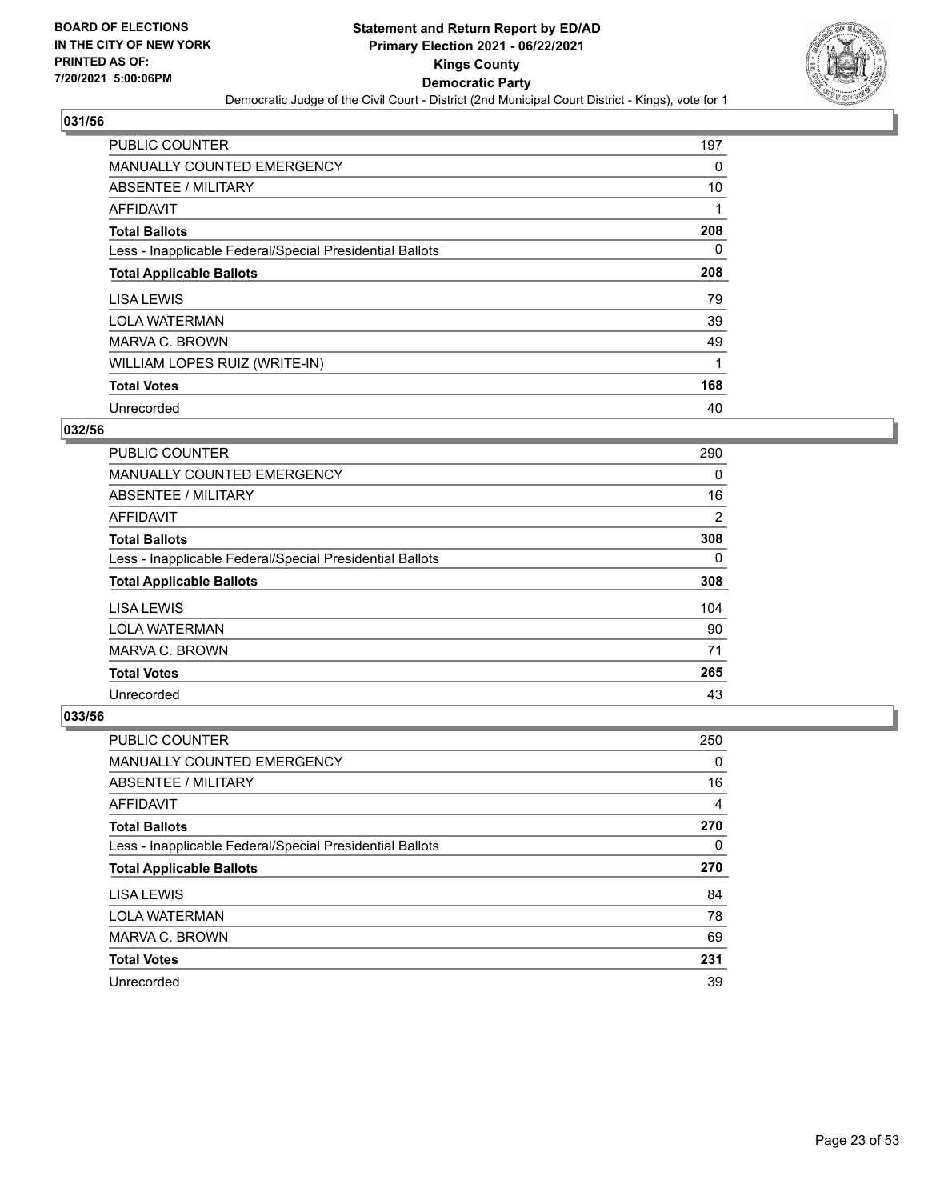**BOARD OF ELECTIONS IN THE CITY OF NEW YORK PRINTED AS OF: 7/20/2021 5:00:06PM**

# Statement and Return Report by ED/AD
## Primary Election 2021 - 06/22/2021
## Kings County
## Democratic Party
### Democratic Judge of the Civil Court - District (2nd Municipal Court District - Kings), vote for 1

### 031/56

| | |
|---|---|
| PUBLIC COUNTER | 197 |
| MANUALLY COUNTED EMERGENCY | 0 |
| ABSENTEE / MILITARY | 10 |
| AFFIDAVIT | 1 |
| **Total Ballots** | **208** |
| Less - Inapplicable Federal/Special Presidential Ballots | 0 |
| **Total Applicable Ballots** | **208** |
| LISA LEWIS | 79 |
| LOLA WATERMAN | 39 |
| MARVA C. BROWN | 49 |
| WILLIAM LOPES RUIZ (WRITE-IN) | 1 |
| **Total Votes** | **168** |
| Unrecorded | 40 |

### 032/56

| | |
|---|---|
| PUBLIC COUNTER | 290 |
| MANUALLY COUNTED EMERGENCY | 0 |
| ABSENTEE / MILITARY | 16 |
| AFFIDAVIT | 2 |
| **Total Ballots** | **308** |
| Less - Inapplicable Federal/Special Presidential Ballots | 0 |
| **Total Applicable Ballots** | **308** |
| LISA LEWIS | 104 |
| LOLA WATERMAN | 90 |
| MARVA C. BROWN | 71 |
| **Total Votes** | **265** |
| Unrecorded | 43 |

### 033/56

| | |
|---|---|
| PUBLIC COUNTER | 250 |
| MANUALLY COUNTED EMERGENCY | 0 |
| ABSENTEE / MILITARY | 16 |
| AFFIDAVIT | 4 |
| **Total Ballots** | **270** |
| Less - Inapplicable Federal/Special Presidential Ballots | 0 |
| **Total Applicable Ballots** | **270** |
| LISA LEWIS | 84 |
| LOLA WATERMAN | 78 |
| MARVA C. BROWN | 69 |
| **Total Votes** | **231** |
| Unrecorded | 39 |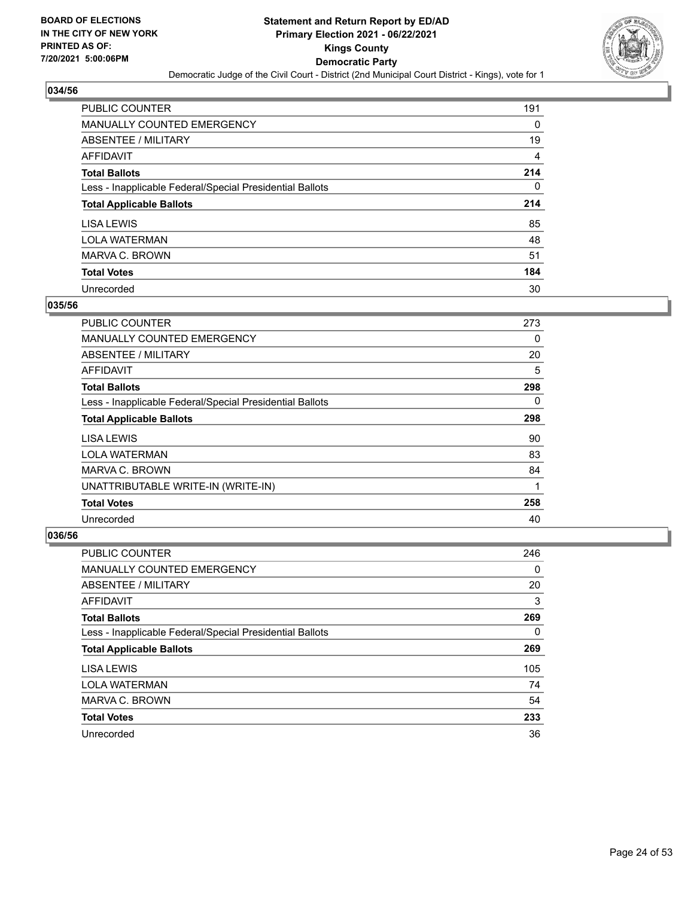## 034/56

| | |
|---|---|
| PUBLIC COUNTER | 191 |
| MANUALLY COUNTED EMERGENCY | 0 |
| ABSENTEE / MILITARY | 19 |
| AFFIDAVIT | 4 |
| **Total Ballots** | **214** |
| Less - Inapplicable Federal/Special Presidential Ballots | 0 |
| **Total Applicable Ballots** | **214** |
| LISA LEWIS | 85 |
| LOLA WATERMAN | 48 |
| MARVA C. BROWN | 51 |
| **Total Votes** | **184** |
| Unrecorded | 30 |

## 035/56

| | |
|---|---|
| PUBLIC COUNTER | 273 |
| MANUALLY COUNTED EMERGENCY | 0 |
| ABSENTEE / MILITARY | 20 |
| AFFIDAVIT | 5 |
| **Total Ballots** | **298** |
| Less - Inapplicable Federal/Special Presidential Ballots | 0 |
| **Total Applicable Ballots** | **298** |
| LISA LEWIS | 90 |
| LOLA WATERMAN | 83 |
| MARVA C. BROWN | 84 |
| UNATTRIBUTABLE WRITE-IN (WRITE-IN) | 1 |
| **Total Votes** | **258** |
| Unrecorded | 40 |

## 036/56

| | |
|---|---|
| PUBLIC COUNTER | 246 |
| MANUALLY COUNTED EMERGENCY | 0 |
| ABSENTEE / MILITARY | 20 |
| AFFIDAVIT | 3 |
| **Total Ballots** | **269** |
| Less - Inapplicable Federal/Special Presidential Ballots | 0 |
| **Total Applicable Ballots** | **269** |
| LISA LEWIS | 105 |
| LOLA WATERMAN | 74 |
| MARVA C. BROWN | 54 |
| **Total Votes** | **233** |
| Unrecorded | 36 |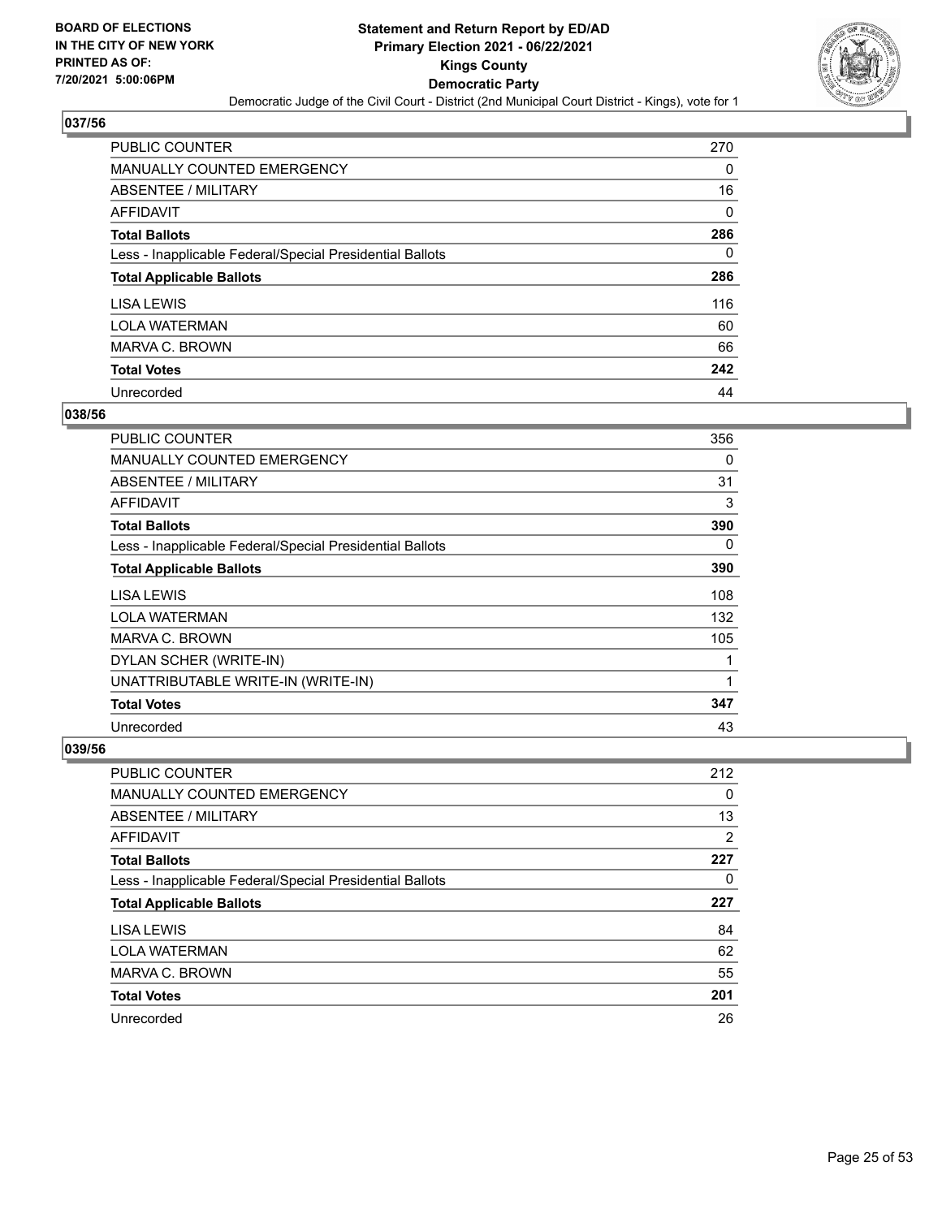**BOARD OF ELECTIONS IN THE CITY OF NEW YORK PRINTED AS OF: 7/20/2021 5:00:06PM**

**Statement and Return Report by ED/AD Primary Election 2021 - 06/22/2021 Kings County Democratic Party**

Democratic Judge of the Civil Court - District (2nd Municipal Court District - Kings), vote for 1

## 037/56

| | |
|---|---|
| PUBLIC COUNTER | 270 |
| MANUALLY COUNTED EMERGENCY | 0 |
| ABSENTEE / MILITARY | 16 |
| AFFIDAVIT | 0 |
| **Total Ballots** | **286** |
| Less - Inapplicable Federal/Special Presidential Ballots | 0 |
| **Total Applicable Ballots** | **286** |
| LISA LEWIS | 116 |
| LOLA WATERMAN | 60 |
| MARVA C. BROWN | 66 |
| **Total Votes** | **242** |
| Unrecorded | 44 |

## 038/56

| | |
|---|---|
| PUBLIC COUNTER | 356 |
| MANUALLY COUNTED EMERGENCY | 0 |
| ABSENTEE / MILITARY | 31 |
| AFFIDAVIT | 3 |
| **Total Ballots** | **390** |
| Less - Inapplicable Federal/Special Presidential Ballots | 0 |
| **Total Applicable Ballots** | **390** |
| LISA LEWIS | 108 |
| LOLA WATERMAN | 132 |
| MARVA C. BROWN | 105 |
| DYLAN SCHER (WRITE-IN) | 1 |
| UNATTRIBUTABLE WRITE-IN (WRITE-IN) | 1 |
| **Total Votes** | **347** |
| Unrecorded | 43 |

## 039/56

| | |
|---|---|
| PUBLIC COUNTER | 212 |
| MANUALLY COUNTED EMERGENCY | 0 |
| ABSENTEE / MILITARY | 13 |
| AFFIDAVIT | 2 |
| **Total Ballots** | **227** |
| Less - Inapplicable Federal/Special Presidential Ballots | 0 |
| **Total Applicable Ballots** | **227** |
| LISA LEWIS | 84 |
| LOLA WATERMAN | 62 |
| MARVA C. BROWN | 55 |
| **Total Votes** | **201** |
| Unrecorded | 26 |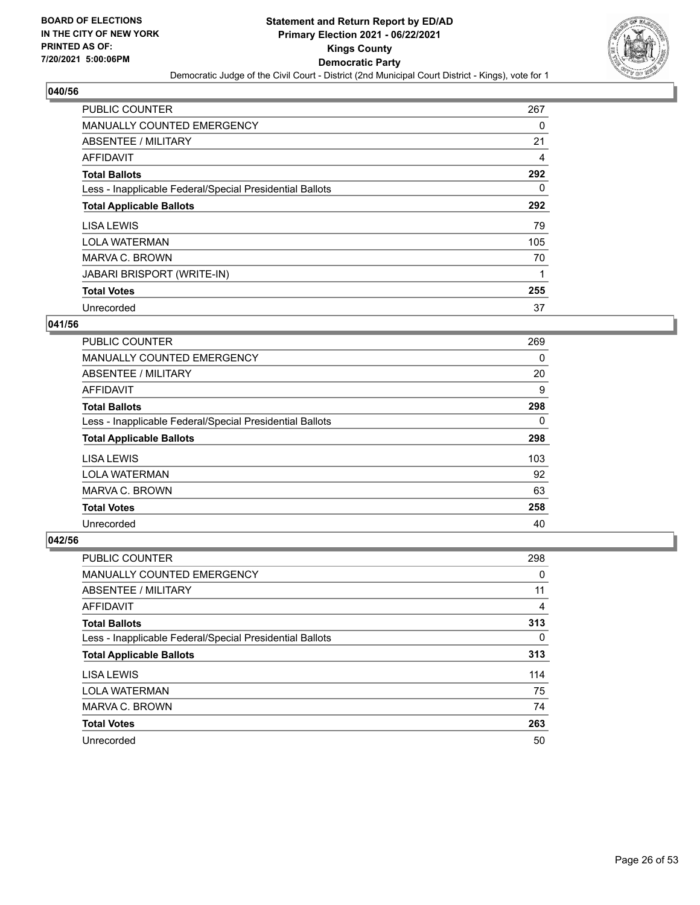**BOARD OF ELECTIONS IN THE CITY OF NEW YORK PRINTED AS OF: 7/20/2021 5:00:06PM**

**Statement and Return Report by ED/AD Primary Election 2021 - 06/22/2021 Kings County Democratic Party**

Democratic Judge of the Civil Court - District (2nd Municipal Court District - Kings), vote for 1

## 040/56

| | |
|---|---|
| PUBLIC COUNTER | 267 |
| MANUALLY COUNTED EMERGENCY | 0 |
| ABSENTEE / MILITARY | 21 |
| AFFIDAVIT | 4 |
| **Total Ballots** | **292** |
| Less - Inapplicable Federal/Special Presidential Ballots | 0 |
| **Total Applicable Ballots** | **292** |
| LISA LEWIS | 79 |
| LOLA WATERMAN | 105 |
| MARVA C. BROWN | 70 |
| JABARI BRISPORT (WRITE-IN) | 1 |
| **Total Votes** | **255** |
| Unrecorded | 37 |

## 041/56

| | |
|---|---|
| PUBLIC COUNTER | 269 |
| MANUALLY COUNTED EMERGENCY | 0 |
| ABSENTEE / MILITARY | 20 |
| AFFIDAVIT | 9 |
| **Total Ballots** | **298** |
| Less - Inapplicable Federal/Special Presidential Ballots | 0 |
| **Total Applicable Ballots** | **298** |
| LISA LEWIS | 103 |
| LOLA WATERMAN | 92 |
| MARVA C. BROWN | 63 |
| **Total Votes** | **258** |
| Unrecorded | 40 |

## 042/56

| | |
|---|---|
| PUBLIC COUNTER | 298 |
| MANUALLY COUNTED EMERGENCY | 0 |
| ABSENTEE / MILITARY | 11 |
| AFFIDAVIT | 4 |
| **Total Ballots** | **313** |
| Less - Inapplicable Federal/Special Presidential Ballots | 0 |
| **Total Applicable Ballots** | **313** |
| LISA LEWIS | 114 |
| LOLA WATERMAN | 75 |
| MARVA C. BROWN | 74 |
| **Total Votes** | **263** |
| Unrecorded | 50 |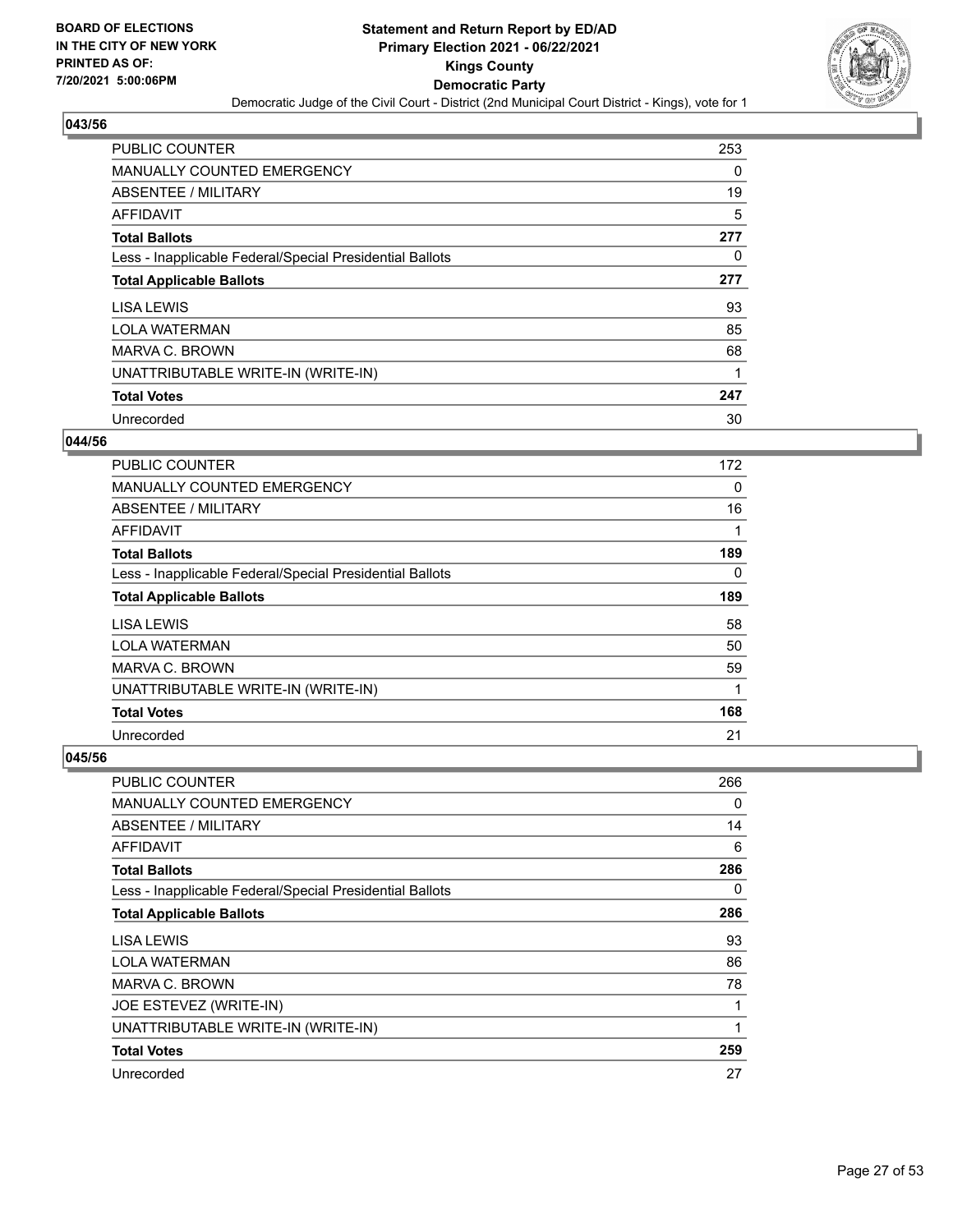## 043/56

| | |
|---|---|
| PUBLIC COUNTER | 253 |
| MANUALLY COUNTED EMERGENCY | 0 |
| ABSENTEE / MILITARY | 19 |
| AFFIDAVIT | 5 |
| **Total Ballots** | **277** |
| Less - Inapplicable Federal/Special Presidential Ballots | 0 |
| **Total Applicable Ballots** | **277** |
| LISA LEWIS | 93 |
| LOLA WATERMAN | 85 |
| MARVA C. BROWN | 68 |
| UNATTRIBUTABLE WRITE-IN (WRITE-IN) | 1 |
| **Total Votes** | **247** |
| Unrecorded | 30 |

## 044/56

| | |
|---|---|
| PUBLIC COUNTER | 172 |
| MANUALLY COUNTED EMERGENCY | 0 |
| ABSENTEE / MILITARY | 16 |
| AFFIDAVIT | 1 |
| **Total Ballots** | **189** |
| Less - Inapplicable Federal/Special Presidential Ballots | 0 |
| **Total Applicable Ballots** | **189** |
| LISA LEWIS | 58 |
| LOLA WATERMAN | 50 |
| MARVA C. BROWN | 59 |
| UNATTRIBUTABLE WRITE-IN (WRITE-IN) | 1 |
| **Total Votes** | **168** |
| Unrecorded | 21 |

## 045/56

| | |
|---|---|
| PUBLIC COUNTER | 266 |
| MANUALLY COUNTED EMERGENCY | 0 |
| ABSENTEE / MILITARY | 14 |
| AFFIDAVIT | 6 |
| **Total Ballots** | **286** |
| Less - Inapplicable Federal/Special Presidential Ballots | 0 |
| **Total Applicable Ballots** | **286** |
| LISA LEWIS | 93 |
| LOLA WATERMAN | 86 |
| MARVA C. BROWN | 78 |
| JOE ESTEVEZ (WRITE-IN) | 1 |
| UNATTRIBUTABLE WRITE-IN (WRITE-IN) | 1 |
| **Total Votes** | **259** |
| Unrecorded | 27 |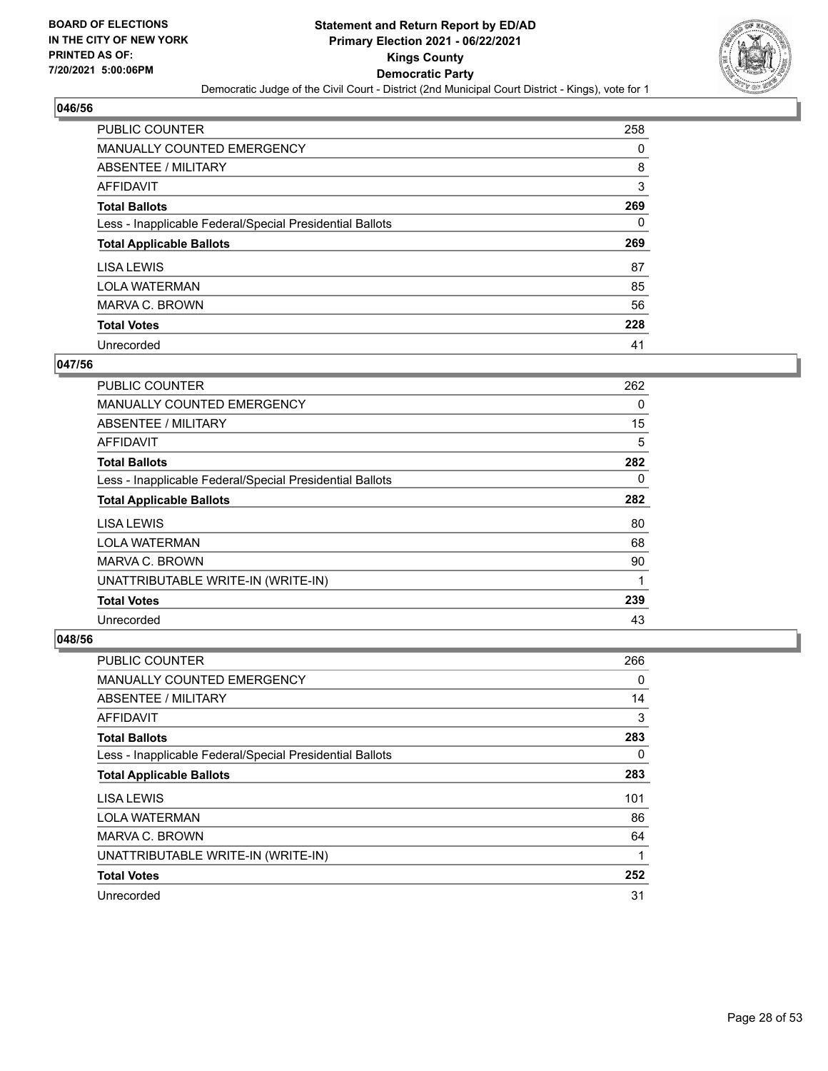**BOARD OF ELECTIONS IN THE CITY OF NEW YORK PRINTED AS OF: 7/20/2021 5:00:06PM**

# Statement and Return Report by ED/AD
## Primary Election 2021 - 06/22/2021
## Kings County
## Democratic Party
### Democratic Judge of the Civil Court - District (2nd Municipal Court District - Kings), vote for 1

### 046/56

| | |
|---|---|
| PUBLIC COUNTER | 258 |
| MANUALLY COUNTED EMERGENCY | 0 |
| ABSENTEE / MILITARY | 8 |
| AFFIDAVIT | 3 |
| **Total Ballots** | **269** |
| Less - Inapplicable Federal/Special Presidential Ballots | 0 |
| **Total Applicable Ballots** | **269** |
| LISA LEWIS | 87 |
| LOLA WATERMAN | 85 |
| MARVA C. BROWN | 56 |
| **Total Votes** | **228** |
| Unrecorded | 41 |

### 047/56

| | |
|---|---|
| PUBLIC COUNTER | 262 |
| MANUALLY COUNTED EMERGENCY | 0 |
| ABSENTEE / MILITARY | 15 |
| AFFIDAVIT | 5 |
| **Total Ballots** | **282** |
| Less - Inapplicable Federal/Special Presidential Ballots | 0 |
| **Total Applicable Ballots** | **282** |
| LISA LEWIS | 80 |
| LOLA WATERMAN | 68 |
| MARVA C. BROWN | 90 |
| UNATTRIBUTABLE WRITE-IN (WRITE-IN) | 1 |
| **Total Votes** | **239** |
| Unrecorded | 43 |

### 048/56

| | |
|---|---|
| PUBLIC COUNTER | 266 |
| MANUALLY COUNTED EMERGENCY | 0 |
| ABSENTEE / MILITARY | 14 |
| AFFIDAVIT | 3 |
| **Total Ballots** | **283** |
| Less - Inapplicable Federal/Special Presidential Ballots | 0 |
| **Total Applicable Ballots** | **283** |
| LISA LEWIS | 101 |
| LOLA WATERMAN | 86 |
| MARVA C. BROWN | 64 |
| UNATTRIBUTABLE WRITE-IN (WRITE-IN) | 1 |
| **Total Votes** | **252** |
| Unrecorded | 31 |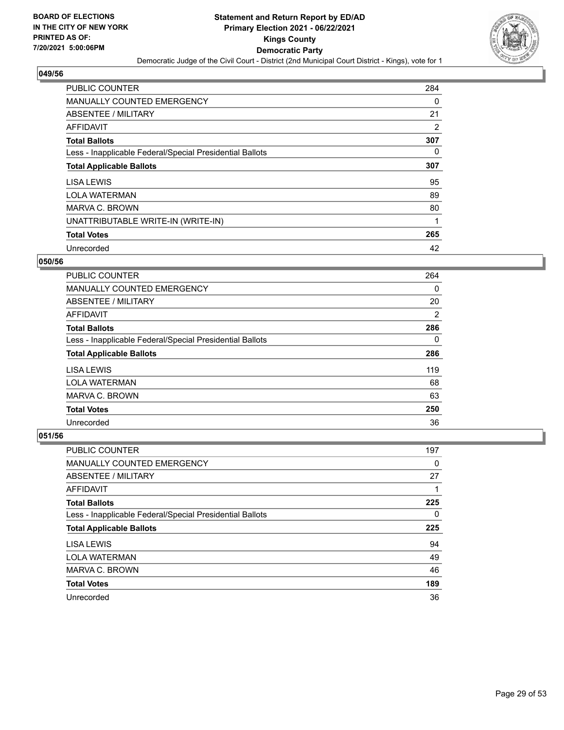**BOARD OF ELECTIONS IN THE CITY OF NEW YORK PRINTED AS OF: 7/20/2021 5:00:06PM**

**Statement and Return Report by ED/AD**
**Primary Election 2021 - 06/22/2021**
**Kings County**
**Democratic Party**
Democratic Judge of the Civil Court - District (2nd Municipal Court District - Kings), vote for 1

### 049/56

| | |
|---|---|
| PUBLIC COUNTER | 284 |
| MANUALLY COUNTED EMERGENCY | 0 |
| ABSENTEE / MILITARY | 21 |
| AFFIDAVIT | 2 |
| **Total Ballots** | **307** |
| Less - Inapplicable Federal/Special Presidential Ballots | 0 |
| **Total Applicable Ballots** | **307** |
| LISA LEWIS | 95 |
| LOLA WATERMAN | 89 |
| MARVA C. BROWN | 80 |
| UNATTRIBUTABLE WRITE-IN (WRITE-IN) | 1 |
| **Total Votes** | **265** |
| Unrecorded | 42 |

### 050/56

| | |
|---|---|
| PUBLIC COUNTER | 264 |
| MANUALLY COUNTED EMERGENCY | 0 |
| ABSENTEE / MILITARY | 20 |
| AFFIDAVIT | 2 |
| **Total Ballots** | **286** |
| Less - Inapplicable Federal/Special Presidential Ballots | 0 |
| **Total Applicable Ballots** | **286** |
| LISA LEWIS | 119 |
| LOLA WATERMAN | 68 |
| MARVA C. BROWN | 63 |
| **Total Votes** | **250** |
| Unrecorded | 36 |

### 051/56

| | |
|---|---|
| PUBLIC COUNTER | 197 |
| MANUALLY COUNTED EMERGENCY | 0 |
| ABSENTEE / MILITARY | 27 |
| AFFIDAVIT | 1 |
| **Total Ballots** | **225** |
| Less - Inapplicable Federal/Special Presidential Ballots | 0 |
| **Total Applicable Ballots** | **225** |
| LISA LEWIS | 94 |
| LOLA WATERMAN | 49 |
| MARVA C. BROWN | 46 |
| **Total Votes** | **189** |
| Unrecorded | 36 |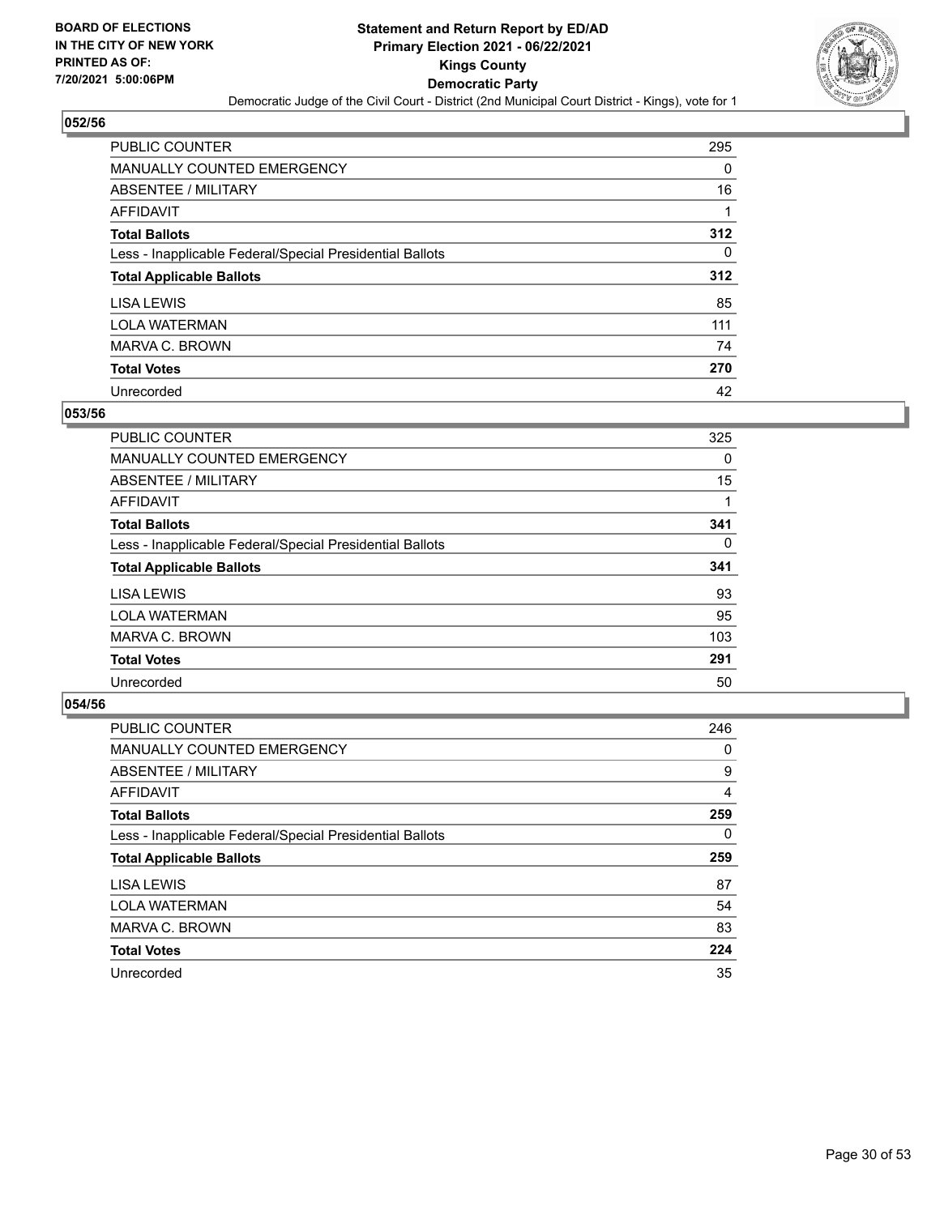**BOARD OF ELECTIONS IN THE CITY OF NEW YORK PRINTED AS OF: 7/20/2021 5:00:06PM**

**Statement and Return Report by ED/AD Primary Election 2021 - 06/22/2021 Kings County Democratic Party**

Democratic Judge of the Civil Court - District (2nd Municipal Court District - Kings), vote for 1

### 052/56

| | |
|---|---|
| PUBLIC COUNTER | 295 |
| MANUALLY COUNTED EMERGENCY | 0 |
| ABSENTEE / MILITARY | 16 |
| AFFIDAVIT | 1 |
| **Total Ballots** | **312** |
| Less - Inapplicable Federal/Special Presidential Ballots | 0 |
| **Total Applicable Ballots** | **312** |
| LISA LEWIS | 85 |
| LOLA WATERMAN | 111 |
| MARVA C. BROWN | 74 |
| **Total Votes** | **270** |
| Unrecorded | 42 |

### 053/56

| | |
|---|---|
| PUBLIC COUNTER | 325 |
| MANUALLY COUNTED EMERGENCY | 0 |
| ABSENTEE / MILITARY | 15 |
| AFFIDAVIT | 1 |
| **Total Ballots** | **341** |
| Less - Inapplicable Federal/Special Presidential Ballots | 0 |
| **Total Applicable Ballots** | **341** |
| LISA LEWIS | 93 |
| LOLA WATERMAN | 95 |
| MARVA C. BROWN | 103 |
| **Total Votes** | **291** |
| Unrecorded | 50 |

### 054/56

| | |
|---|---|
| PUBLIC COUNTER | 246 |
| MANUALLY COUNTED EMERGENCY | 0 |
| ABSENTEE / MILITARY | 9 |
| AFFIDAVIT | 4 |
| **Total Ballots** | **259** |
| Less - Inapplicable Federal/Special Presidential Ballots | 0 |
| **Total Applicable Ballots** | **259** |
| LISA LEWIS | 87 |
| LOLA WATERMAN | 54 |
| MARVA C. BROWN | 83 |
| **Total Votes** | **224** |
| Unrecorded | 35 |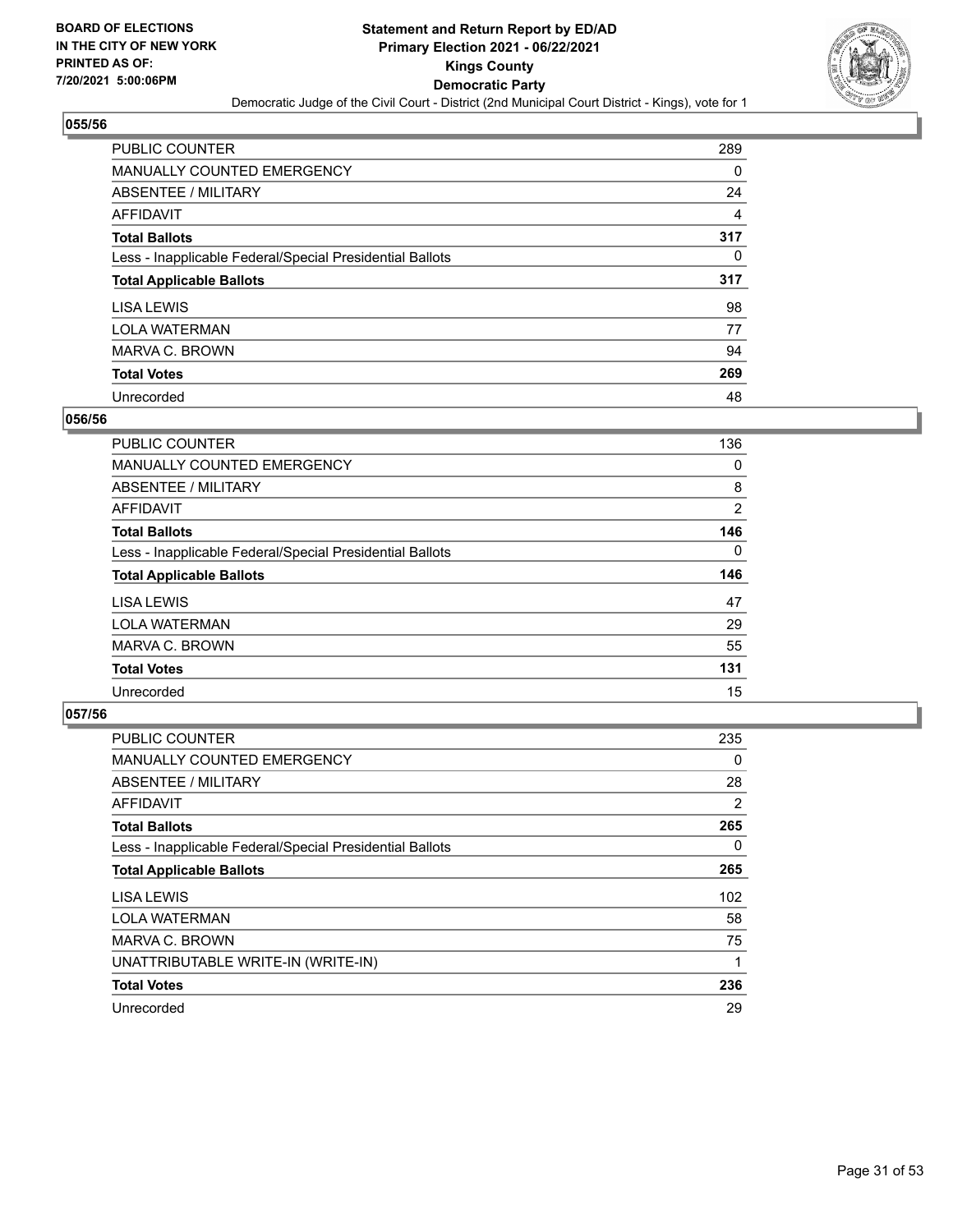## 055/56

| | |
|---|---|
| PUBLIC COUNTER | 289 |
| MANUALLY COUNTED EMERGENCY | 0 |
| ABSENTEE / MILITARY | 24 |
| AFFIDAVIT | 4 |
| **Total Ballots** | **317** |
| Less - Inapplicable Federal/Special Presidential Ballots | 0 |
| **Total Applicable Ballots** | **317** |
| LISA LEWIS | 98 |
| LOLA WATERMAN | 77 |
| MARVA C. BROWN | 94 |
| **Total Votes** | **269** |
| Unrecorded | 48 |

## 056/56

| | |
|---|---|
| PUBLIC COUNTER | 136 |
| MANUALLY COUNTED EMERGENCY | 0 |
| ABSENTEE / MILITARY | 8 |
| AFFIDAVIT | 2 |
| **Total Ballots** | **146** |
| Less - Inapplicable Federal/Special Presidential Ballots | 0 |
| **Total Applicable Ballots** | **146** |
| LISA LEWIS | 47 |
| LOLA WATERMAN | 29 |
| MARVA C. BROWN | 55 |
| **Total Votes** | **131** |
| Unrecorded | 15 |

## 057/56

| | |
|---|---|
| PUBLIC COUNTER | 235 |
| MANUALLY COUNTED EMERGENCY | 0 |
| ABSENTEE / MILITARY | 28 |
| AFFIDAVIT | 2 |
| **Total Ballots** | **265** |
| Less - Inapplicable Federal/Special Presidential Ballots | 0 |
| **Total Applicable Ballots** | **265** |
| LISA LEWIS | 102 |
| LOLA WATERMAN | 58 |
| MARVA C. BROWN | 75 |
| UNATTRIBUTABLE WRITE-IN (WRITE-IN) | 1 |
| **Total Votes** | **236** |
| Unrecorded | 29 |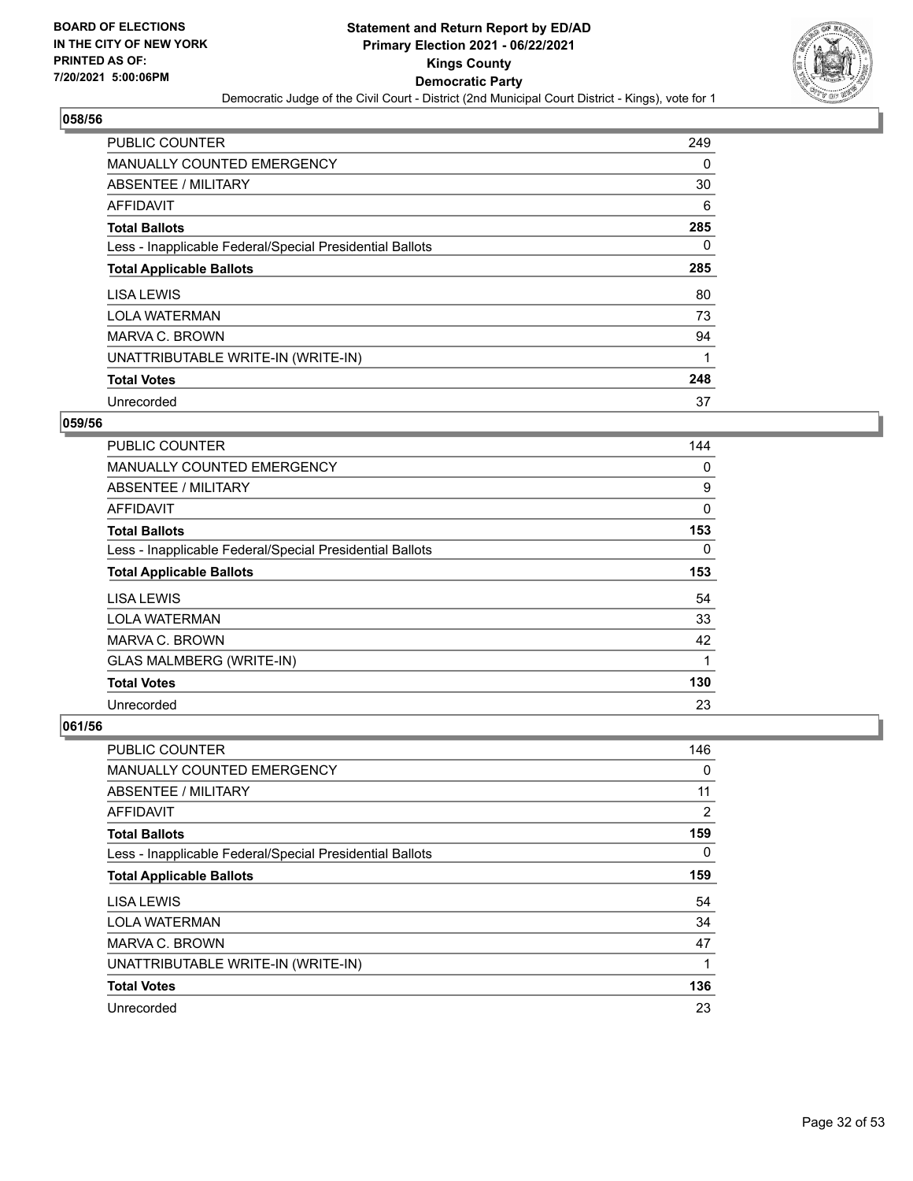**Statement and Return Report by ED/AD**
**Primary Election 2021 - 06/22/2021**
**Kings County**
**Democratic Party**
Democratic Judge of the Civil Court - District (2nd Municipal Court District - Kings), vote for 1

BOARD OF ELECTIONS IN THE CITY OF NEW YORK PRINTED AS OF: 7/20/2021 5:00:06PM

## 058/56

| | |
|---|---|
| PUBLIC COUNTER | 249 |
| MANUALLY COUNTED EMERGENCY | 0 |
| ABSENTEE / MILITARY | 30 |
| AFFIDAVIT | 6 |
| **Total Ballots** | **285** |
| Less - Inapplicable Federal/Special Presidential Ballots | 0 |
| **Total Applicable Ballots** | **285** |
| LISA LEWIS | 80 |
| LOLA WATERMAN | 73 |
| MARVA C. BROWN | 94 |
| UNATTRIBUTABLE WRITE-IN (WRITE-IN) | 1 |
| **Total Votes** | **248** |
| Unrecorded | 37 |

## 059/56

| | |
|---|---|
| PUBLIC COUNTER | 144 |
| MANUALLY COUNTED EMERGENCY | 0 |
| ABSENTEE / MILITARY | 9 |
| AFFIDAVIT | 0 |
| **Total Ballots** | **153** |
| Less - Inapplicable Federal/Special Presidential Ballots | 0 |
| **Total Applicable Ballots** | **153** |
| LISA LEWIS | 54 |
| LOLA WATERMAN | 33 |
| MARVA C. BROWN | 42 |
| GLAS MALMBERG (WRITE-IN) | 1 |
| **Total Votes** | **130** |
| Unrecorded | 23 |

## 061/56

| | |
|---|---|
| PUBLIC COUNTER | 146 |
| MANUALLY COUNTED EMERGENCY | 0 |
| ABSENTEE / MILITARY | 11 |
| AFFIDAVIT | 2 |
| **Total Ballots** | **159** |
| Less - Inapplicable Federal/Special Presidential Ballots | 0 |
| **Total Applicable Ballots** | **159** |
| LISA LEWIS | 54 |
| LOLA WATERMAN | 34 |
| MARVA C. BROWN | 47 |
| UNATTRIBUTABLE WRITE-IN (WRITE-IN) | 1 |
| **Total Votes** | **136** |
| Unrecorded | 23 |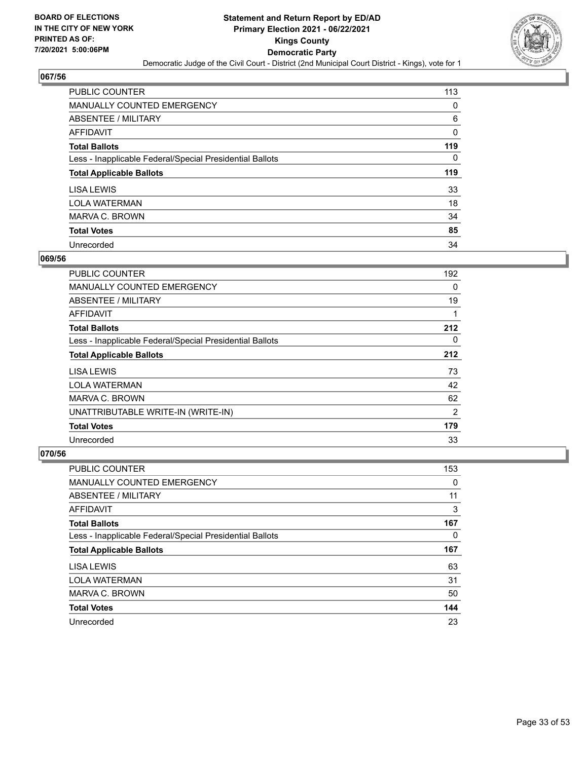BOARD OF ELECTIONS
IN THE CITY OF NEW YORK
PRINTED AS OF:
7/20/2021 5:00:06PM

**Statement and Return Report by ED/AD**
**Primary Election 2021 - 06/22/2021**
**Kings County**
**Democratic Party**
Democratic Judge of the Civil Court - District (2nd Municipal Court District - Kings), vote for 1

## 067/56

| | |
|---|---|
| PUBLIC COUNTER | 113 |
| MANUALLY COUNTED EMERGENCY | 0 |
| ABSENTEE / MILITARY | 6 |
| AFFIDAVIT | 0 |
| **Total Ballots** | **119** |
| Less - Inapplicable Federal/Special Presidential Ballots | 0 |
| **Total Applicable Ballots** | **119** |
| LISA LEWIS | 33 |
| LOLA WATERMAN | 18 |
| MARVA C. BROWN | 34 |
| **Total Votes** | **85** |
| Unrecorded | 34 |

## 069/56

| | |
|---|---|
| PUBLIC COUNTER | 192 |
| MANUALLY COUNTED EMERGENCY | 0 |
| ABSENTEE / MILITARY | 19 |
| AFFIDAVIT | 1 |
| **Total Ballots** | **212** |
| Less - Inapplicable Federal/Special Presidential Ballots | 0 |
| **Total Applicable Ballots** | **212** |
| LISA LEWIS | 73 |
| LOLA WATERMAN | 42 |
| MARVA C. BROWN | 62 |
| UNATTRIBUTABLE WRITE-IN (WRITE-IN) | 2 |
| **Total Votes** | **179** |
| Unrecorded | 33 |

## 070/56

| | |
|---|---|
| PUBLIC COUNTER | 153 |
| MANUALLY COUNTED EMERGENCY | 0 |
| ABSENTEE / MILITARY | 11 |
| AFFIDAVIT | 3 |
| **Total Ballots** | **167** |
| Less - Inapplicable Federal/Special Presidential Ballots | 0 |
| **Total Applicable Ballots** | **167** |
| LISA LEWIS | 63 |
| LOLA WATERMAN | 31 |
| MARVA C. BROWN | 50 |
| **Total Votes** | **144** |
| Unrecorded | 23 |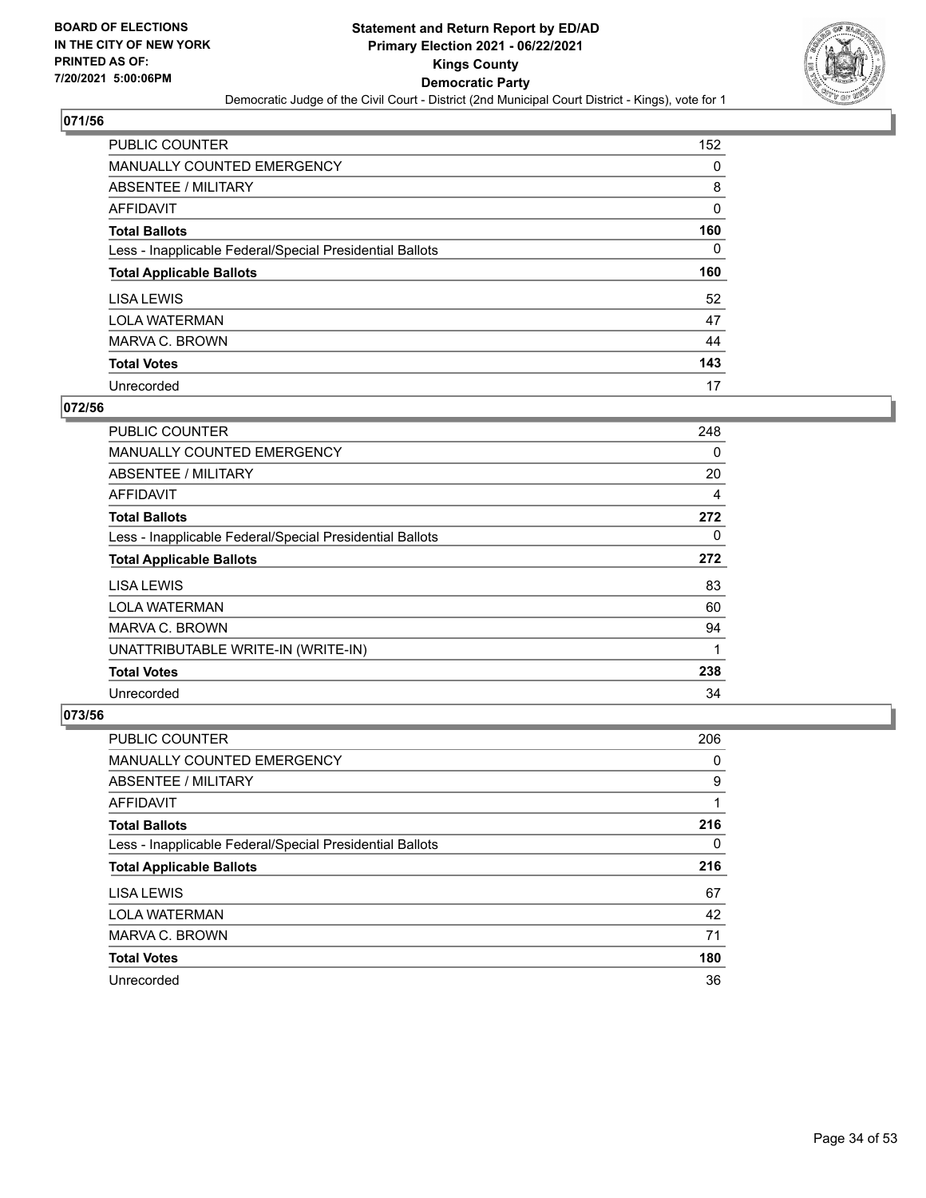## 071/56

| | |
|---|---|
| PUBLIC COUNTER | 152 |
| MANUALLY COUNTED EMERGENCY | 0 |
| ABSENTEE / MILITARY | 8 |
| AFFIDAVIT | 0 |
| **Total Ballots** | **160** |
| Less - Inapplicable Federal/Special Presidential Ballots | 0 |
| **Total Applicable Ballots** | **160** |
| LISA LEWIS | 52 |
| LOLA WATERMAN | 47 |
| MARVA C. BROWN | 44 |
| **Total Votes** | **143** |
| Unrecorded | 17 |

## 072/56

| | |
|---|---|
| PUBLIC COUNTER | 248 |
| MANUALLY COUNTED EMERGENCY | 0 |
| ABSENTEE / MILITARY | 20 |
| AFFIDAVIT | 4 |
| **Total Ballots** | **272** |
| Less - Inapplicable Federal/Special Presidential Ballots | 0 |
| **Total Applicable Ballots** | **272** |
| LISA LEWIS | 83 |
| LOLA WATERMAN | 60 |
| MARVA C. BROWN | 94 |
| UNATTRIBUTABLE WRITE-IN (WRITE-IN) | 1 |
| **Total Votes** | **238** |
| Unrecorded | 34 |

## 073/56

| | |
|---|---|
| PUBLIC COUNTER | 206 |
| MANUALLY COUNTED EMERGENCY | 0 |
| ABSENTEE / MILITARY | 9 |
| AFFIDAVIT | 1 |
| **Total Ballots** | **216** |
| Less - Inapplicable Federal/Special Presidential Ballots | 0 |
| **Total Applicable Ballots** | **216** |
| LISA LEWIS | 67 |
| LOLA WATERMAN | 42 |
| MARVA C. BROWN | 71 |
| **Total Votes** | **180** |
| Unrecorded | 36 |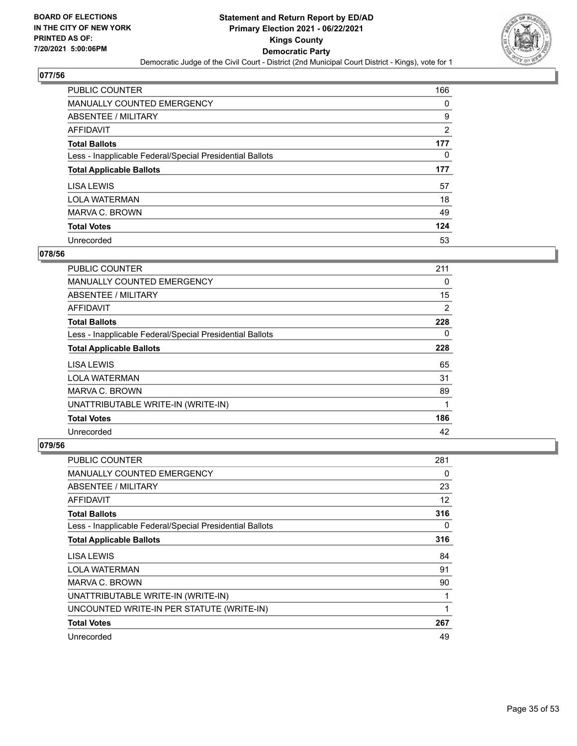## 077/56

| | |
|---|---|
| PUBLIC COUNTER | 166 |
| MANUALLY COUNTED EMERGENCY | 0 |
| ABSENTEE / MILITARY | 9 |
| AFFIDAVIT | 2 |
| **Total Ballots** | **177** |
| Less - Inapplicable Federal/Special Presidential Ballots | 0 |
| **Total Applicable Ballots** | **177** |
| LISA LEWIS | 57 |
| LOLA WATERMAN | 18 |
| MARVA C. BROWN | 49 |
| **Total Votes** | **124** |
| Unrecorded | 53 |

## 078/56

| | |
|---|---|
| PUBLIC COUNTER | 211 |
| MANUALLY COUNTED EMERGENCY | 0 |
| ABSENTEE / MILITARY | 15 |
| AFFIDAVIT | 2 |
| **Total Ballots** | **228** |
| Less - Inapplicable Federal/Special Presidential Ballots | 0 |
| **Total Applicable Ballots** | **228** |
| LISA LEWIS | 65 |
| LOLA WATERMAN | 31 |
| MARVA C. BROWN | 89 |
| UNATTRIBUTABLE WRITE-IN (WRITE-IN) | 1 |
| **Total Votes** | **186** |
| Unrecorded | 42 |

## 079/56

| | |
|---|---|
| PUBLIC COUNTER | 281 |
| MANUALLY COUNTED EMERGENCY | 0 |
| ABSENTEE / MILITARY | 23 |
| AFFIDAVIT | 12 |
| **Total Ballots** | **316** |
| Less - Inapplicable Federal/Special Presidential Ballots | 0 |
| **Total Applicable Ballots** | **316** |
| LISA LEWIS | 84 |
| LOLA WATERMAN | 91 |
| MARVA C. BROWN | 90 |
| UNATTRIBUTABLE WRITE-IN (WRITE-IN) | 1 |
| UNCOUNTED WRITE-IN PER STATUTE (WRITE-IN) | 1 |
| **Total Votes** | **267** |
| Unrecorded | 49 |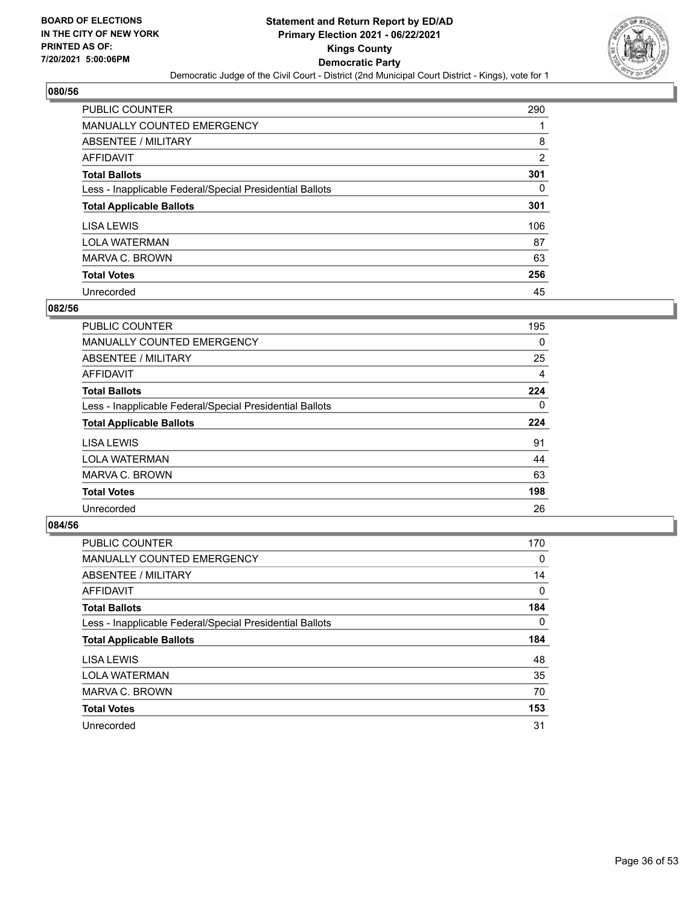**BOARD OF ELECTIONS IN THE CITY OF NEW YORK PRINTED AS OF: 7/20/2021 5:00:06PM**

**Statement and Return Report by ED/AD Primary Election 2021 - 06/22/2021 Kings County Democratic Party**

Democratic Judge of the Civil Court - District (2nd Municipal Court District - Kings), vote for 1

## 080/56

| | |
|---|---|
| PUBLIC COUNTER | 290 |
| MANUALLY COUNTED EMERGENCY | 1 |
| ABSENTEE / MILITARY | 8 |
| AFFIDAVIT | 2 |
| **Total Ballots** | **301** |
| Less - Inapplicable Federal/Special Presidential Ballots | 0 |
| **Total Applicable Ballots** | **301** |
| LISA LEWIS | 106 |
| LOLA WATERMAN | 87 |
| MARVA C. BROWN | 63 |
| **Total Votes** | **256** |
| Unrecorded | 45 |

## 082/56

| | |
|---|---|
| PUBLIC COUNTER | 195 |
| MANUALLY COUNTED EMERGENCY | 0 |
| ABSENTEE / MILITARY | 25 |
| AFFIDAVIT | 4 |
| **Total Ballots** | **224** |
| Less - Inapplicable Federal/Special Presidential Ballots | 0 |
| **Total Applicable Ballots** | **224** |
| LISA LEWIS | 91 |
| LOLA WATERMAN | 44 |
| MARVA C. BROWN | 63 |
| **Total Votes** | **198** |
| Unrecorded | 26 |

## 084/56

| | |
|---|---|
| PUBLIC COUNTER | 170 |
| MANUALLY COUNTED EMERGENCY | 0 |
| ABSENTEE / MILITARY | 14 |
| AFFIDAVIT | 0 |
| **Total Ballots** | **184** |
| Less - Inapplicable Federal/Special Presidential Ballots | 0 |
| **Total Applicable Ballots** | **184** |
| LISA LEWIS | 48 |
| LOLA WATERMAN | 35 |
| MARVA C. BROWN | 70 |
| **Total Votes** | **153** |
| Unrecorded | 31 |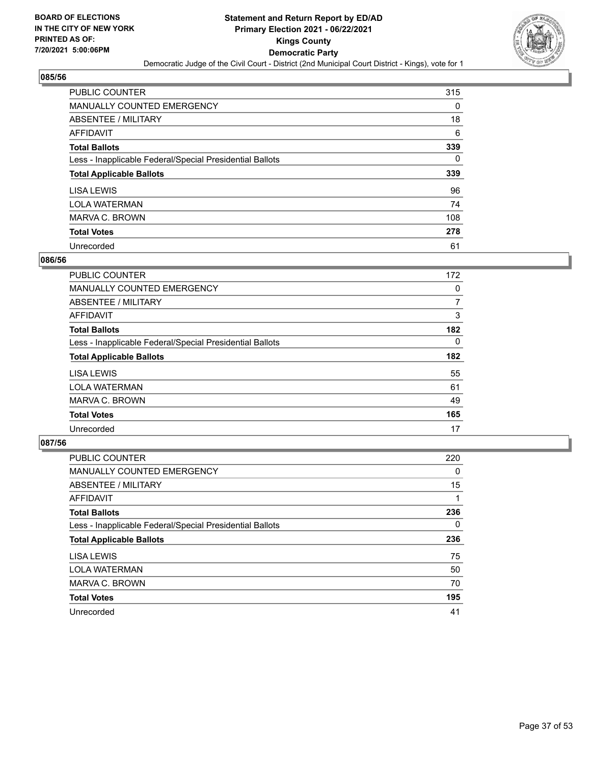## 085/56

| | |
|---|---|
| PUBLIC COUNTER | 315 |
| MANUALLY COUNTED EMERGENCY | 0 |
| ABSENTEE / MILITARY | 18 |
| AFFIDAVIT | 6 |
| **Total Ballots** | **339** |
| Less - Inapplicable Federal/Special Presidential Ballots | 0 |
| **Total Applicable Ballots** | **339** |
| LISA LEWIS | 96 |
| LOLA WATERMAN | 74 |
| MARVA C. BROWN | 108 |
| **Total Votes** | **278** |
| Unrecorded | 61 |

## 086/56

| | |
|---|---|
| PUBLIC COUNTER | 172 |
| MANUALLY COUNTED EMERGENCY | 0 |
| ABSENTEE / MILITARY | 7 |
| AFFIDAVIT | 3 |
| **Total Ballots** | **182** |
| Less - Inapplicable Federal/Special Presidential Ballots | 0 |
| **Total Applicable Ballots** | **182** |
| LISA LEWIS | 55 |
| LOLA WATERMAN | 61 |
| MARVA C. BROWN | 49 |
| **Total Votes** | **165** |
| Unrecorded | 17 |

## 087/56

| | |
|---|---|
| PUBLIC COUNTER | 220 |
| MANUALLY COUNTED EMERGENCY | 0 |
| ABSENTEE / MILITARY | 15 |
| AFFIDAVIT | 1 |
| **Total Ballots** | **236** |
| Less - Inapplicable Federal/Special Presidential Ballots | 0 |
| **Total Applicable Ballots** | **236** |
| LISA LEWIS | 75 |
| LOLA WATERMAN | 50 |
| MARVA C. BROWN | 70 |
| **Total Votes** | **195** |
| Unrecorded | 41 |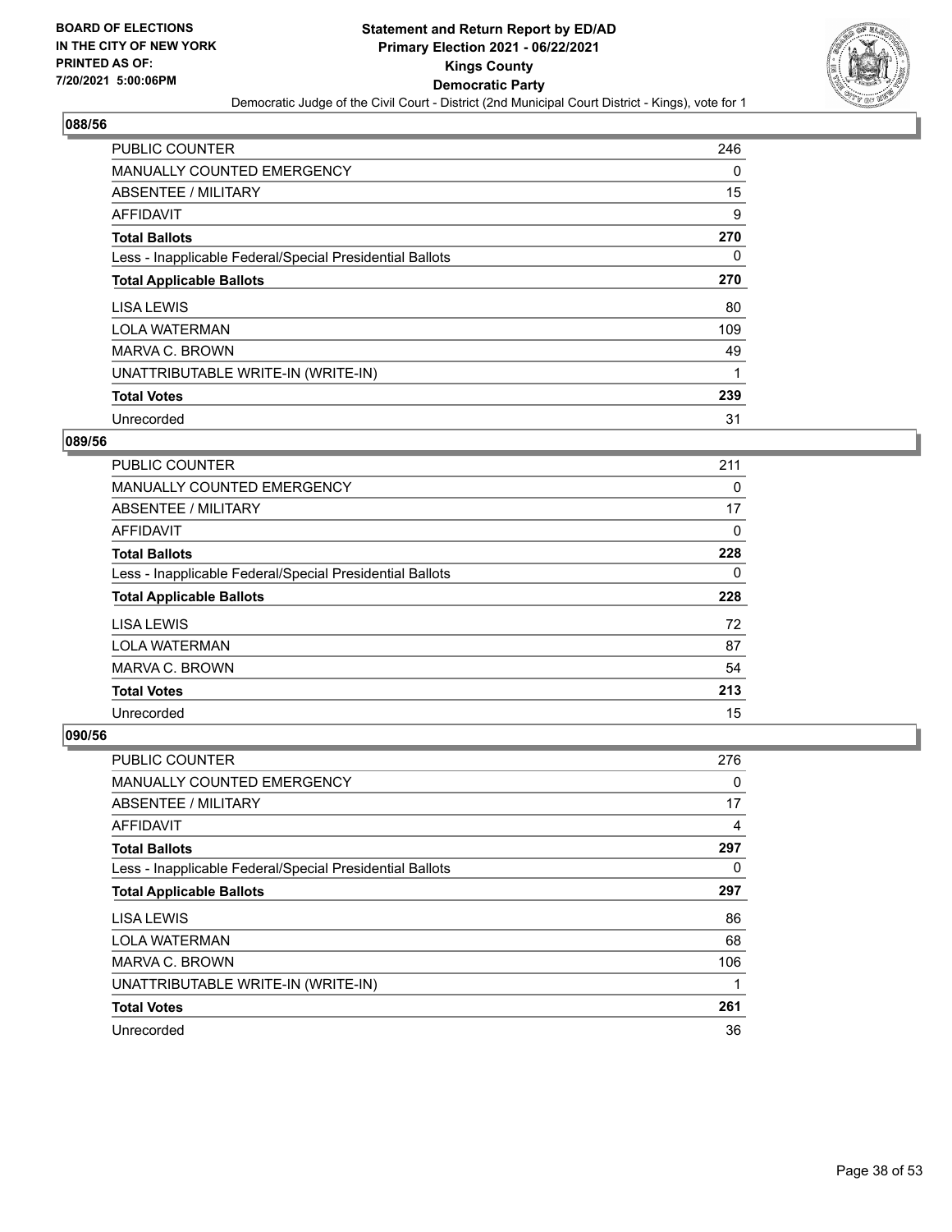**BOARD OF ELECTIONS IN THE CITY OF NEW YORK PRINTED AS OF: 7/20/2021 5:00:06PM**

**Statement and Return Report by ED/AD**
**Primary Election 2021 - 06/22/2021**
**Kings County**
**Democratic Party**
Democratic Judge of the Civil Court - District (2nd Municipal Court District - Kings), vote for 1

## 088/56

| | |
|---|---|
| PUBLIC COUNTER | 246 |
| MANUALLY COUNTED EMERGENCY | 0 |
| ABSENTEE / MILITARY | 15 |
| AFFIDAVIT | 9 |
| **Total Ballots** | **270** |
| Less - Inapplicable Federal/Special Presidential Ballots | 0 |
| **Total Applicable Ballots** | **270** |
| LISA LEWIS | 80 |
| LOLA WATERMAN | 109 |
| MARVA C. BROWN | 49 |
| UNATTRIBUTABLE WRITE-IN (WRITE-IN) | 1 |
| **Total Votes** | **239** |
| Unrecorded | 31 |

## 089/56

| | |
|---|---|
| PUBLIC COUNTER | 211 |
| MANUALLY COUNTED EMERGENCY | 0 |
| ABSENTEE / MILITARY | 17 |
| AFFIDAVIT | 0 |
| **Total Ballots** | **228** |
| Less - Inapplicable Federal/Special Presidential Ballots | 0 |
| **Total Applicable Ballots** | **228** |
| LISA LEWIS | 72 |
| LOLA WATERMAN | 87 |
| MARVA C. BROWN | 54 |
| **Total Votes** | **213** |
| Unrecorded | 15 |

## 090/56

| | |
|---|---|
| PUBLIC COUNTER | 276 |
| MANUALLY COUNTED EMERGENCY | 0 |
| ABSENTEE / MILITARY | 17 |
| AFFIDAVIT | 4 |
| **Total Ballots** | **297** |
| Less - Inapplicable Federal/Special Presidential Ballots | 0 |
| **Total Applicable Ballots** | **297** |
| LISA LEWIS | 86 |
| LOLA WATERMAN | 68 |
| MARVA C. BROWN | 106 |
| UNATTRIBUTABLE WRITE-IN (WRITE-IN) | 1 |
| **Total Votes** | **261** |
| Unrecorded | 36 |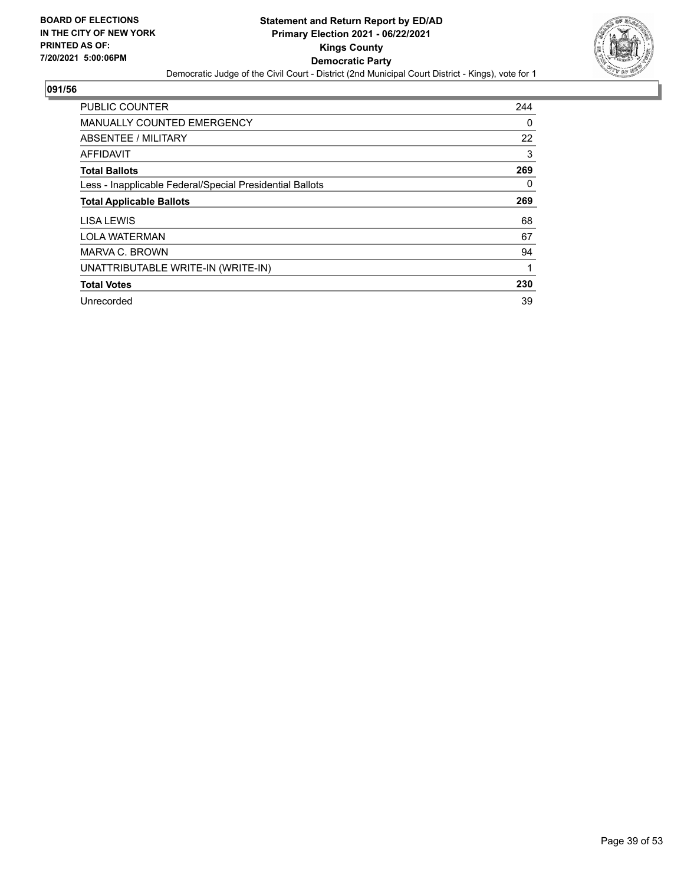BOARD OF ELECTIONS
IN THE CITY OF NEW YORK
PRINTED AS OF:
7/20/2021 5:00:06PM

**Statement and Return Report by ED/AD**
**Primary Election 2021 - 06/22/2021**
**Kings County**
**Democratic Party**
Democratic Judge of the Civil Court - District (2nd Municipal Court District - Kings), vote for 1

## 091/56

| | |
|---|---|
| PUBLIC COUNTER | 244 |
| MANUALLY COUNTED EMERGENCY | 0 |
| ABSENTEE / MILITARY | 22 |
| AFFIDAVIT | 3 |
| **Total Ballots** | **269** |
| Less - Inapplicable Federal/Special Presidential Ballots | 0 |
| **Total Applicable Ballots** | **269** |
| LISA LEWIS | 68 |
| LOLA WATERMAN | 67 |
| MARVA C. BROWN | 94 |
| UNATTRIBUTABLE WRITE-IN (WRITE-IN) | 1 |
| **Total Votes** | **230** |
| Unrecorded | 39 |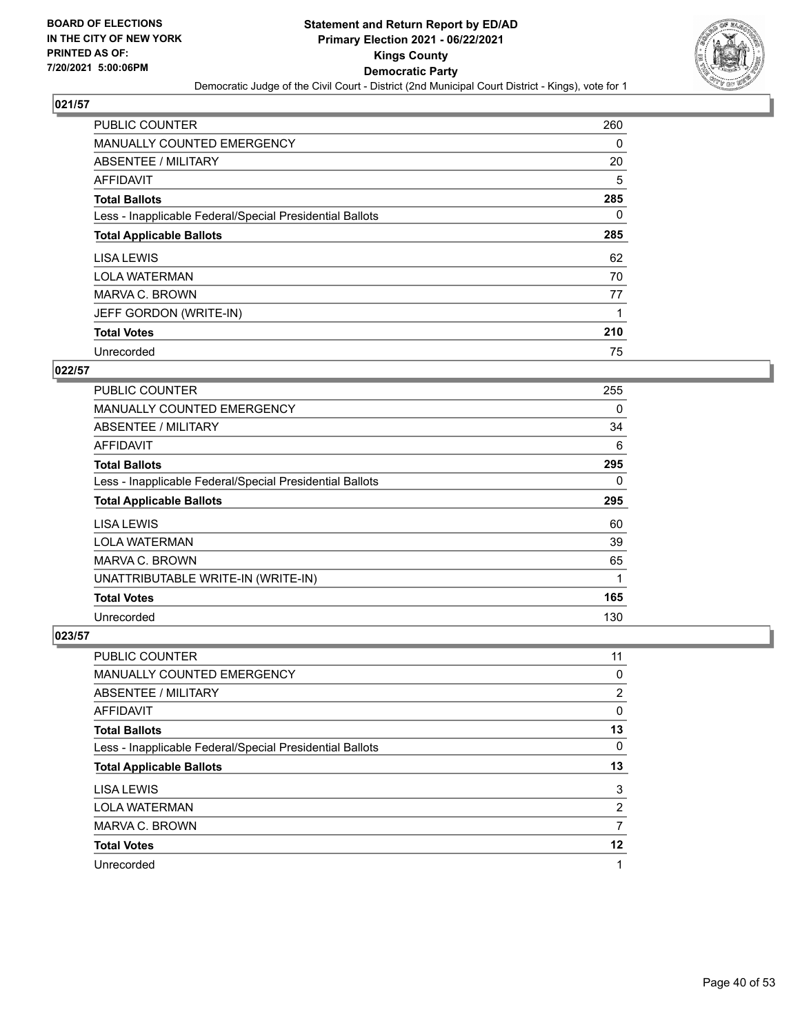BOARD OF ELECTIONS
IN THE CITY OF NEW YORK
PRINTED AS OF:
7/20/2021 5:00:06PM

# Statement and Return Report by ED/AD
## Primary Election 2021 - 06/22/2021
## Kings County
## Democratic Party
Democratic Judge of the Civil Court - District (2nd Municipal Court District - Kings), vote for 1

### 021/57

| | |
|---|---|
| PUBLIC COUNTER | 260 |
| MANUALLY COUNTED EMERGENCY | 0 |
| ABSENTEE / MILITARY | 20 |
| AFFIDAVIT | 5 |
| **Total Ballots** | **285** |
| Less - Inapplicable Federal/Special Presidential Ballots | 0 |
| **Total Applicable Ballots** | **285** |
| LISA LEWIS | 62 |
| LOLA WATERMAN | 70 |
| MARVA C. BROWN | 77 |
| JEFF GORDON (WRITE-IN) | 1 |
| **Total Votes** | **210** |
| Unrecorded | 75 |

### 022/57

| | |
|---|---|
| PUBLIC COUNTER | 255 |
| MANUALLY COUNTED EMERGENCY | 0 |
| ABSENTEE / MILITARY | 34 |
| AFFIDAVIT | 6 |
| **Total Ballots** | **295** |
| Less - Inapplicable Federal/Special Presidential Ballots | 0 |
| **Total Applicable Ballots** | **295** |
| LISA LEWIS | 60 |
| LOLA WATERMAN | 39 |
| MARVA C. BROWN | 65 |
| UNATTRIBUTABLE WRITE-IN (WRITE-IN) | 1 |
| **Total Votes** | **165** |
| Unrecorded | 130 |

### 023/57

| | |
|---|---|
| PUBLIC COUNTER | 11 |
| MANUALLY COUNTED EMERGENCY | 0 |
| ABSENTEE / MILITARY | 2 |
| AFFIDAVIT | 0 |
| **Total Ballots** | **13** |
| Less - Inapplicable Federal/Special Presidential Ballots | 0 |
| **Total Applicable Ballots** | **13** |
| LISA LEWIS | 3 |
| LOLA WATERMAN | 2 |
| MARVA C. BROWN | 7 |
| **Total Votes** | **12** |
| Unrecorded | 1 |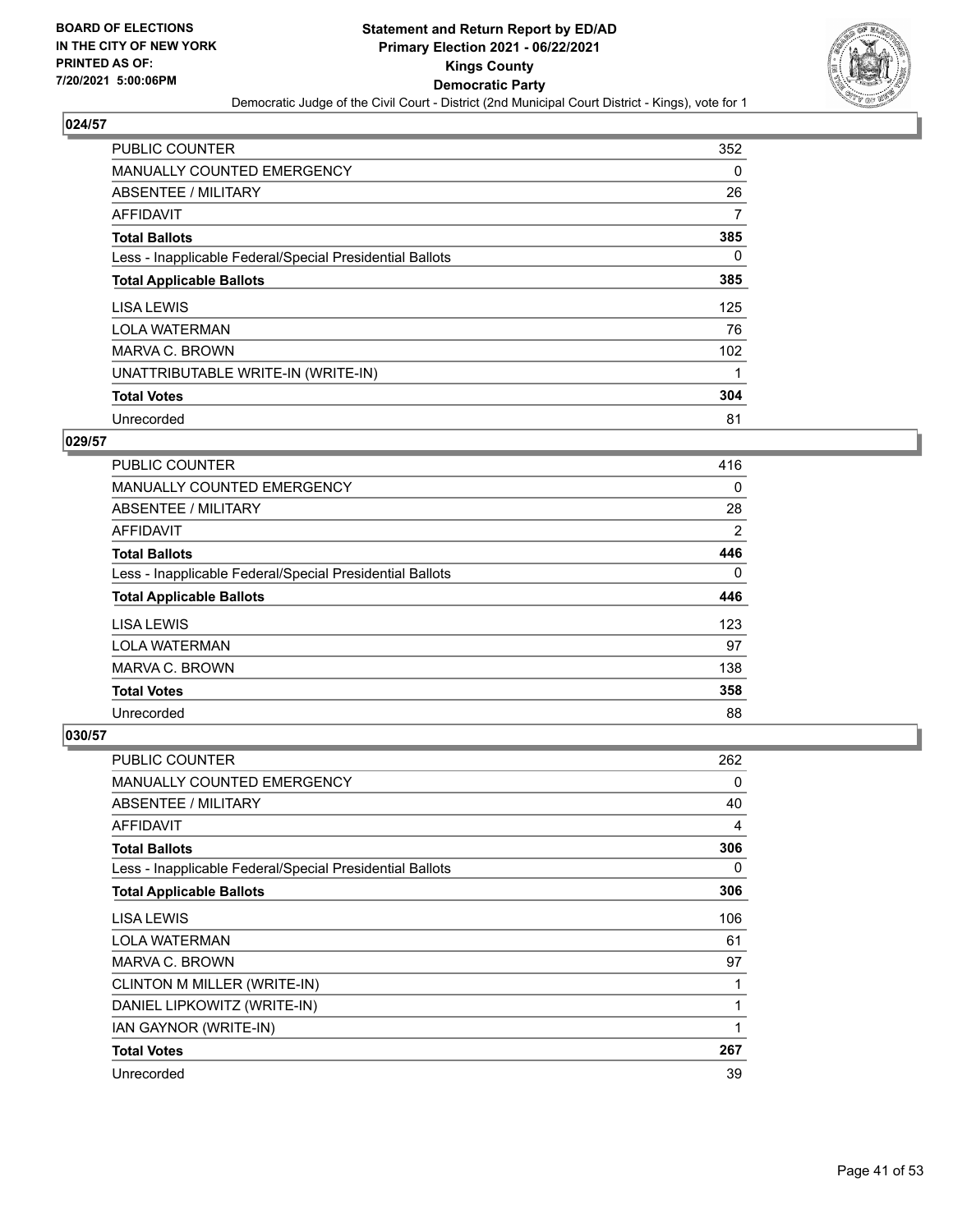**Statement and Return Report by ED/AD**
**Primary Election 2021 - 06/22/2021**
**Kings County**
**Democratic Party**
Democratic Judge of the Civil Court - District (2nd Municipal Court District - Kings), vote for 1

BOARD OF ELECTIONS
IN THE CITY OF NEW YORK
PRINTED AS OF:
7/20/2021 5:00:06PM

## 024/57

| | |
|---|---|
| PUBLIC COUNTER | 352 |
| MANUALLY COUNTED EMERGENCY | 0 |
| ABSENTEE / MILITARY | 26 |
| AFFIDAVIT | 7 |
| **Total Ballots** | **385** |
| Less - Inapplicable Federal/Special Presidential Ballots | 0 |
| **Total Applicable Ballots** | **385** |
| LISA LEWIS | 125 |
| LOLA WATERMAN | 76 |
| MARVA C. BROWN | 102 |
| UNATTRIBUTABLE WRITE-IN (WRITE-IN) | 1 |
| **Total Votes** | **304** |
| Unrecorded | 81 |

## 029/57

| | |
|---|---|
| PUBLIC COUNTER | 416 |
| MANUALLY COUNTED EMERGENCY | 0 |
| ABSENTEE / MILITARY | 28 |
| AFFIDAVIT | 2 |
| **Total Ballots** | **446** |
| Less - Inapplicable Federal/Special Presidential Ballots | 0 |
| **Total Applicable Ballots** | **446** |
| LISA LEWIS | 123 |
| LOLA WATERMAN | 97 |
| MARVA C. BROWN | 138 |
| **Total Votes** | **358** |
| Unrecorded | 88 |

## 030/57

| | |
|---|---|
| PUBLIC COUNTER | 262 |
| MANUALLY COUNTED EMERGENCY | 0 |
| ABSENTEE / MILITARY | 40 |
| AFFIDAVIT | 4 |
| **Total Ballots** | **306** |
| Less - Inapplicable Federal/Special Presidential Ballots | 0 |
| **Total Applicable Ballots** | **306** |
| LISA LEWIS | 106 |
| LOLA WATERMAN | 61 |
| MARVA C. BROWN | 97 |
| CLINTON M MILLER (WRITE-IN) | 1 |
| DANIEL LIPKOWITZ (WRITE-IN) | 1 |
| IAN GAYNOR (WRITE-IN) | 1 |
| **Total Votes** | **267** |
| Unrecorded | 39 |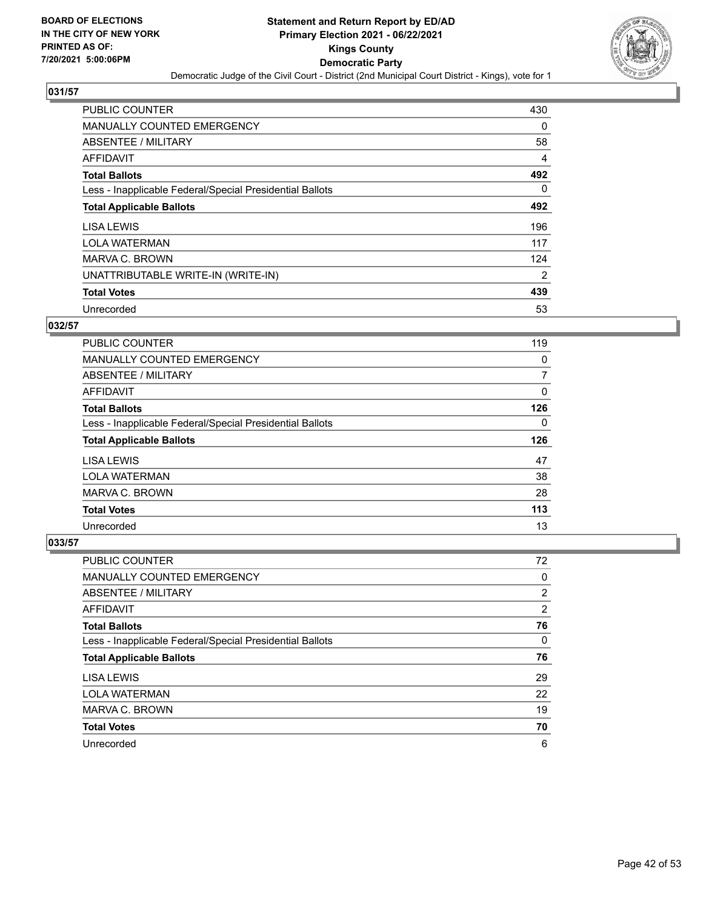# Statement and Return Report by ED/AD
## Primary Election 2021 - 06/22/2021
## Kings County
## Democratic Party

BOARD OF ELECTIONS IN THE CITY OF NEW YORK
PRINTED AS OF: 7/20/2021 5:00:06PM

Democratic Judge of the Civil Court - District (2nd Municipal Court District - Kings), vote for 1

### 031/57

| | |
|---|---|
| PUBLIC COUNTER | 430 |
| MANUALLY COUNTED EMERGENCY | 0 |
| ABSENTEE / MILITARY | 58 |
| AFFIDAVIT | 4 |
| **Total Ballots** | **492** |
| Less - Inapplicable Federal/Special Presidential Ballots | 0 |
| **Total Applicable Ballots** | **492** |
| LISA LEWIS | 196 |
| LOLA WATERMAN | 117 |
| MARVA C. BROWN | 124 |
| UNATTRIBUTABLE WRITE-IN (WRITE-IN) | 2 |
| **Total Votes** | **439** |
| Unrecorded | 53 |

### 032/57

| | |
|---|---|
| PUBLIC COUNTER | 119 |
| MANUALLY COUNTED EMERGENCY | 0 |
| ABSENTEE / MILITARY | 7 |
| AFFIDAVIT | 0 |
| **Total Ballots** | **126** |
| Less - Inapplicable Federal/Special Presidential Ballots | 0 |
| **Total Applicable Ballots** | **126** |
| LISA LEWIS | 47 |
| LOLA WATERMAN | 38 |
| MARVA C. BROWN | 28 |
| **Total Votes** | **113** |
| Unrecorded | 13 |

### 033/57

| | |
|---|---|
| PUBLIC COUNTER | 72 |
| MANUALLY COUNTED EMERGENCY | 0 |
| ABSENTEE / MILITARY | 2 |
| AFFIDAVIT | 2 |
| **Total Ballots** | **76** |
| Less - Inapplicable Federal/Special Presidential Ballots | 0 |
| **Total Applicable Ballots** | **76** |
| LISA LEWIS | 29 |
| LOLA WATERMAN | 22 |
| MARVA C. BROWN | 19 |
| **Total Votes** | **70** |
| Unrecorded | 6 |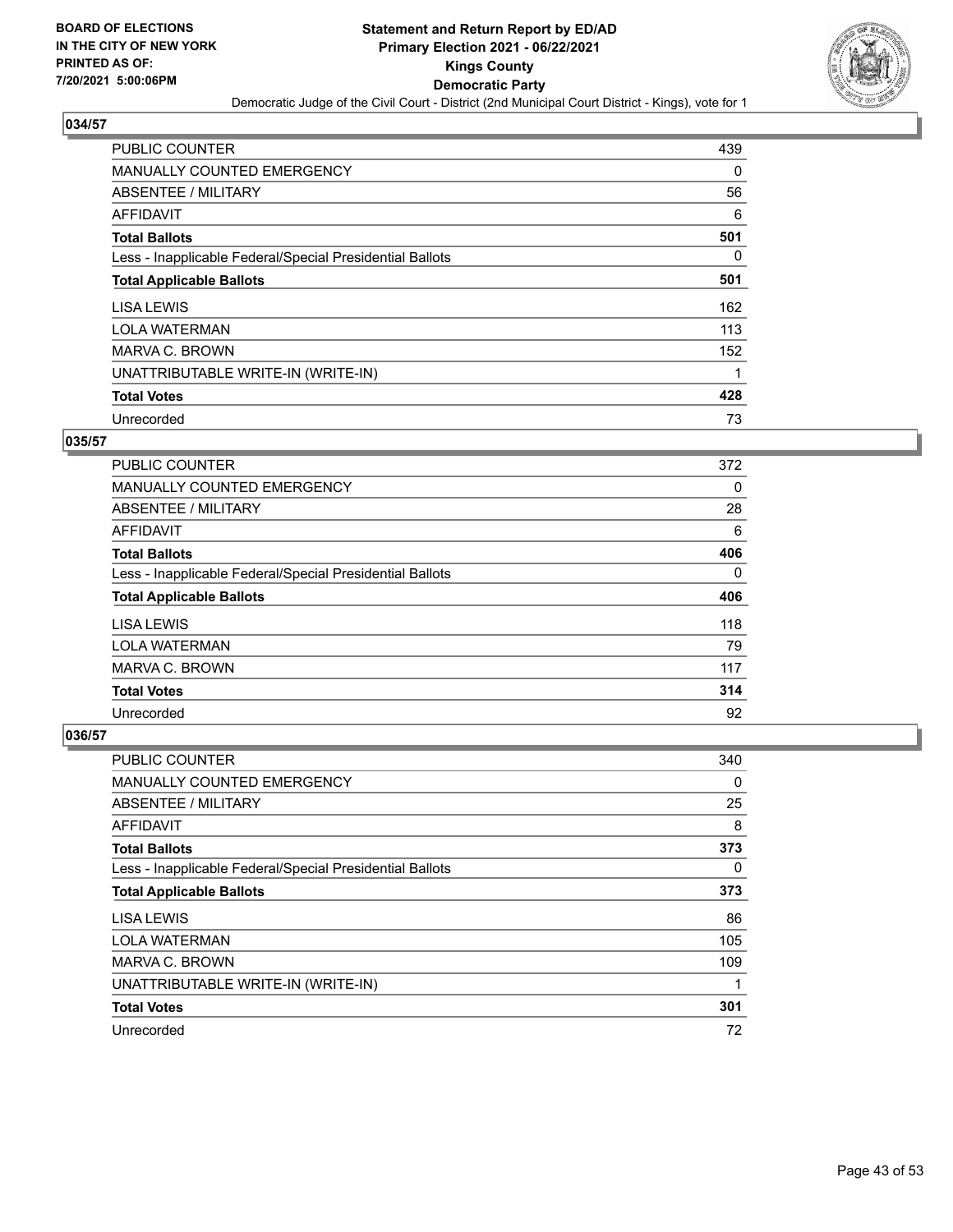**BOARD OF ELECTIONS IN THE CITY OF NEW YORK PRINTED AS OF: 7/20/2021 5:00:06PM**

# Statement and Return Report by ED/AD
## Primary Election 2021 - 06/22/2021
## Kings County
## Democratic Party
### Democratic Judge of the Civil Court - District (2nd Municipal Court District - Kings), vote for 1

### 034/57

| | |
|---|---|
| PUBLIC COUNTER | 439 |
| MANUALLY COUNTED EMERGENCY | 0 |
| ABSENTEE / MILITARY | 56 |
| AFFIDAVIT | 6 |
| **Total Ballots** | **501** |
| Less - Inapplicable Federal/Special Presidential Ballots | 0 |
| **Total Applicable Ballots** | **501** |
| LISA LEWIS | 162 |
| LOLA WATERMAN | 113 |
| MARVA C. BROWN | 152 |
| UNATTRIBUTABLE WRITE-IN (WRITE-IN) | 1 |
| **Total Votes** | **428** |
| Unrecorded | 73 |

### 035/57

| | |
|---|---|
| PUBLIC COUNTER | 372 |
| MANUALLY COUNTED EMERGENCY | 0 |
| ABSENTEE / MILITARY | 28 |
| AFFIDAVIT | 6 |
| **Total Ballots** | **406** |
| Less - Inapplicable Federal/Special Presidential Ballots | 0 |
| **Total Applicable Ballots** | **406** |
| LISA LEWIS | 118 |
| LOLA WATERMAN | 79 |
| MARVA C. BROWN | 117 |
| **Total Votes** | **314** |
| Unrecorded | 92 |

### 036/57

| | |
|---|---|
| PUBLIC COUNTER | 340 |
| MANUALLY COUNTED EMERGENCY | 0 |
| ABSENTEE / MILITARY | 25 |
| AFFIDAVIT | 8 |
| **Total Ballots** | **373** |
| Less - Inapplicable Federal/Special Presidential Ballots | 0 |
| **Total Applicable Ballots** | **373** |
| LISA LEWIS | 86 |
| LOLA WATERMAN | 105 |
| MARVA C. BROWN | 109 |
| UNATTRIBUTABLE WRITE-IN (WRITE-IN) | 1 |
| **Total Votes** | **301** |
| Unrecorded | 72 |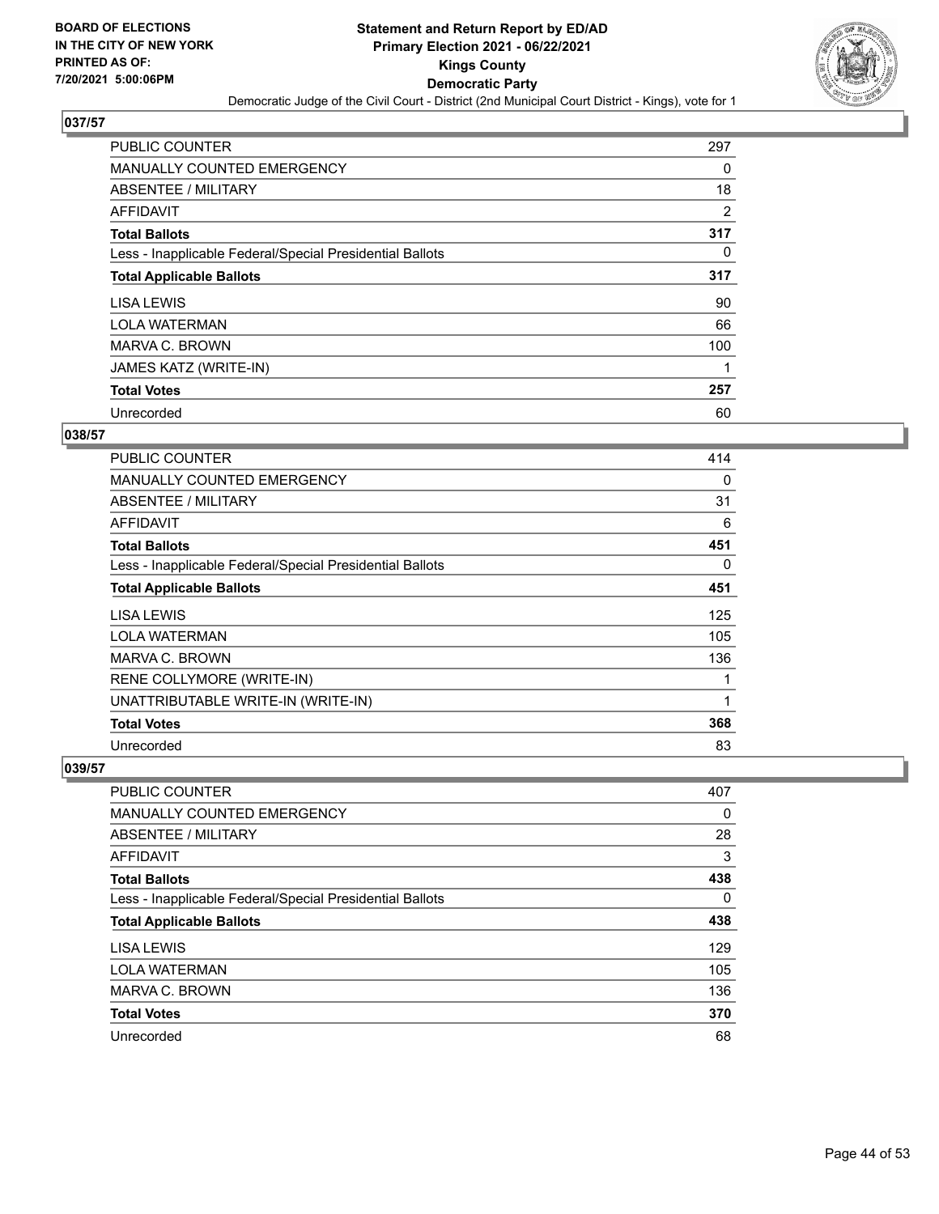## 037/57

| | |
|---|---|
| PUBLIC COUNTER | 297 |
| MANUALLY COUNTED EMERGENCY | 0 |
| ABSENTEE / MILITARY | 18 |
| AFFIDAVIT | 2 |
| **Total Ballots** | **317** |
| Less - Inapplicable Federal/Special Presidential Ballots | 0 |
| **Total Applicable Ballots** | **317** |
| LISA LEWIS | 90 |
| LOLA WATERMAN | 66 |
| MARVA C. BROWN | 100 |
| JAMES KATZ (WRITE-IN) | 1 |
| **Total Votes** | **257** |
| Unrecorded | 60 |

## 038/57

| | |
|---|---|
| PUBLIC COUNTER | 414 |
| MANUALLY COUNTED EMERGENCY | 0 |
| ABSENTEE / MILITARY | 31 |
| AFFIDAVIT | 6 |
| **Total Ballots** | **451** |
| Less - Inapplicable Federal/Special Presidential Ballots | 0 |
| **Total Applicable Ballots** | **451** |
| LISA LEWIS | 125 |
| LOLA WATERMAN | 105 |
| MARVA C. BROWN | 136 |
| RENE COLLYMORE (WRITE-IN) | 1 |
| UNATTRIBUTABLE WRITE-IN (WRITE-IN) | 1 |
| **Total Votes** | **368** |
| Unrecorded | 83 |

## 039/57

| | |
|---|---|
| PUBLIC COUNTER | 407 |
| MANUALLY COUNTED EMERGENCY | 0 |
| ABSENTEE / MILITARY | 28 |
| AFFIDAVIT | 3 |
| **Total Ballots** | **438** |
| Less - Inapplicable Federal/Special Presidential Ballots | 0 |
| **Total Applicable Ballots** | **438** |
| LISA LEWIS | 129 |
| LOLA WATERMAN | 105 |
| MARVA C. BROWN | 136 |
| **Total Votes** | **370** |
| Unrecorded | 68 |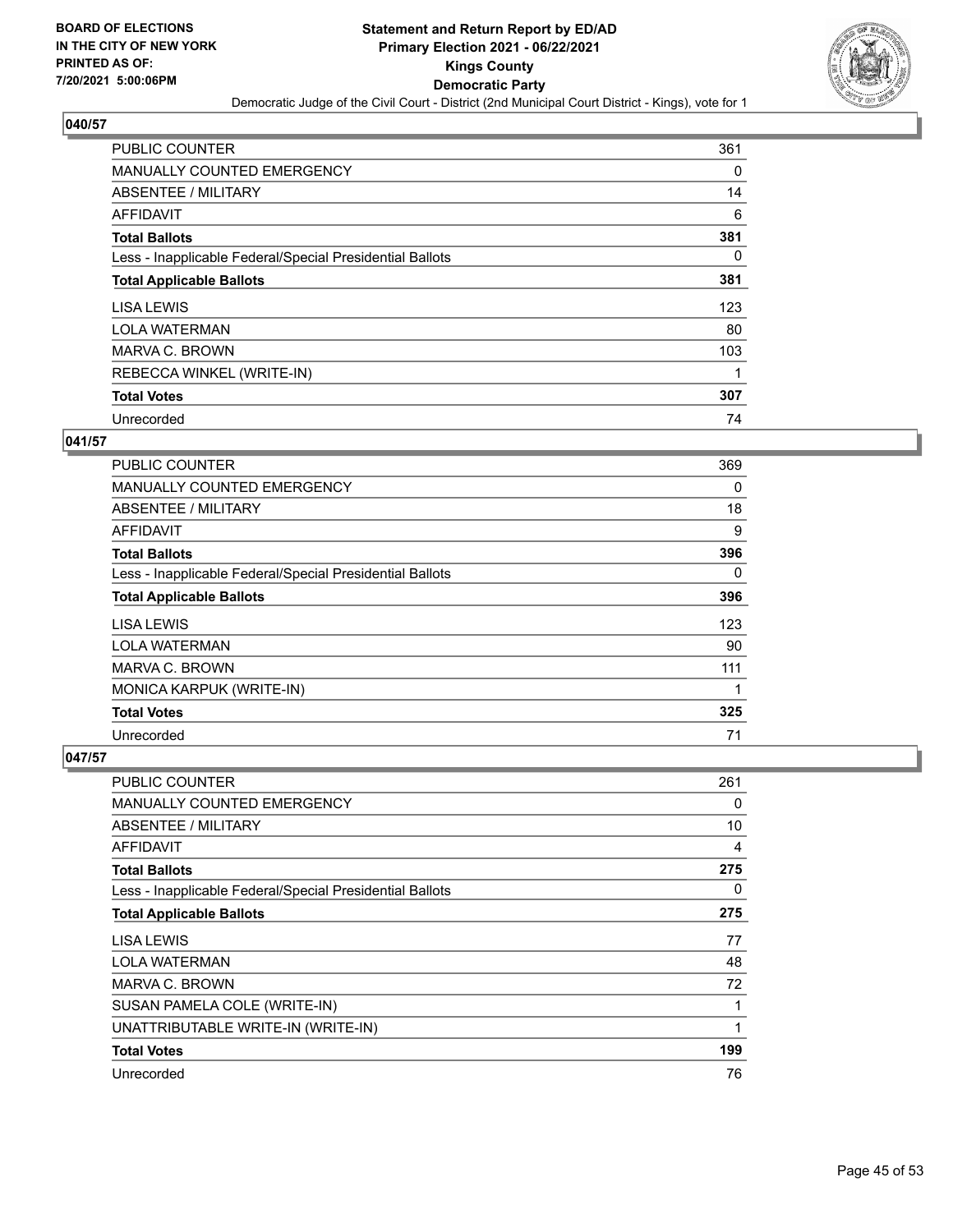**BOARD OF ELECTIONS IN THE CITY OF NEW YORK PRINTED AS OF: 7/20/2021 5:00:06PM**

**Statement and Return Report by ED/AD Primary Election 2021 - 06/22/2021 Kings County Democratic Party**

Democratic Judge of the Civil Court - District (2nd Municipal Court District - Kings), vote for 1

### 040/57

| | |
|---|---|
| PUBLIC COUNTER | 361 |
| MANUALLY COUNTED EMERGENCY | 0 |
| ABSENTEE / MILITARY | 14 |
| AFFIDAVIT | 6 |
| **Total Ballots** | **381** |
| Less - Inapplicable Federal/Special Presidential Ballots | 0 |
| **Total Applicable Ballots** | **381** |
| LISA LEWIS | 123 |
| LOLA WATERMAN | 80 |
| MARVA C. BROWN | 103 |
| REBECCA WINKEL (WRITE-IN) | 1 |
| **Total Votes** | **307** |
| Unrecorded | 74 |

### 041/57

| | |
|---|---|
| PUBLIC COUNTER | 369 |
| MANUALLY COUNTED EMERGENCY | 0 |
| ABSENTEE / MILITARY | 18 |
| AFFIDAVIT | 9 |
| **Total Ballots** | **396** |
| Less - Inapplicable Federal/Special Presidential Ballots | 0 |
| **Total Applicable Ballots** | **396** |
| LISA LEWIS | 123 |
| LOLA WATERMAN | 90 |
| MARVA C. BROWN | 111 |
| MONICA KARPUK (WRITE-IN) | 1 |
| **Total Votes** | **325** |
| Unrecorded | 71 |

### 047/57

| | |
|---|---|
| PUBLIC COUNTER | 261 |
| MANUALLY COUNTED EMERGENCY | 0 |
| ABSENTEE / MILITARY | 10 |
| AFFIDAVIT | 4 |
| **Total Ballots** | **275** |
| Less - Inapplicable Federal/Special Presidential Ballots | 0 |
| **Total Applicable Ballots** | **275** |
| LISA LEWIS | 77 |
| LOLA WATERMAN | 48 |
| MARVA C. BROWN | 72 |
| SUSAN PAMELA COLE (WRITE-IN) | 1 |
| UNATTRIBUTABLE WRITE-IN (WRITE-IN) | 1 |
| **Total Votes** | **199** |
| Unrecorded | 76 |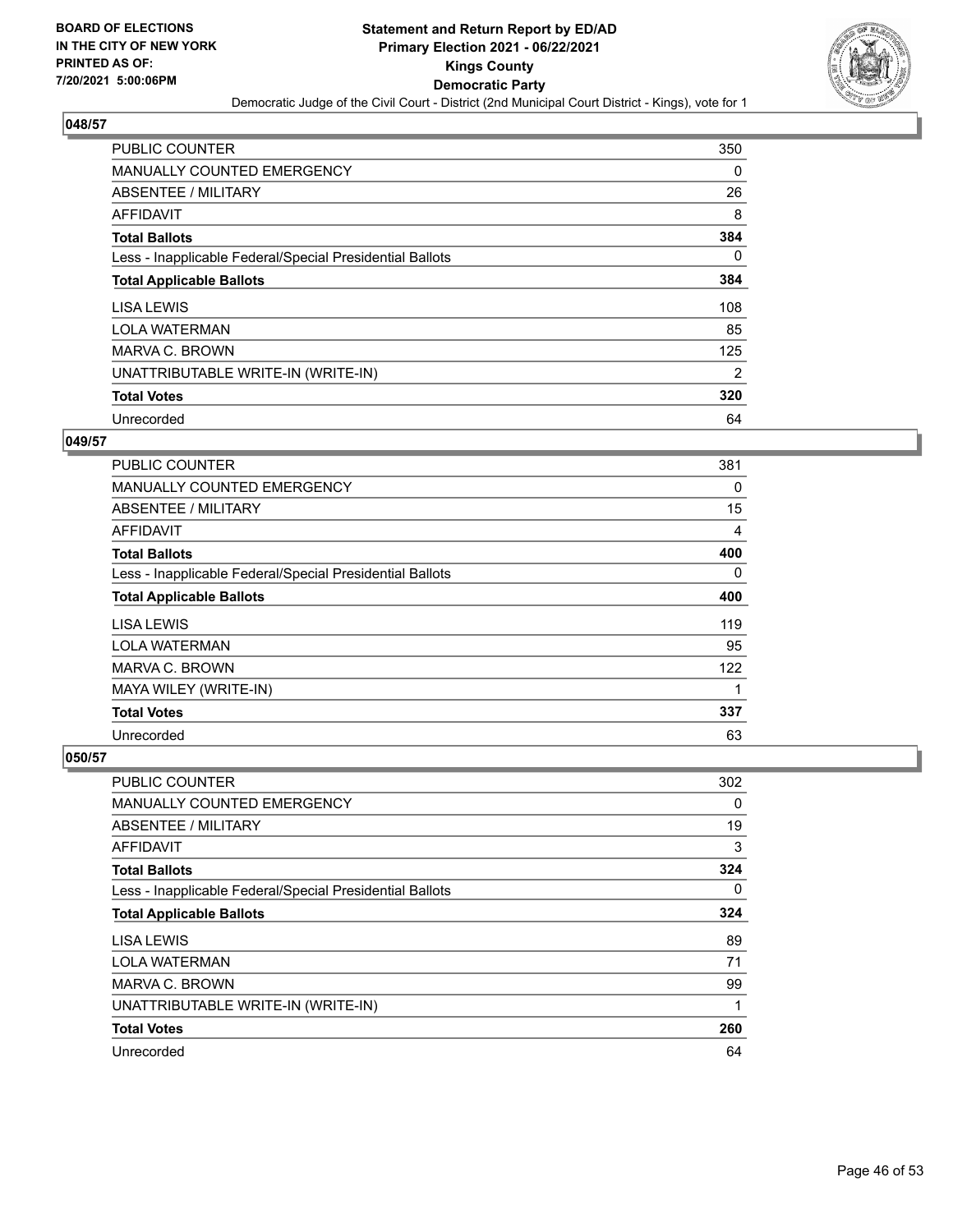**Statement and Return Report by ED/AD**
**Primary Election 2021 - 06/22/2021**
**Kings County**
**Democratic Party**
Democratic Judge of the Civil Court - District (2nd Municipal Court District - Kings), vote for 1

BOARD OF ELECTIONS IN THE CITY OF NEW YORK PRINTED AS OF: 7/20/2021 5:00:06PM

### 048/57

| | |
|---|---|
| PUBLIC COUNTER | 350 |
| MANUALLY COUNTED EMERGENCY | 0 |
| ABSENTEE / MILITARY | 26 |
| AFFIDAVIT | 8 |
| **Total Ballots** | **384** |
| Less - Inapplicable Federal/Special Presidential Ballots | 0 |
| **Total Applicable Ballots** | **384** |
| LISA LEWIS | 108 |
| LOLA WATERMAN | 85 |
| MARVA C. BROWN | 125 |
| UNATTRIBUTABLE WRITE-IN (WRITE-IN) | 2 |
| **Total Votes** | **320** |
| Unrecorded | 64 |

### 049/57

| | |
|---|---|
| PUBLIC COUNTER | 381 |
| MANUALLY COUNTED EMERGENCY | 0 |
| ABSENTEE / MILITARY | 15 |
| AFFIDAVIT | 4 |
| **Total Ballots** | **400** |
| Less - Inapplicable Federal/Special Presidential Ballots | 0 |
| **Total Applicable Ballots** | **400** |
| LISA LEWIS | 119 |
| LOLA WATERMAN | 95 |
| MARVA C. BROWN | 122 |
| MAYA WILEY (WRITE-IN) | 1 |
| **Total Votes** | **337** |
| Unrecorded | 63 |

### 050/57

| | |
|---|---|
| PUBLIC COUNTER | 302 |
| MANUALLY COUNTED EMERGENCY | 0 |
| ABSENTEE / MILITARY | 19 |
| AFFIDAVIT | 3 |
| **Total Ballots** | **324** |
| Less - Inapplicable Federal/Special Presidential Ballots | 0 |
| **Total Applicable Ballots** | **324** |
| LISA LEWIS | 89 |
| LOLA WATERMAN | 71 |
| MARVA C. BROWN | 99 |
| UNATTRIBUTABLE WRITE-IN (WRITE-IN) | 1 |
| **Total Votes** | **260** |
| Unrecorded | 64 |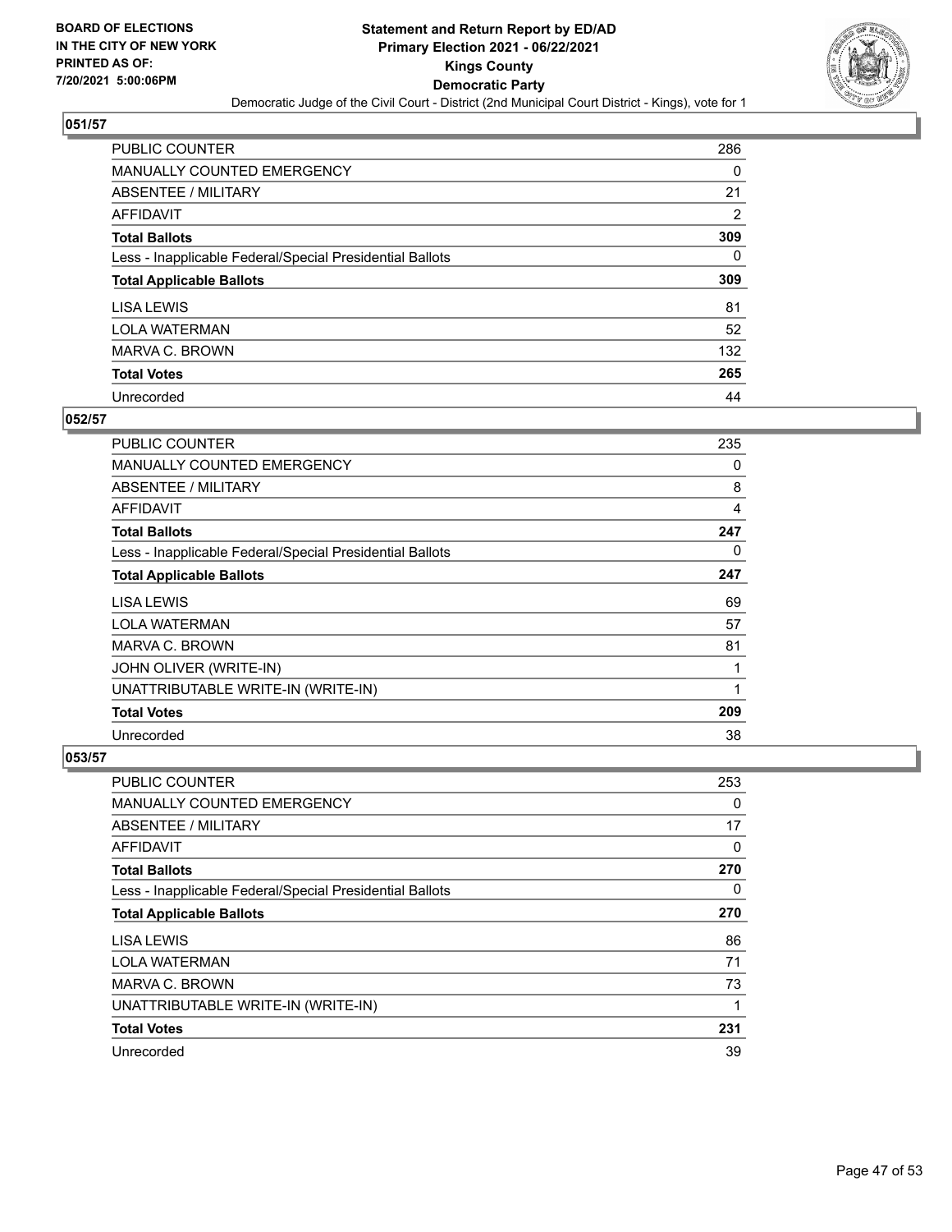BOARD OF ELECTIONS
IN THE CITY OF NEW YORK
PRINTED AS OF:
7/20/2021 5:00:06PM

# Statement and Return Report by ED/AD
## Primary Election 2021 - 06/22/2021
## Kings County
## Democratic Party
Democratic Judge of the Civil Court - District (2nd Municipal Court District - Kings), vote for 1

### 051/57

| | |
|---|---|
| PUBLIC COUNTER | 286 |
| MANUALLY COUNTED EMERGENCY | 0 |
| ABSENTEE / MILITARY | 21 |
| AFFIDAVIT | 2 |
| **Total Ballots** | **309** |
| Less - Inapplicable Federal/Special Presidential Ballots | 0 |
| **Total Applicable Ballots** | **309** |
| LISA LEWIS | 81 |
| LOLA WATERMAN | 52 |
| MARVA C. BROWN | 132 |
| **Total Votes** | **265** |
| Unrecorded | 44 |

### 052/57

| | |
|---|---|
| PUBLIC COUNTER | 235 |
| MANUALLY COUNTED EMERGENCY | 0 |
| ABSENTEE / MILITARY | 8 |
| AFFIDAVIT | 4 |
| **Total Ballots** | **247** |
| Less - Inapplicable Federal/Special Presidential Ballots | 0 |
| **Total Applicable Ballots** | **247** |
| LISA LEWIS | 69 |
| LOLA WATERMAN | 57 |
| MARVA C. BROWN | 81 |
| JOHN OLIVER (WRITE-IN) | 1 |
| UNATTRIBUTABLE WRITE-IN (WRITE-IN) | 1 |
| **Total Votes** | **209** |
| Unrecorded | 38 |

### 053/57

| | |
|---|---|
| PUBLIC COUNTER | 253 |
| MANUALLY COUNTED EMERGENCY | 0 |
| ABSENTEE / MILITARY | 17 |
| AFFIDAVIT | 0 |
| **Total Ballots** | **270** |
| Less - Inapplicable Federal/Special Presidential Ballots | 0 |
| **Total Applicable Ballots** | **270** |
| LISA LEWIS | 86 |
| LOLA WATERMAN | 71 |
| MARVA C. BROWN | 73 |
| UNATTRIBUTABLE WRITE-IN (WRITE-IN) | 1 |
| **Total Votes** | **231** |
| Unrecorded | 39 |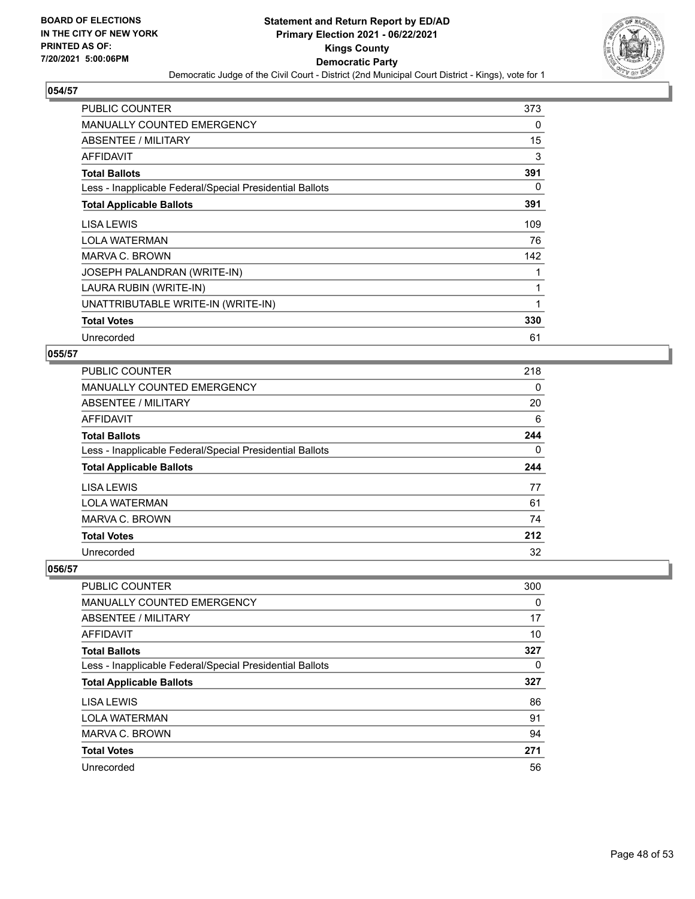**BOARD OF ELECTIONS IN THE CITY OF NEW YORK PRINTED AS OF: 7/20/2021 5:00:06PM**

**Statement and Return Report by ED/AD Primary Election 2021 - 06/22/2021 Kings County Democratic Party**

Democratic Judge of the Civil Court - District (2nd Municipal Court District - Kings), vote for 1

### 054/57

| | |
|---|---|
| PUBLIC COUNTER | 373 |
| MANUALLY COUNTED EMERGENCY | 0 |
| ABSENTEE / MILITARY | 15 |
| AFFIDAVIT | 3 |
| **Total Ballots** | **391** |
| Less - Inapplicable Federal/Special Presidential Ballots | 0 |
| **Total Applicable Ballots** | **391** |
| LISA LEWIS | 109 |
| LOLA WATERMAN | 76 |
| MARVA C. BROWN | 142 |
| JOSEPH PALANDRAN (WRITE-IN) | 1 |
| LAURA RUBIN (WRITE-IN) | 1 |
| UNATTRIBUTABLE WRITE-IN (WRITE-IN) | 1 |
| **Total Votes** | **330** |
| Unrecorded | 61 |

### 055/57

| | |
|---|---|
| PUBLIC COUNTER | 218 |
| MANUALLY COUNTED EMERGENCY | 0 |
| ABSENTEE / MILITARY | 20 |
| AFFIDAVIT | 6 |
| **Total Ballots** | **244** |
| Less - Inapplicable Federal/Special Presidential Ballots | 0 |
| **Total Applicable Ballots** | **244** |
| LISA LEWIS | 77 |
| LOLA WATERMAN | 61 |
| MARVA C. BROWN | 74 |
| **Total Votes** | **212** |
| Unrecorded | 32 |

### 056/57

| | |
|---|---|
| PUBLIC COUNTER | 300 |
| MANUALLY COUNTED EMERGENCY | 0 |
| ABSENTEE / MILITARY | 17 |
| AFFIDAVIT | 10 |
| **Total Ballots** | **327** |
| Less - Inapplicable Federal/Special Presidential Ballots | 0 |
| **Total Applicable Ballots** | **327** |
| LISA LEWIS | 86 |
| LOLA WATERMAN | 91 |
| MARVA C. BROWN | 94 |
| **Total Votes** | **271** |
| Unrecorded | 56 |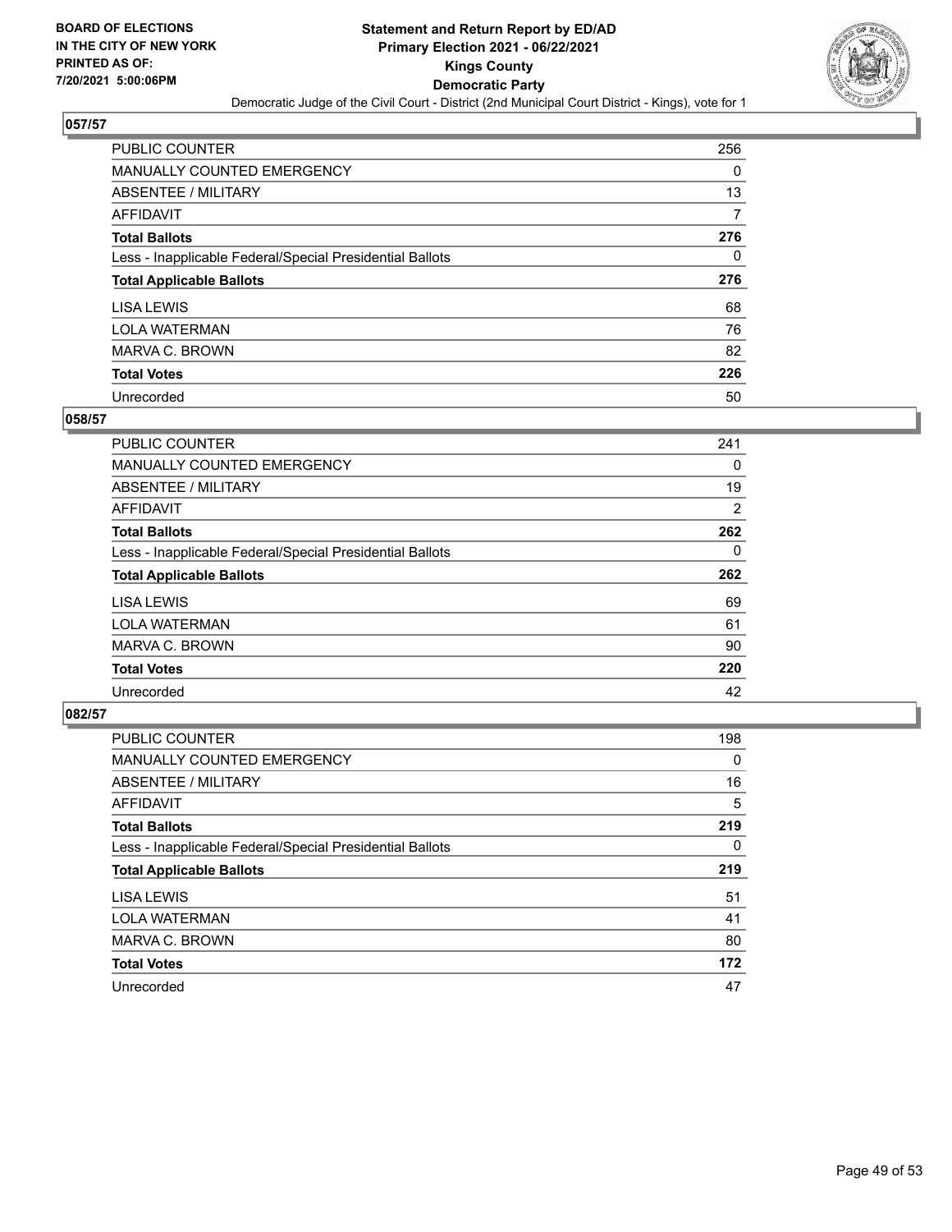**Statement and Return Report by ED/AD**
**Primary Election 2021 - 06/22/2021**
**Kings County**
**Democratic Party**
Democratic Judge of the Civil Court - District (2nd Municipal Court District - Kings), vote for 1

BOARD OF ELECTIONS IN THE CITY OF NEW YORK PRINTED AS OF: 7/20/2021 5:00:06PM

## 057/57

| | |
|---|---|
| PUBLIC COUNTER | 256 |
| MANUALLY COUNTED EMERGENCY | 0 |
| ABSENTEE / MILITARY | 13 |
| AFFIDAVIT | 7 |
| **Total Ballots** | **276** |
| Less - Inapplicable Federal/Special Presidential Ballots | 0 |
| **Total Applicable Ballots** | **276** |
| LISA LEWIS | 68 |
| LOLA WATERMAN | 76 |
| MARVA C. BROWN | 82 |
| **Total Votes** | **226** |
| Unrecorded | 50 |

## 058/57

| | |
|---|---|
| PUBLIC COUNTER | 241 |
| MANUALLY COUNTED EMERGENCY | 0 |
| ABSENTEE / MILITARY | 19 |
| AFFIDAVIT | 2 |
| **Total Ballots** | **262** |
| Less - Inapplicable Federal/Special Presidential Ballots | 0 |
| **Total Applicable Ballots** | **262** |
| LISA LEWIS | 69 |
| LOLA WATERMAN | 61 |
| MARVA C. BROWN | 90 |
| **Total Votes** | **220** |
| Unrecorded | 42 |

## 082/57

| | |
|---|---|
| PUBLIC COUNTER | 198 |
| MANUALLY COUNTED EMERGENCY | 0 |
| ABSENTEE / MILITARY | 16 |
| AFFIDAVIT | 5 |
| **Total Ballots** | **219** |
| Less - Inapplicable Federal/Special Presidential Ballots | 0 |
| **Total Applicable Ballots** | **219** |
| LISA LEWIS | 51 |
| LOLA WATERMAN | 41 |
| MARVA C. BROWN | 80 |
| **Total Votes** | **172** |
| Unrecorded | 47 |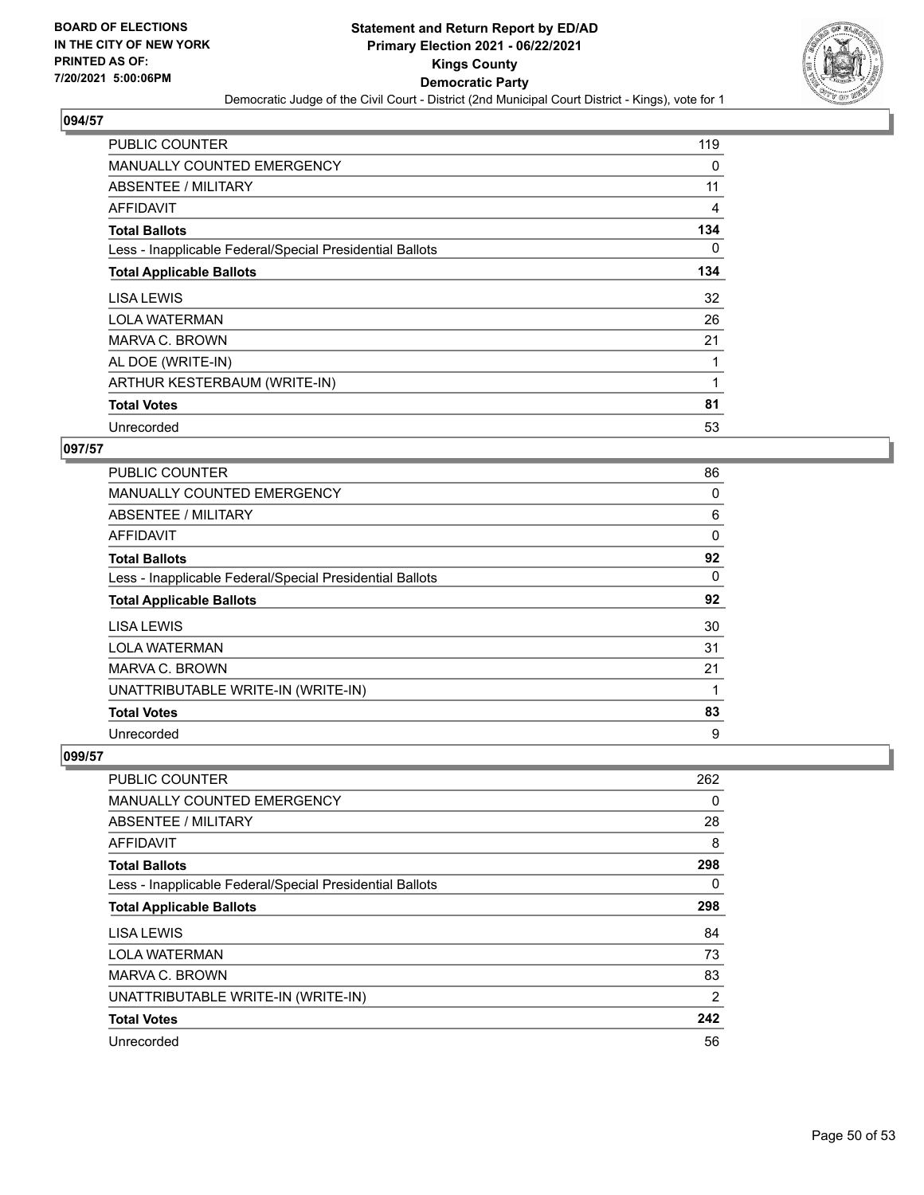**Statement and Return Report by ED/AD**
**Primary Election 2021 - 06/22/2021**
**Kings County**
**Democratic Party**
Democratic Judge of the Civil Court - District (2nd Municipal Court District - Kings), vote for 1

BOARD OF ELECTIONS
IN THE CITY OF NEW YORK
PRINTED AS OF:
7/20/2021 5:00:06PM

## 094/57

| | |
|---|---|
| PUBLIC COUNTER | 119 |
| MANUALLY COUNTED EMERGENCY | 0 |
| ABSENTEE / MILITARY | 11 |
| AFFIDAVIT | 4 |
| **Total Ballots** | **134** |
| Less - Inapplicable Federal/Special Presidential Ballots | 0 |
| **Total Applicable Ballots** | **134** |
| LISA LEWIS | 32 |
| LOLA WATERMAN | 26 |
| MARVA C. BROWN | 21 |
| AL DOE (WRITE-IN) | 1 |
| ARTHUR KESTERBAUM (WRITE-IN) | 1 |
| **Total Votes** | **81** |
| Unrecorded | 53 |

## 097/57

| | |
|---|---|
| PUBLIC COUNTER | 86 |
| MANUALLY COUNTED EMERGENCY | 0 |
| ABSENTEE / MILITARY | 6 |
| AFFIDAVIT | 0 |
| **Total Ballots** | **92** |
| Less - Inapplicable Federal/Special Presidential Ballots | 0 |
| **Total Applicable Ballots** | **92** |
| LISA LEWIS | 30 |
| LOLA WATERMAN | 31 |
| MARVA C. BROWN | 21 |
| UNATTRIBUTABLE WRITE-IN (WRITE-IN) | 1 |
| **Total Votes** | **83** |
| Unrecorded | 9 |

## 099/57

| | |
|---|---|
| PUBLIC COUNTER | 262 |
| MANUALLY COUNTED EMERGENCY | 0 |
| ABSENTEE / MILITARY | 28 |
| AFFIDAVIT | 8 |
| **Total Ballots** | **298** |
| Less - Inapplicable Federal/Special Presidential Ballots | 0 |
| **Total Applicable Ballots** | **298** |
| LISA LEWIS | 84 |
| LOLA WATERMAN | 73 |
| MARVA C. BROWN | 83 |
| UNATTRIBUTABLE WRITE-IN (WRITE-IN) | 2 |
| **Total Votes** | **242** |
| Unrecorded | 56 |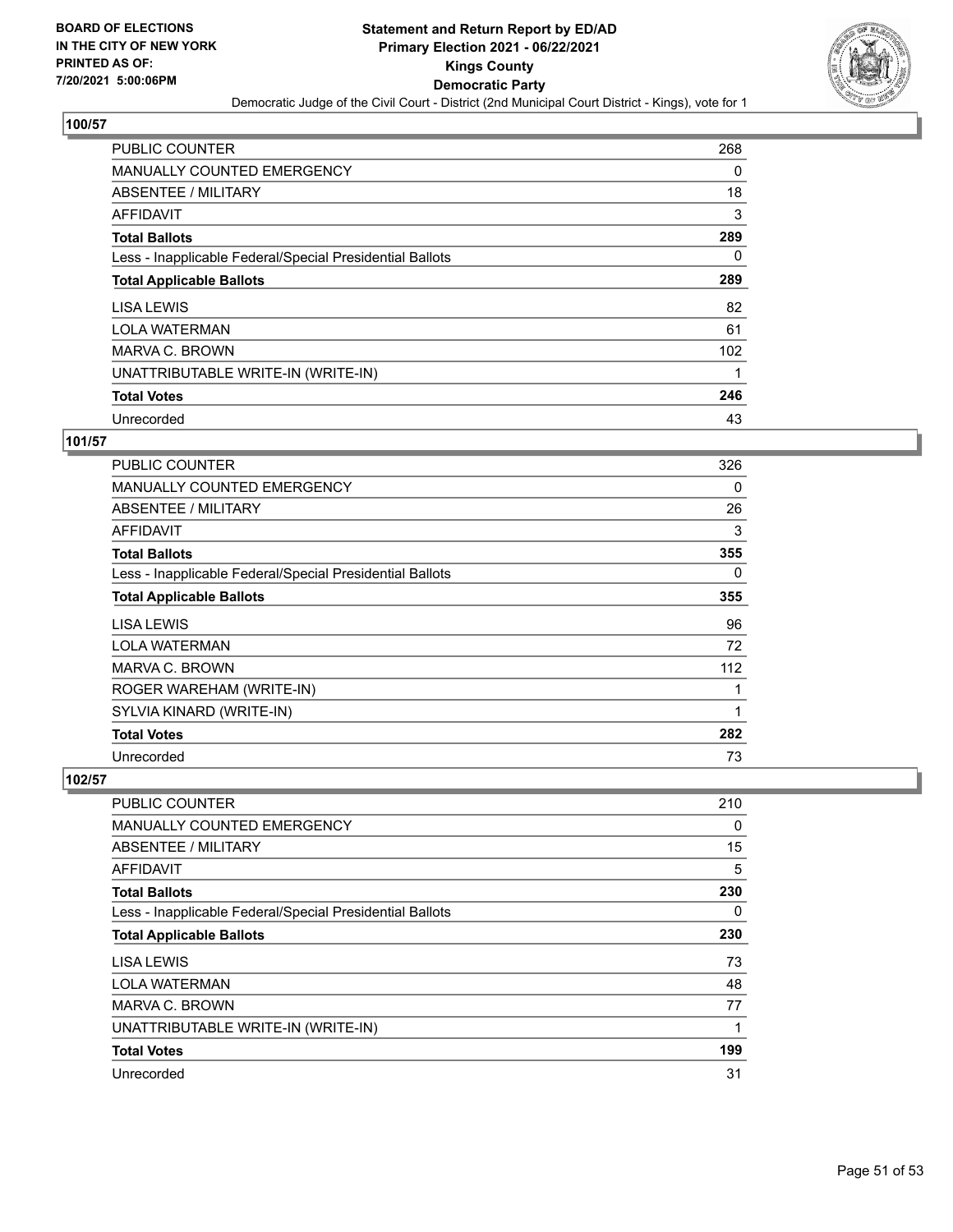**BOARD OF ELECTIONS IN THE CITY OF NEW YORK PRINTED AS OF: 7/20/2021 5:00:06PM**

# Statement and Return Report by ED/AD
## Primary Election 2021 - 06/22/2021
## Kings County
## Democratic Party
### Democratic Judge of the Civil Court - District (2nd Municipal Court District - Kings), vote for 1

### 100/57

| | |
|---|---|
| PUBLIC COUNTER | 268 |
| MANUALLY COUNTED EMERGENCY | 0 |
| ABSENTEE / MILITARY | 18 |
| AFFIDAVIT | 3 |
| **Total Ballots** | **289** |
| Less - Inapplicable Federal/Special Presidential Ballots | 0 |
| **Total Applicable Ballots** | **289** |
| LISA LEWIS | 82 |
| LOLA WATERMAN | 61 |
| MARVA C. BROWN | 102 |
| UNATTRIBUTABLE WRITE-IN (WRITE-IN) | 1 |
| **Total Votes** | **246** |
| Unrecorded | 43 |

### 101/57

| | |
|---|---|
| PUBLIC COUNTER | 326 |
| MANUALLY COUNTED EMERGENCY | 0 |
| ABSENTEE / MILITARY | 26 |
| AFFIDAVIT | 3 |
| **Total Ballots** | **355** |
| Less - Inapplicable Federal/Special Presidential Ballots | 0 |
| **Total Applicable Ballots** | **355** |
| LISA LEWIS | 96 |
| LOLA WATERMAN | 72 |
| MARVA C. BROWN | 112 |
| ROGER WAREHAM (WRITE-IN) | 1 |
| SYLVIA KINARD (WRITE-IN) | 1 |
| **Total Votes** | **282** |
| Unrecorded | 73 |

### 102/57

| | |
|---|---|
| PUBLIC COUNTER | 210 |
| MANUALLY COUNTED EMERGENCY | 0 |
| ABSENTEE / MILITARY | 15 |
| AFFIDAVIT | 5 |
| **Total Ballots** | **230** |
| Less - Inapplicable Federal/Special Presidential Ballots | 0 |
| **Total Applicable Ballots** | **230** |
| LISA LEWIS | 73 |
| LOLA WATERMAN | 48 |
| MARVA C. BROWN | 77 |
| UNATTRIBUTABLE WRITE-IN (WRITE-IN) | 1 |
| **Total Votes** | **199** |
| Unrecorded | 31 |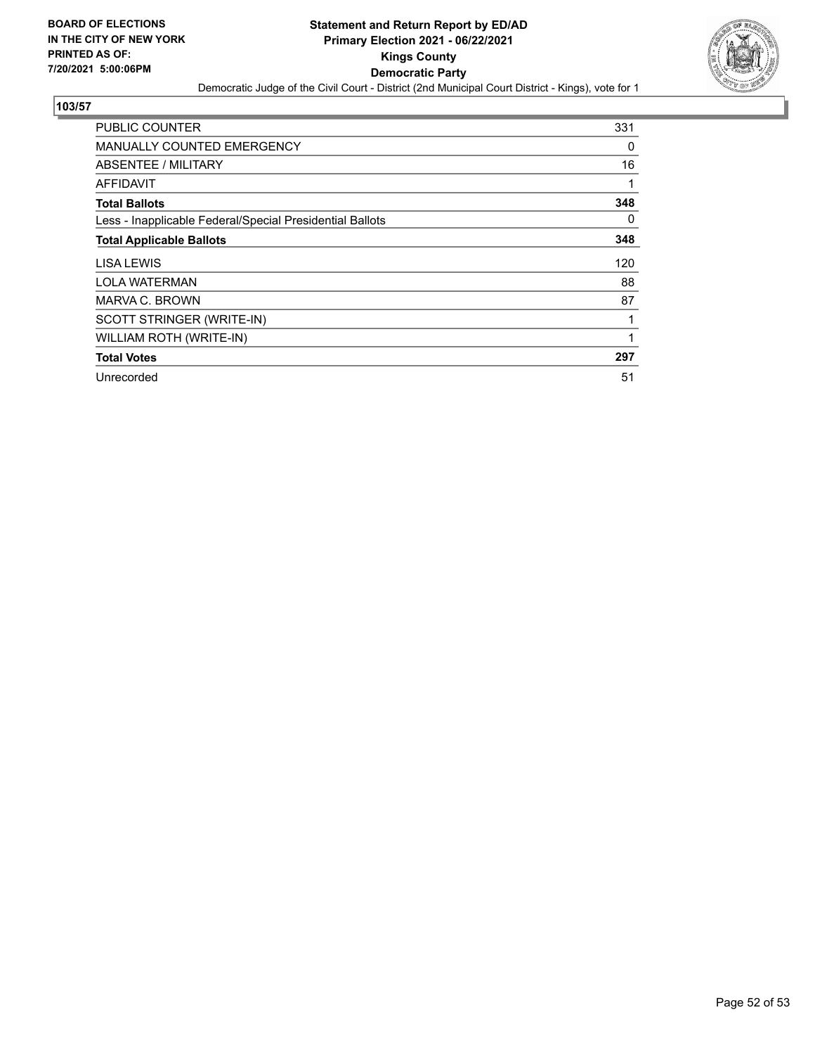**BOARD OF ELECTIONS IN THE CITY OF NEW YORK PRINTED AS OF: 7/20/2021 5:00:06PM**

**Statement and Return Report by ED/AD**
**Primary Election 2021 - 06/22/2021**
**Kings County**
**Democratic Party**
Democratic Judge of the Civil Court - District (2nd Municipal Court District - Kings), vote for 1

**103/57**

| | |
|---|---|
| PUBLIC COUNTER | 331 |
| MANUALLY COUNTED EMERGENCY | 0 |
| ABSENTEE / MILITARY | 16 |
| AFFIDAVIT | 1 |
| **Total Ballots** | **348** |
| Less - Inapplicable Federal/Special Presidential Ballots | 0 |
| **Total Applicable Ballots** | **348** |
| LISA LEWIS | 120 |
| LOLA WATERMAN | 88 |
| MARVA C. BROWN | 87 |
| SCOTT STRINGER (WRITE-IN) | 1 |
| WILLIAM ROTH (WRITE-IN) | 1 |
| **Total Votes** | **297** |
| Unrecorded | 51 |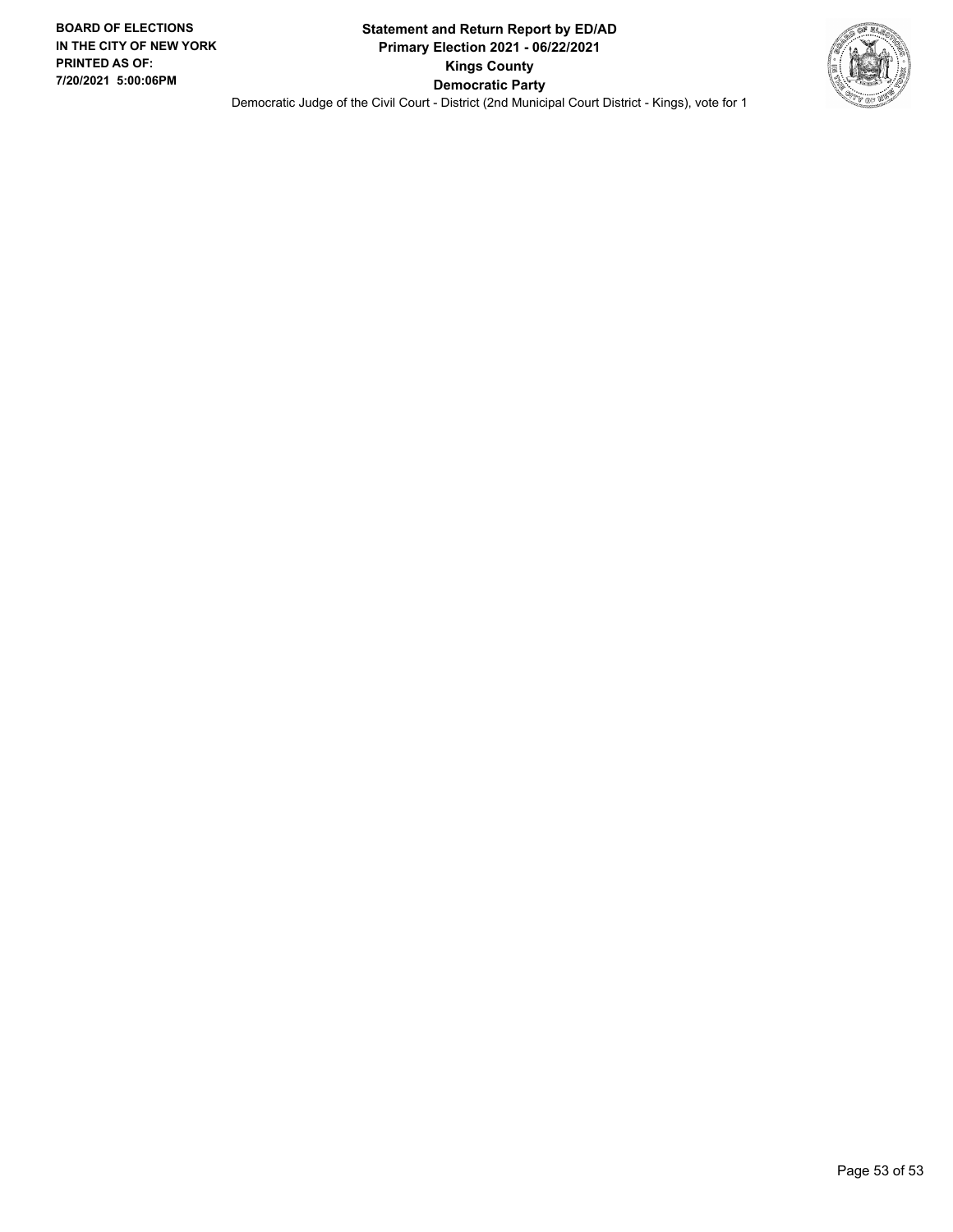**BOARD OF ELECTIONS IN THE CITY OF NEW YORK PRINTED AS OF: 7/20/2021 5:00:06PM**

**Statement and Return Report by ED/AD**
**Primary Election 2021 - 06/22/2021**
**Kings County**
**Democratic Party**

Democratic Judge of the Civil Court - District (2nd Municipal Court District - Kings), vote for 1